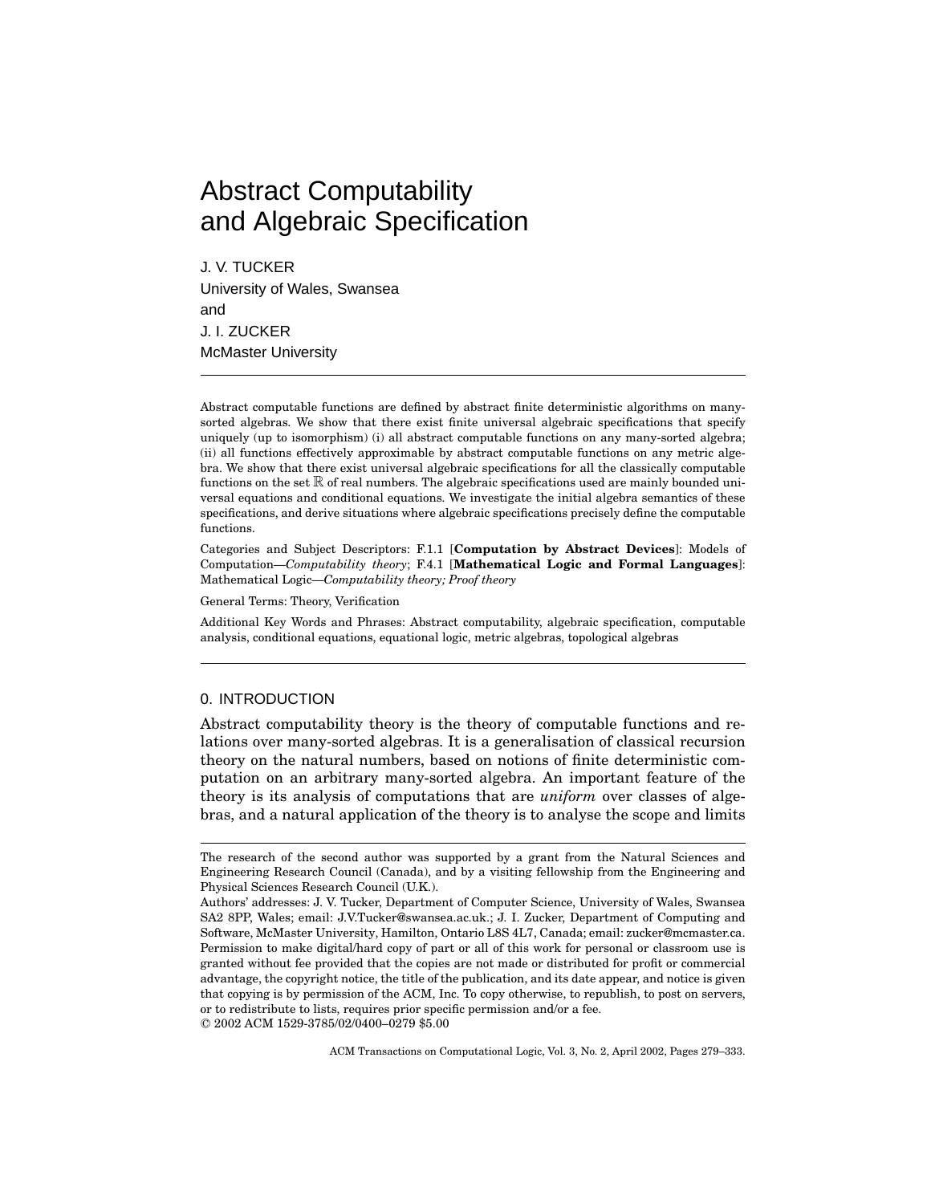# Abstract Computability and Algebraic Specification

J. V. TUCKER
University of Wales, Swansea
and
J. I. ZUCKER
McMaster University

---

Abstract computable functions are defined by abstract finite deterministic algorithms on many-sorted algebras. We show that there exist finite universal algebraic specifications that specify uniquely (up to isomorphism) (i) all abstract computable functions on any many-sorted algebra; (ii) all functions effectively approximable by abstract computable functions on any metric algebra. We show that there exist universal algebraic specifications for all the classically computable functions on the set $\mathbb{R}$ of real numbers. The algebraic specifications used are mainly bounded universal equations and conditional equations. We investigate the initial algebra semantics of these specifications, and derive situations where algebraic specifications precisely define the computable functions.

Categories and Subject Descriptors: F.1.1 [**Computation by Abstract Devices**]: Models of Computation—*Computability theory*; F.4.1 [**Mathematical Logic and Formal Languages**]: Mathematical Logic—*Computability theory; Proof theory*

General Terms: Theory, Verification

Additional Key Words and Phrases: Abstract computability, algebraic specification, computable analysis, conditional equations, equational logic, metric algebras, topological algebras

---

## 0. INTRODUCTION

Abstract computability theory is the theory of computable functions and relations over many-sorted algebras. It is a generalisation of classical recursion theory on the natural numbers, based on notions of finite deterministic computation on an arbitrary many-sorted algebra. An important feature of the theory is its analysis of computations that are *uniform* over classes of algebras, and a natural application of the theory is to analyse the scope and limits

---

The research of the second author was supported by a grant from the Natural Sciences and Engineering Research Council (Canada), and by a visiting fellowship from the Engineering and Physical Sciences Research Council (U.K.).

Authors' addresses: J. V. Tucker, Department of Computer Science, University of Wales, Swansea SA2 8PP, Wales; email: J.V.Tucker@swansea.ac.uk.; J. I. Zucker, Department of Computing and Software, McMaster University, Hamilton, Ontario L8S 4L7, Canada; email: zucker@mcmaster.ca.

Permission to make digital/hard copy of part or all of this work for personal or classroom use is granted without fee provided that the copies are not made or distributed for profit or commercial advantage, the copyright notice, the title of the publication, and its date appear, and notice is given that copying is by permission of the ACM, Inc. To copy otherwise, to republish, to post on servers, or to redistribute to lists, requires prior specific permission and/or a fee.

© 2002 ACM 1529-3785/02/0400–0279 $5.00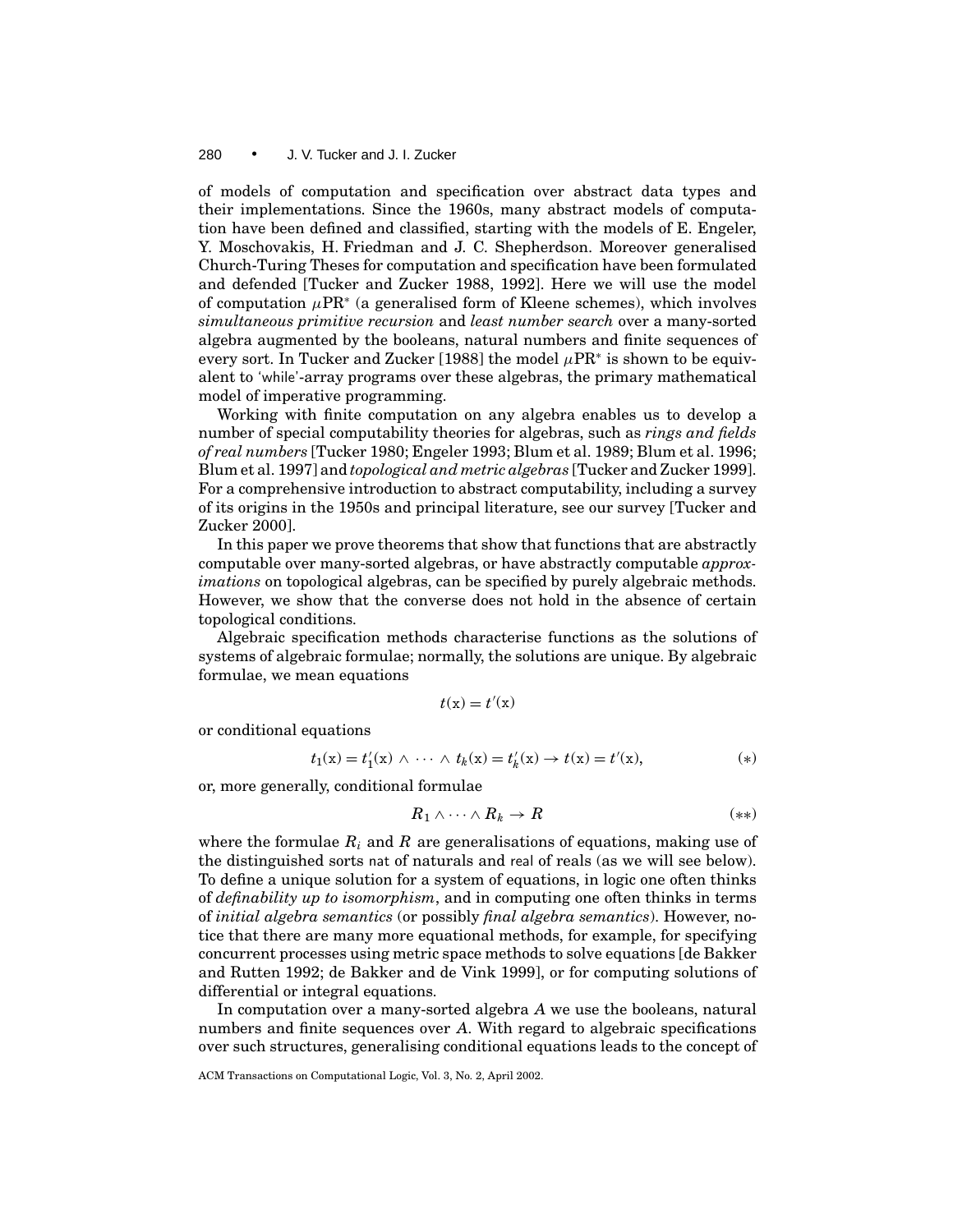of models of computation and specification over abstract data types and their implementations. Since the 1960s, many abstract models of computation have been defined and classified, starting with the models of E. Engeler, Y. Moschovakis, H. Friedman and J. C. Shepherdson. Moreover generalised Church-Turing Theses for computation and specification have been formulated and defended [Tucker and Zucker 1988, 1992]. Here we will use the model of computation $\mu\text{PR}^*$ (a generalised form of Kleene schemes), which involves *simultaneous primitive recursion* and *least number search* over a many-sorted algebra augmented by the booleans, natural numbers and finite sequences of every sort. In Tucker and Zucker [1988] the model $\mu\text{PR}^*$ is shown to be equivalent to 'while'-array programs over these algebras, the primary mathematical model of imperative programming.

Working with finite computation on any algebra enables us to develop a number of special computability theories for algebras, such as *rings and fields of real numbers* [Tucker 1980; Engeler 1993; Blum et al. 1989; Blum et al. 1996; Blum et al. 1997] and *topological and metric algebras* [Tucker and Zucker 1999]. For a comprehensive introduction to abstract computability, including a survey of its origins in the 1950s and principal literature, see our survey [Tucker and Zucker 2000].

In this paper we prove theorems that show that functions that are abstractly computable over many-sorted algebras, or have abstractly computable *approximations* on topological algebras, can be specified by purely algebraic methods. However, we show that the converse does not hold in the absence of certain topological conditions.

Algebraic specification methods characterise functions as the solutions of systems of algebraic formulae; normally, the solutions are unique. By algebraic formulae, we mean equations

$$t(\mathrm{x}) = t'(\mathrm{x})$$

or conditional equations

$$t_1(\mathrm{x}) = t_1'(\mathrm{x}) \wedge \cdots \wedge t_k(\mathrm{x}) = t_k'(\mathrm{x}) \rightarrow t(\mathrm{x}) = t'(\mathrm{x}), \qquad (*)$$

or, more generally, conditional formulae

$$R_1 \wedge \cdots \wedge R_k \rightarrow R \qquad (**)$$

where the formulae $R_i$ and $R$ are generalisations of equations, making use of the distinguished sorts nat of naturals and real of reals (as we will see below). To define a unique solution for a system of equations, in logic one often thinks of *definability up to isomorphism*, and in computing one often thinks in terms of *initial algebra semantics* (or possibly *final algebra semantics*). However, notice that there are many more equational methods, for example, for specifying concurrent processes using metric space methods to solve equations [de Bakker and Rutten 1992; de Bakker and de Vink 1999], or for computing solutions of differential or integral equations.

In computation over a many-sorted algebra $A$ we use the booleans, natural numbers and finite sequences over $A$. With regard to algebraic specifications over such structures, generalising conditional equations leads to the concept of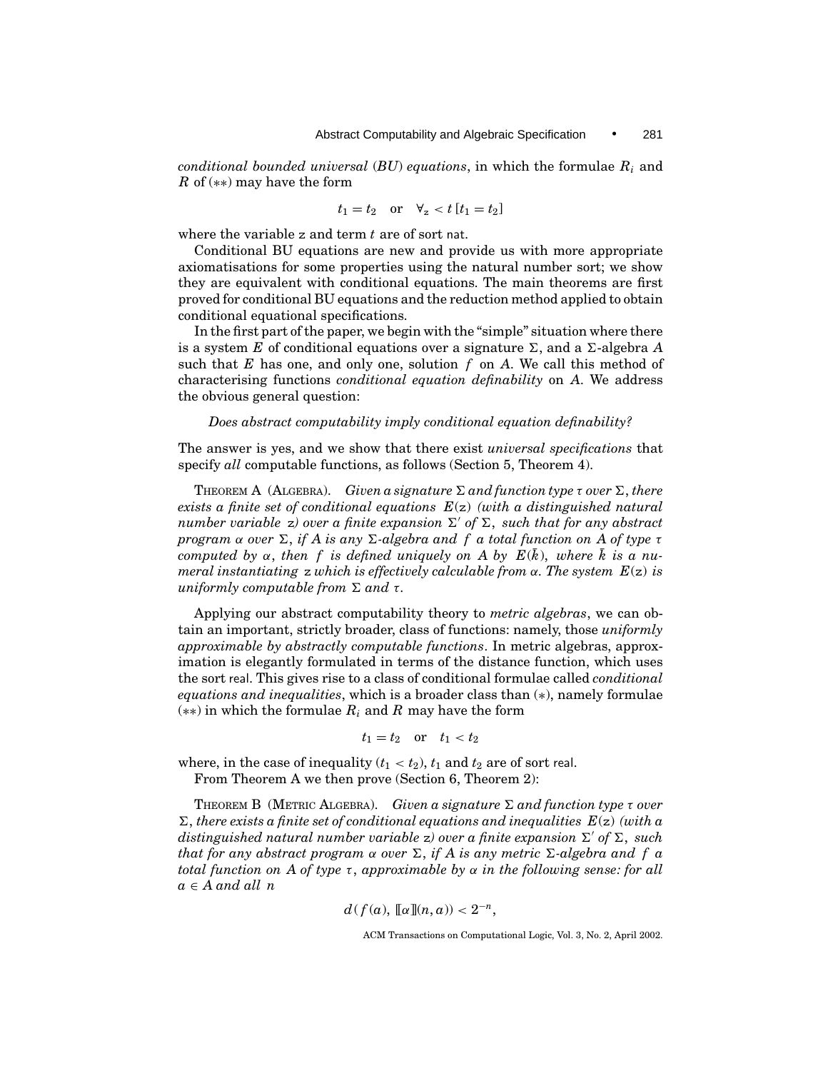*conditional bounded universal* (*BU*) *equations*, in which the formulae $R_i$ and $R$ of (∗∗) may have the form

$$t_1 = t_2 \quad \text{or} \quad \forall_{\mathsf{z}} < t\, [t_1 = t_2]$$

where the variable $\mathsf{z}$ and term $t$ are of sort $\mathsf{nat}$.

Conditional BU equations are new and provide us with more appropriate axiomatisations for some properties using the natural number sort; we show they are equivalent with conditional equations. The main theorems are first proved for conditional BU equations and the reduction method applied to obtain conditional equational specifications.

In the first part of the paper, we begin with the "simple" situation where there is a system $E$ of conditional equations over a signature $\Sigma$, and a $\Sigma$-algebra $A$ such that $E$ has one, and only one, solution $f$ on $A$. We call this method of characterising functions *conditional equation definability* on $A$. We address the obvious general question:

*Does abstract computability imply conditional equation definability?*

The answer is yes, and we show that there exist *universal specifications* that specify *all* computable functions, as follows (Section 5, Theorem 4).

THEOREM A (ALGEBRA). *Given a signature $\Sigma$ and function type $\tau$ over $\Sigma$, there exists a finite set of conditional equations $E(\mathsf{z})$ (with a distinguished natural number variable $\mathsf{z}$) over a finite expansion $\Sigma'$ of $\Sigma$, such that for any abstract program $\alpha$ over $\Sigma$, if $A$ is any $\Sigma$-algebra and $f$ a total function on $A$ of type $\tau$ computed by $\alpha$, then $f$ is defined uniquely on $A$ by $E(\bar{k})$, where $\bar{k}$ is a numeral instantiating $\mathsf{z}$ which is effectively calculable from $\alpha$. The system $E(\mathsf{z})$ is uniformly computable from $\Sigma$ and $\tau$.*

Applying our abstract computability theory to *metric algebras*, we can obtain an important, strictly broader, class of functions: namely, those *uniformly approximable by abstractly computable functions*. In metric algebras, approximation is elegantly formulated in terms of the distance function, which uses the sort $\mathsf{real}$. This gives rise to a class of conditional formulae called *conditional equations and inequalities*, which is a broader class than (∗), namely formulae (∗∗) in which the formulae $R_i$ and $R$ may have the form

$$t_1 = t_2 \quad \text{or} \quad t_1 < t_2$$

where, in the case of inequality ($t_1 < t_2$), $t_1$ and $t_2$ are of sort $\mathsf{real}$.

From Theorem A we then prove (Section 6, Theorem 2):

THEOREM B (METRIC ALGEBRA). *Given a signature $\Sigma$ and function type $\tau$ over $\Sigma$, there exists a finite set of conditional equations and inequalities $E(\mathsf{z})$ (with a distinguished natural number variable $\mathsf{z}$) over a finite expansion $\Sigma'$ of $\Sigma$, such that for any abstract program $\alpha$ over $\Sigma$, if $A$ is any metric $\Sigma$-algebra and $f$ a total function on $A$ of type $\tau$, approximable by $\alpha$ in the following sense: for all $a \in A$ and all $n$*

$$d(f(a), [\![\alpha]\!](n, a)) < 2^{-n},$$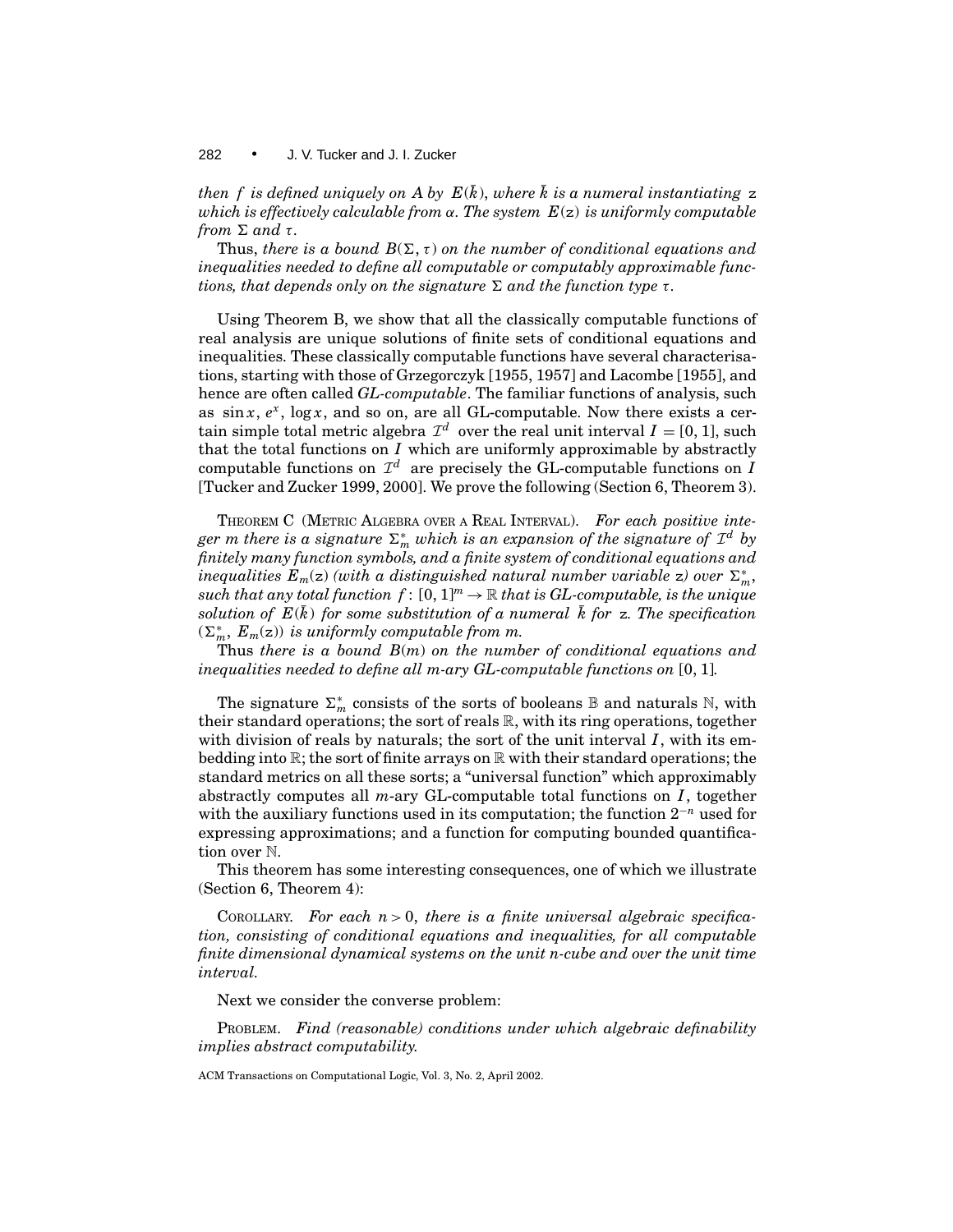*then $f$ is defined uniquely on $A$ by $E(\bar{k})$, where $\bar{k}$ is a numeral instantiating* $\mathtt{z}$ *which is effectively calculable from $\alpha$. The system $E(\mathtt{z})$ is uniformly computable from $\Sigma$ and $\tau$.*

Thus, *there is a bound $B(\Sigma, \tau)$ on the number of conditional equations and inequalities needed to define all computable or computably approximable functions, that depends only on the signature $\Sigma$ and the function type $\tau$.*

Using Theorem B, we show that all the classically computable functions of real analysis are unique solutions of finite sets of conditional equations and inequalities. These classically computable functions have several characterisations, starting with those of Grzegorczyk [1955, 1957] and Lacombe [1955], and hence are often called *GL-computable*. The familiar functions of analysis, such as $\sin x$, $e^x$, $\log x$, and so on, are all GL-computable. Now there exists a certain simple total metric algebra $\mathcal{I}^d$ over the real unit interval $I = [0, 1]$, such that the total functions on $I$ which are uniformly approximable by abstractly computable functions on $\mathcal{I}^d$ are precisely the GL-computable functions on $I$ [Tucker and Zucker 1999, 2000]. We prove the following (Section 6, Theorem 3).

THEOREM C (METRIC ALGEBRA OVER A REAL INTERVAL). *For each positive integer $m$ there is a signature $\Sigma_m^*$ which is an expansion of the signature of $\mathcal{I}^d$ by finitely many function symbols, and a finite system of conditional equations and inequalities $E_m(\mathtt{z})$ (with a distinguished natural number variable $\mathtt{z}$) over $\Sigma_m^*$, such that any total function $f\colon [0, 1]^m \to \mathbb{R}$ that is GL-computable, is the unique solution of $E(\bar{k})$ for some substitution of a numeral $\bar{k}$ for $\mathtt{z}$. The specification $(\Sigma_m^*, E_m(\mathtt{z}))$ is uniformly computable from $m$.*

Thus *there is a bound $B(m)$ on the number of conditional equations and inequalities needed to define all $m$-ary GL-computable functions on* $[0, 1]$*.*

The signature $\Sigma_m^*$ consists of the sorts of booleans $\mathbb{B}$ and naturals $\mathbb{N}$, with their standard operations; the sort of reals $\mathbb{R}$, with its ring operations, together with division of reals by naturals; the sort of the unit interval $I$, with its embedding into $\mathbb{R}$; the sort of finite arrays on $\mathbb{R}$ with their standard operations; the standard metrics on all these sorts; a "universal function" which approximably abstractly computes all $m$-ary GL-computable total functions on $I$, together with the auxiliary functions used in its computation; the function $2^{-n}$ used for expressing approximations; and a function for computing bounded quantification over $\mathbb{N}$.

This theorem has some interesting consequences, one of which we illustrate (Section 6, Theorem 4):

COROLLARY. *For each $n > 0$, there is a finite universal algebraic specification, consisting of conditional equations and inequalities, for all computable finite dimensional dynamical systems on the unit $n$-cube and over the unit time interval.*

Next we consider the converse problem:

PROBLEM. *Find (reasonable) conditions under which algebraic definability implies abstract computability.*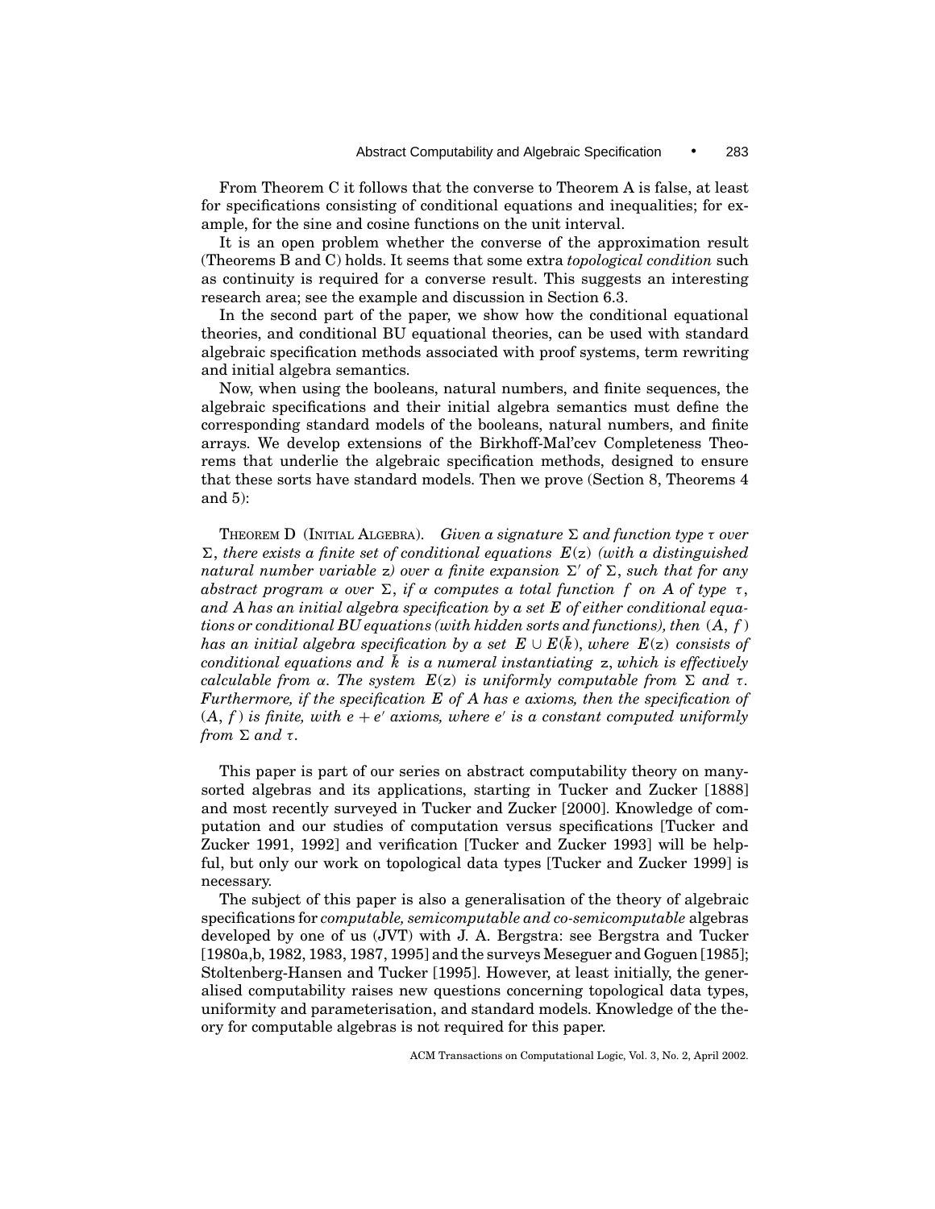From Theorem C it follows that the converse to Theorem A is false, at least for specifications consisting of conditional equations and inequalities; for example, for the sine and cosine functions on the unit interval.

It is an open problem whether the converse of the approximation result (Theorems B and C) holds. It seems that some extra *topological condition* such as continuity is required for a converse result. This suggests an interesting research area; see the example and discussion in Section 6.3.

In the second part of the paper, we show how the conditional equational theories, and conditional BU equational theories, can be used with standard algebraic specification methods associated with proof systems, term rewriting and initial algebra semantics.

Now, when using the booleans, natural numbers, and finite sequences, the algebraic specifications and their initial algebra semantics must define the corresponding standard models of the booleans, natural numbers, and finite arrays. We develop extensions of the Birkhoff-Mal'cev Completeness Theorems that underlie the algebraic specification methods, designed to ensure that these sorts have standard models. Then we prove (Section 8, Theorems 4 and 5):

THEOREM D (INITIAL ALGEBRA). *Given a signature $\Sigma$ and function type $\tau$ over $\Sigma$, there exists a finite set of conditional equations $E(\mathtt{z})$ (with a distinguished natural number variable $\mathtt{z}$) over a finite expansion $\Sigma'$ of $\Sigma$, such that for any abstract program $\alpha$ over $\Sigma$, if $\alpha$ computes a total function $f$ on $A$ of type $\tau$, and $A$ has an initial algebra specification by a set $E$ of either conditional equations or conditional BU equations (with hidden sorts and functions), then $(A, f)$ has an initial algebra specification by a set $E \cup E(\bar{k})$, where $E(\mathtt{z})$ consists of conditional equations and $\bar{k}$ is a numeral instantiating $\mathtt{z}$, which is effectively calculable from $\alpha$. The system $E(\mathtt{z})$ is uniformly computable from $\Sigma$ and $\tau$. Furthermore, if the specification $E$ of $A$ has $e$ axioms, then the specification of $(A, f)$ is finite, with $e + e'$ axioms, where $e'$ is a constant computed uniformly from $\Sigma$ and $\tau$.*

This paper is part of our series on abstract computability theory on many-sorted algebras and its applications, starting in Tucker and Zucker [1888] and most recently surveyed in Tucker and Zucker [2000]. Knowledge of computation and our studies of computation versus specifications [Tucker and Zucker 1991, 1992] and verification [Tucker and Zucker 1993] will be helpful, but only our work on topological data types [Tucker and Zucker 1999] is necessary.

The subject of this paper is also a generalisation of the theory of algebraic specifications for *computable, semicomputable and co-semicomputable* algebras developed by one of us (JVT) with J. A. Bergstra: see Bergstra and Tucker [1980a,b, 1982, 1983, 1987, 1995] and the surveys Meseguer and Goguen [1985]; Stoltenberg-Hansen and Tucker [1995]. However, at least initially, the generalised computability raises new questions concerning topological data types, uniformity and parameterisation, and standard models. Knowledge of the theory for computable algebras is not required for this paper.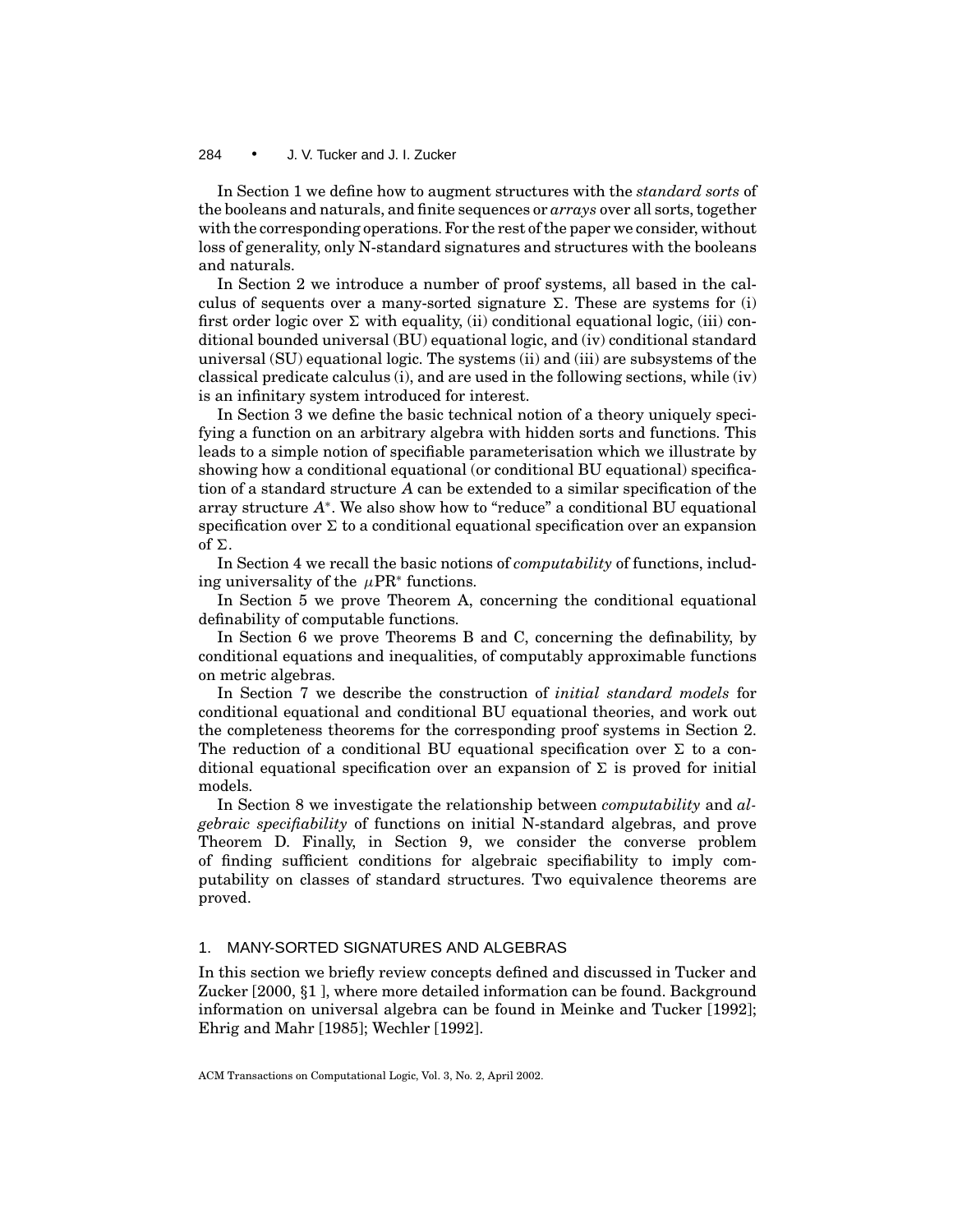In Section 1 we define how to augment structures with the *standard sorts* of the booleans and naturals, and finite sequences or *arrays* over all sorts, together with the corresponding operations. For the rest of the paper we consider, without loss of generality, only N-standard signatures and structures with the booleans and naturals.

In Section 2 we introduce a number of proof systems, all based in the calculus of sequents over a many-sorted signature $\Sigma$. These are systems for (i) first order logic over $\Sigma$ with equality, (ii) conditional equational logic, (iii) conditional bounded universal (BU) equational logic, and (iv) conditional standard universal (SU) equational logic. The systems (ii) and (iii) are subsystems of the classical predicate calculus (i), and are used in the following sections, while (iv) is an infinitary system introduced for interest.

In Section 3 we define the basic technical notion of a theory uniquely specifying a function on an arbitrary algebra with hidden sorts and functions. This leads to a simple notion of specifiable parameterisation which we illustrate by showing how a conditional equational (or conditional BU equational) specification of a standard structure $A$ can be extended to a similar specification of the array structure $A^*$. We also show how to "reduce" a conditional BU equational specification over $\Sigma$ to a conditional equational specification over an expansion of $\Sigma$.

In Section 4 we recall the basic notions of *computability* of functions, including universality of the $\mu\text{PR}^*$ functions.

In Section 5 we prove Theorem A, concerning the conditional equational definability of computable functions.

In Section 6 we prove Theorems B and C, concerning the definability, by conditional equations and inequalities, of computably approximable functions on metric algebras.

In Section 7 we describe the construction of *initial standard models* for conditional equational and conditional BU equational theories, and work out the completeness theorems for the corresponding proof systems in Section 2. The reduction of a conditional BU equational specification over $\Sigma$ to a conditional equational specification over an expansion of $\Sigma$ is proved for initial models.

In Section 8 we investigate the relationship between *computability* and *algebraic specifiability* of functions on initial N-standard algebras, and prove Theorem D. Finally, in Section 9, we consider the converse problem of finding sufficient conditions for algebraic specifiability to imply computability on classes of standard structures. Two equivalence theorems are proved.

## 1. MANY-SORTED SIGNATURES AND ALGEBRAS

In this section we briefly review concepts defined and discussed in Tucker and Zucker [2000, §1 ], where more detailed information can be found. Background information on universal algebra can be found in Meinke and Tucker [1992]; Ehrig and Mahr [1985]; Wechler [1992].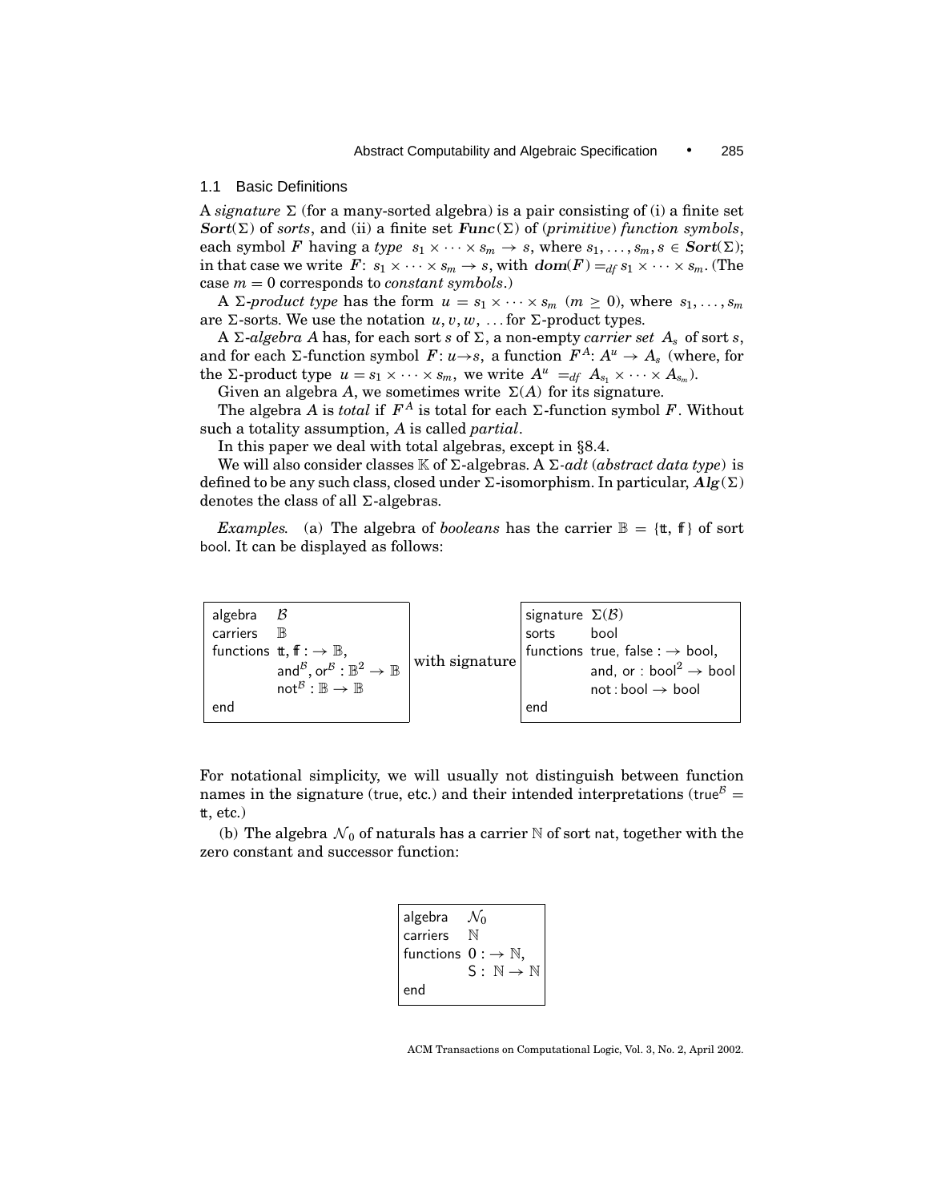## 1.1 Basic Definitions

A *signature* $\Sigma$ (for a many-sorted algebra) is a pair consisting of (i) a finite set $\boldsymbol{Sort}(\Sigma)$ of *sorts*, and (ii) a finite set $\boldsymbol{Func}(\Sigma)$ of (*primitive*) *function symbols*, each symbol $F$ having a *type* $s_1 \times \cdots \times s_m \to s$, where $s_1, \ldots, s_m, s \in \boldsymbol{Sort}(\Sigma)$; in that case we write $F\colon s_1 \times \cdots \times s_m \to s$, with $\boldsymbol{dom}(F) =_{df} s_1 \times \cdots \times s_m$. (The case $m = 0$ corresponds to *constant symbols*.)

A $\Sigma$-*product type* has the form $u = s_1 \times \cdots \times s_m$ $(m \geq 0)$, where $s_1, \ldots, s_m$ are $\Sigma$-sorts. We use the notation $u, v, w, \ldots$ for $\Sigma$-product types.

A $\Sigma$-*algebra* $A$ has, for each sort $s$ of $\Sigma$, a non-empty *carrier set* $A_s$ of sort $s$, and for each $\Sigma$-function symbol $F\colon u \to s$, a function $F^A\colon A^u \to A_s$ (where, for the $\Sigma$-product type $u = s_1 \times \cdots \times s_m$, we write $A^u =_{df} A_{s_1} \times \cdots \times A_{s_m}$).

Given an algebra $A$, we sometimes write $\Sigma(A)$ for its signature.

The algebra $A$ is *total* if $F^A$ is total for each $\Sigma$-function symbol $F$. Without such a totality assumption, $A$ is called *partial*.

In this paper we deal with total algebras, except in §8.4.

We will also consider classes $\mathbb{K}$ of $\Sigma$-algebras. A $\Sigma$-*adt* (*abstract data type*) is defined to be any such class, closed under $\Sigma$-isomorphism. In particular, $\boldsymbol{Alg}(\Sigma)$ denotes the class of all $\Sigma$-algebras.

*Examples.* (a) The algebra of *booleans* has the carrier $\mathbb{B} = \{\text{tt}, \text{ff}\}$ of sort bool. It can be displayed as follows:

```
algebra    𝓑                                       signature  Σ(𝓑)
carriers   𝔹                                       sorts      bool
functions  tt, ff : → 𝔹,          with signature   functions  true, false : → bool,
           and^𝓑, or^𝓑 : 𝔹² → 𝔹                               and, or : bool² → bool
           not^𝓑 : 𝔹 → 𝔹                                      not : bool → bool
end                                                 end
```

For notational simplicity, we will usually not distinguish between function names in the signature (true, etc.) and their intended interpretations ($\text{true}^{\mathcal{B}} = \text{tt}$, etc.)

(b) The algebra $\mathcal{N}_0$ of naturals has a carrier $\mathbb{N}$ of sort nat, together with the zero constant and successor function:

```
algebra    𝒩₀
carriers   ℕ
functions  0 : → ℕ,
           S : ℕ → ℕ
end
```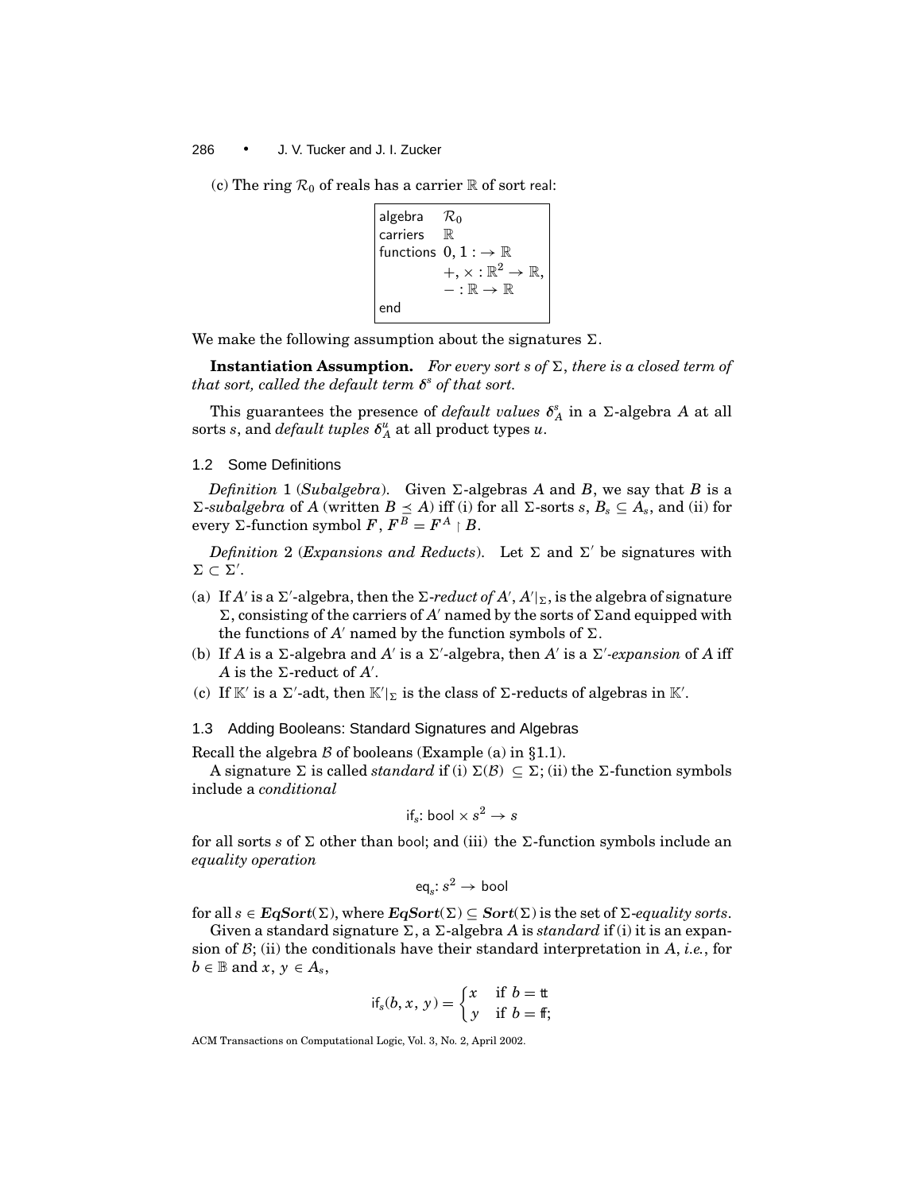(c) The ring $\mathcal{R}_0$ of reals has a carrier $\mathbb{R}$ of sort real:

```
algebra    R_0
carriers   ℝ
functions  0, 1 : → ℝ
           +, × : ℝ² → ℝ,
           − : ℝ → ℝ
end
```

We make the following assumption about the signatures $\Sigma$.

**Instantiation Assumption.** *For every sort s of* $\Sigma$, *there is a closed term of that sort, called the default term* $\boldsymbol{\delta}^s$ *of that sort.*

This guarantees the presence of *default values* $\boldsymbol{\delta}^s_A$ in a $\Sigma$-algebra $A$ at all sorts $s$, and *default tuples* $\boldsymbol{\delta}^u_A$ at all product types $u$.

### 1.2 Some Definitions

*Definition* 1 (*Subalgebra*). Given $\Sigma$-algebras $A$ and $B$, we say that $B$ is a $\Sigma$-*subalgebra* of $A$ (written $B \preceq A$) iff (i) for all $\Sigma$-sorts $s$, $B_s \subseteq A_s$, and (ii) for every $\Sigma$-function symbol $F$, $F^B = F^A \restriction B$.

*Definition* 2 (*Expansions and Reducts*). Let $\Sigma$ and $\Sigma'$ be signatures with $\Sigma \subset \Sigma'$.

(a) If $A'$ is a $\Sigma'$-algebra, then the $\Sigma$-*reduct of* $A'$, $A'|_\Sigma$, is the algebra of signature $\Sigma$, consisting of the carriers of $A'$ named by the sorts of $\Sigma$and equipped with the functions of $A'$ named by the function symbols of $\Sigma$.

(b) If $A$ is a $\Sigma$-algebra and $A'$ is a $\Sigma'$-algebra, then $A'$ is a $\Sigma'$-*expansion* of $A$ iff $A$ is the $\Sigma$-reduct of $A'$.

(c) If $\mathbb{K}'$ is a $\Sigma'$-adt, then $\mathbb{K}'|_\Sigma$ is the class of $\Sigma$-reducts of algebras in $\mathbb{K}'$.

### 1.3 Adding Booleans: Standard Signatures and Algebras

Recall the algebra $\mathcal{B}$ of booleans (Example (a) in §1.1).

A signature $\Sigma$ is called *standard* if (i) $\Sigma(\mathcal{B}) \subseteq \Sigma$; (ii) the $\Sigma$-function symbols include a *conditional*

$$\mathsf{if}_s\colon \mathsf{bool} \times s^2 \to s$$

for all sorts $s$ of $\Sigma$ other than bool; and (iii) the $\Sigma$-function symbols include an *equality operation*

$$\mathsf{eq}_s\colon s^2 \to \mathsf{bool}$$

for all $s \in \boldsymbol{EqSort}(\Sigma)$, where $\boldsymbol{EqSort}(\Sigma) \subseteq \boldsymbol{Sort}(\Sigma)$ is the set of $\Sigma$-*equality sorts*.

Given a standard signature $\Sigma$, a $\Sigma$-algebra $A$ is *standard* if (i) it is an expansion of $\mathcal{B}$; (ii) the conditionals have their standard interpretation in $A$, *i.e.*, for $b \in \mathbb{B}$ and $x, y \in A_s$,

$$\mathsf{if}_s(b, x, y) = \begin{cases} x & \text{if } b = \mathtt{tt} \\ y & \text{if } b = \mathtt{ff}; \end{cases}$$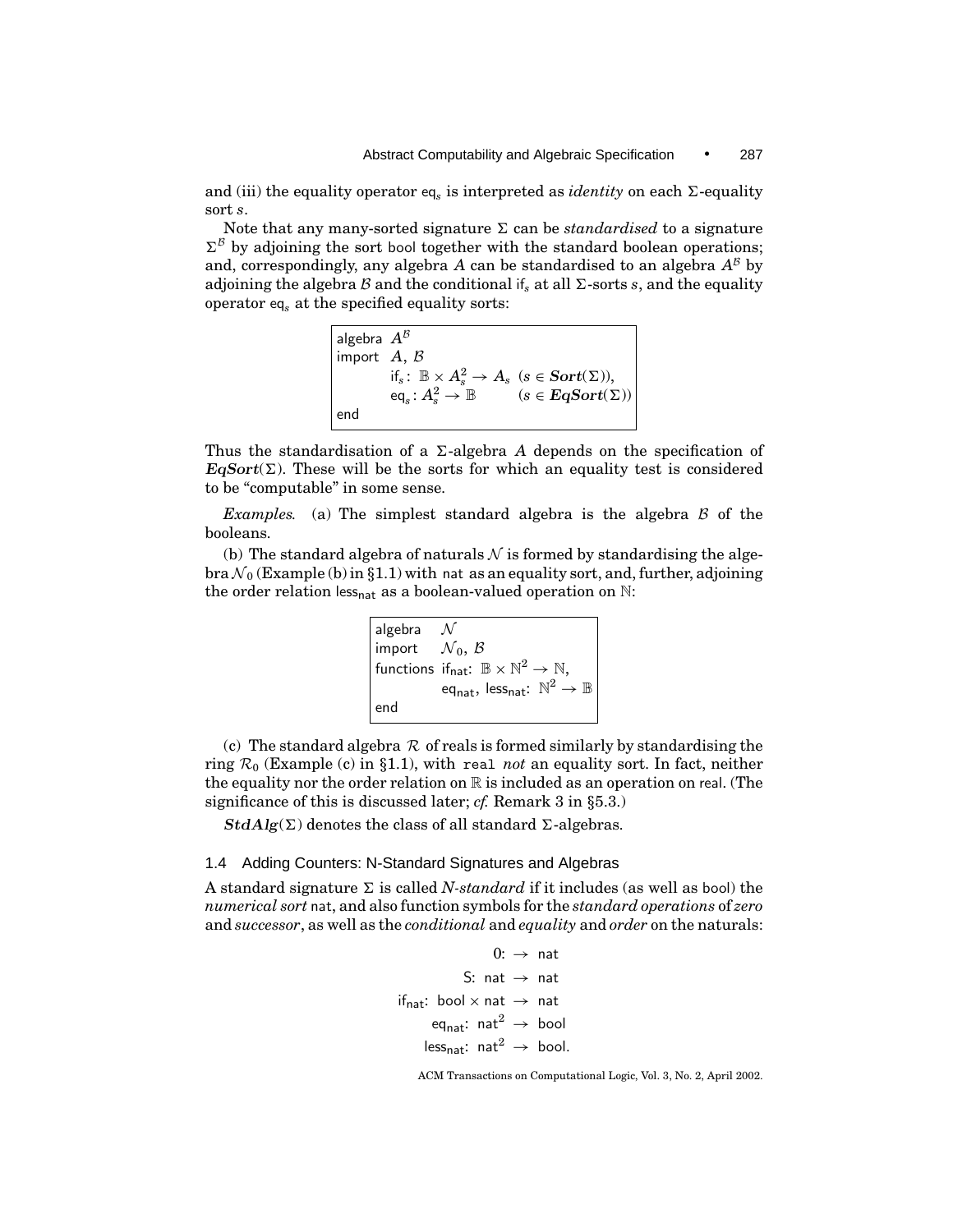and (iii) the equality operator $\mathsf{eq}_s$ is interpreted as *identity* on each $\Sigma$-equality sort $s$.

Note that any many-sorted signature $\Sigma$ can be *standardised* to a signature $\Sigma^{\mathcal{B}}$ by adjoining the sort bool together with the standard boolean operations; and, correspondingly, any algebra $A$ can be standardised to an algebra $A^{\mathcal{B}}$ by adjoining the algebra $\mathcal{B}$ and the conditional $\mathsf{if}_s$ at all $\Sigma$-sorts $s$, and the equality operator $\mathsf{eq}_s$ at the specified equality sorts:

```
algebra  A^B
import   A, B
         if_s : B × A_s^2 → A_s   (s ∈ Sort(Σ)),
         eq_s : A_s^2 → B         (s ∈ EqSort(Σ))
end
```

Thus the standardisation of a $\Sigma$-algebra $A$ depends on the specification of $\boldsymbol{EqSort}(\Sigma)$. These will be the sorts for which an equality test is considered to be "computable" in some sense.

*Examples.* (a) The simplest standard algebra is the algebra $\mathcal{B}$ of the booleans.

(b) The standard algebra of naturals $\mathcal{N}$ is formed by standardising the algebra $\mathcal{N}_0$ (Example (b) in §1.1) with nat as an equality sort, and, further, adjoining the order relation $\mathsf{less}_{\mathsf{nat}}$ as a boolean-valued operation on $\mathbb{N}$:

```
algebra    N
import     N_0, B
functions  if_nat: B × N^2 → N,
           eq_nat, less_nat: N^2 → B
end
```

(c) The standard algebra $\mathcal{R}$ of reals is formed similarly by standardising the ring $\mathcal{R}_0$ (Example (c) in §1.1), with `real` *not* an equality sort. In fact, neither the equality nor the order relation on $\mathbb{R}$ is included as an operation on real. (The significance of this is discussed later; *cf.* Remark 3 in §5.3.)

$\boldsymbol{StdAlg}(\Sigma)$ denotes the class of all standard $\Sigma$-algebras.

## 1.4 Adding Counters: N-Standard Signatures and Algebras

A standard signature $\Sigma$ is called *N-standard* if it includes (as well as bool) the *numerical sort* nat, and also function symbols for the *standard operations* of *zero* and *successor*, as well as the *conditional* and *equality* and *order* on the naturals:

$$
\begin{aligned}
0\colon &\ \to \ \mathsf{nat}\\
\mathsf{S}\colon\ \mathsf{nat} &\ \to \ \mathsf{nat}\\
\mathsf{if}_{\mathsf{nat}}\colon\ \mathsf{bool}\times\mathsf{nat} &\ \to \ \mathsf{nat}\\
\mathsf{eq}_{\mathsf{nat}}\colon\ \mathsf{nat}^2 &\ \to \ \mathsf{bool}\\
\mathsf{less}_{\mathsf{nat}}\colon\ \mathsf{nat}^2 &\ \to \ \mathsf{bool}.
\end{aligned}
$$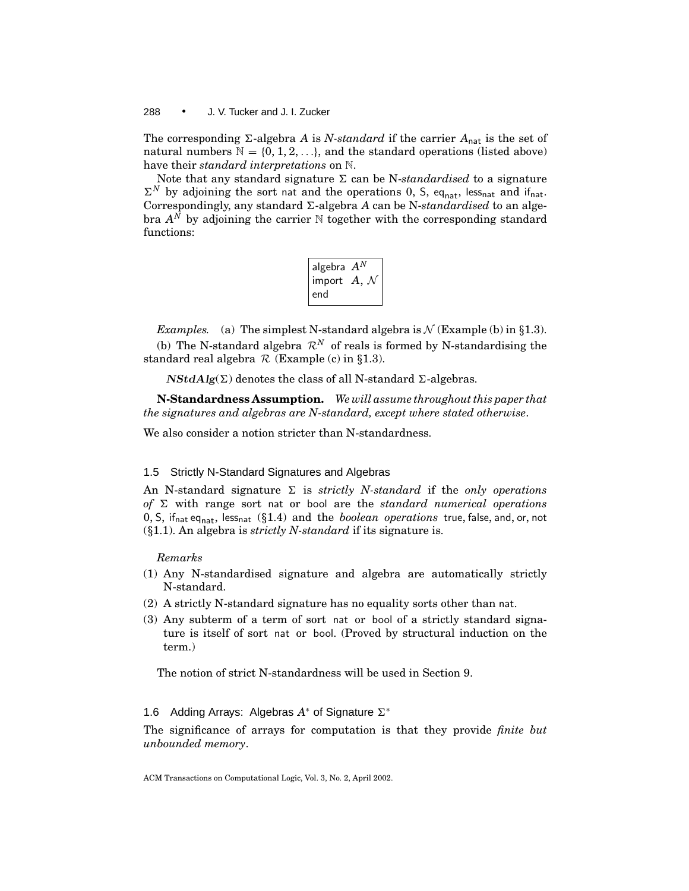The corresponding $\Sigma$-algebra $A$ is *N-standard* if the carrier $A_{\mathsf{nat}}$ is the set of natural numbers $\mathbb{N} = \{0, 1, 2, \ldots\}$, and the standard operations (listed above) have their *standard interpretations* on $\mathbb{N}$.

Note that any standard signature $\Sigma$ can be N-*standardised* to a signature $\Sigma^N$ by adjoining the sort nat and the operations 0, S, $\mathsf{eq}_{\mathsf{nat}}$, $\mathsf{less}_{\mathsf{nat}}$ and $\mathsf{if}_{\mathsf{nat}}$. Correspondingly, any standard $\Sigma$-algebra $A$ can be N-*standardised* to an algebra $A^N$ by adjoining the carrier $\mathbb{N}$ together with the corresponding standard functions:

```
algebra  A^N
import   A, 𝒩
end
```

*Examples.* (a) The simplest N-standard algebra is $\mathcal{N}$ (Example (b) in §1.3).

(b) The N-standard algebra $\mathcal{R}^N$ of reals is formed by N-standardising the standard real algebra $\mathcal{R}$ (Example (c) in §1.3).

***NStdAlg***$(\Sigma)$ denotes the class of all N-standard $\Sigma$-algebras.

**N-Standardness Assumption.** *We will assume throughout this paper that the signatures and algebras are N-standard, except where stated otherwise*.

We also consider a notion stricter than N-standardness.

## 1.5 Strictly N-Standard Signatures and Algebras

An N-standard signature $\Sigma$ is *strictly N-standard* if the *only operations of* $\Sigma$ with range sort nat or bool are the *standard numerical operations* 0, S, $\mathsf{if}_{\mathsf{nat}}$ $\mathsf{eq}_{\mathsf{nat}}$, $\mathsf{less}_{\mathsf{nat}}$ (§1.4) and the *boolean operations* true, false, and, or, not (§1.1). An algebra is *strictly N-standard* if its signature is.

*Remarks*

(1) Any N-standardised signature and algebra are automatically strictly N-standard.

(2) A strictly N-standard signature has no equality sorts other than nat.

(3) Any subterm of a term of sort nat or bool of a strictly standard signature is itself of sort nat or bool. (Proved by structural induction on the term.)

The notion of strict N-standardness will be used in Section 9.

## 1.6 Adding Arrays: Algebras $A^*$ of Signature $\Sigma^*$

The significance of arrays for computation is that they provide *finite but unbounded memory*.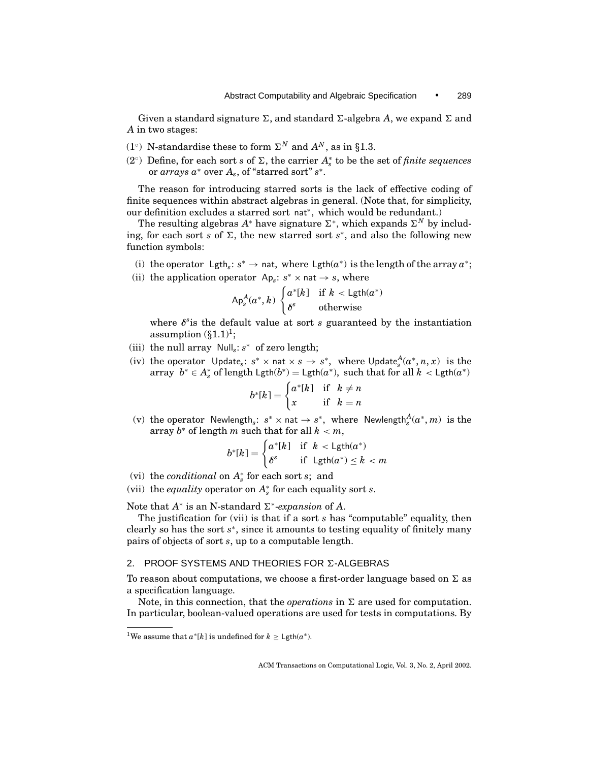Given a standard signature $\Sigma$, and standard $\Sigma$-algebra $A$, we expand $\Sigma$ and $A$ in two stages:

(1°) N-standardise these to form $\Sigma^N$ and $A^N$, as in §1.3.

(2°) Define, for each sort $s$ of $\Sigma$, the carrier $A_s^*$ to be the set of *finite sequences* or *arrays* $a^*$ over $A_s$, of "starred sort" $s^*$.

The reason for introducing starred sorts is the lack of effective coding of finite sequences within abstract algebras in general. (Note that, for simplicity, our definition excludes a starred sort $\mathsf{nat}^*$, which would be redundant.)

The resulting algebras $A^*$ have signature $\Sigma^*$, which expands $\Sigma^N$ by including, for each sort $s$ of $\Sigma$, the new starred sort $s^*$, and also the following new function symbols:

(i) the operator $\mathsf{Lgth}_s\colon s^* \to \mathsf{nat}$, where $\mathsf{Lgth}(a^*)$ is the length of the array $a^*$;

(ii) the application operator $\mathsf{Ap}_s\colon s^* \times \mathsf{nat} \to s$, where

$$\mathsf{Ap}_s^A(a^*, k) \begin{cases} a^*[k] & \text{if } k < \mathsf{Lgth}(a^*) \\ \delta^s & \text{otherwise} \end{cases}$$

where $\delta^s$is the default value at sort $s$ guaranteed by the instantiation assumption (§1.1)[1];

(iii) the null array $\mathsf{Null}_s\colon s^*$ of zero length;

(iv) the operator $\mathsf{Update}_s\colon s^* \times \mathsf{nat} \times s \to s^*$, where $\mathsf{Update}_s^A(a^*, n, x)$ is the array $b^* \in A_s^*$ of length $\mathsf{Lgth}(b^*) = \mathsf{Lgth}(a^*)$, such that for all $k < \mathsf{Lgth}(a^*)$

$$b^*[k] = \begin{cases} a^*[k] & \text{if } \ k \neq n \\ x & \text{if } \ k = n \end{cases}$$

(v) the operator $\mathsf{Newlength}_s\colon s^* \times \mathsf{nat} \to s^*$, where $\mathsf{Newlength}_s^A(a^*, m)$ is the array $b^*$ of length $m$ such that for all $k < m$,

$$b^*[k] = \begin{cases} a^*[k] & \text{if } \ k < \mathsf{Lgth}(a^*) \\ \delta^s & \text{if } \ \mathsf{Lgth}(a^*) \leq k < m \end{cases}$$

(vi) the *conditional* on $A_s^*$ for each sort $s$; and

(vii) the *equality* operator on $A_s^*$ for each equality sort $s$.

Note that $A^*$ is an N-standard $\Sigma^*$-*expansion* of $A$.

The justification for (vii) is that if a sort $s$ has "computable" equality, then clearly so has the sort $s^*$, since it amounts to testing equality of finitely many pairs of objects of sort $s$, up to a computable length.

## 2. PROOF SYSTEMS AND THEORIES FOR Σ-ALGEBRAS

To reason about computations, we choose a first-order language based on $\Sigma$ as a specification language.

Note, in this connection, that the *operations* in $\Sigma$ are used for computation. In particular, boolean-valued operations are used for tests in computations. By

[1]We assume that $a^*[k]$ is undefined for $k \geq \mathsf{Lgth}(a^*)$.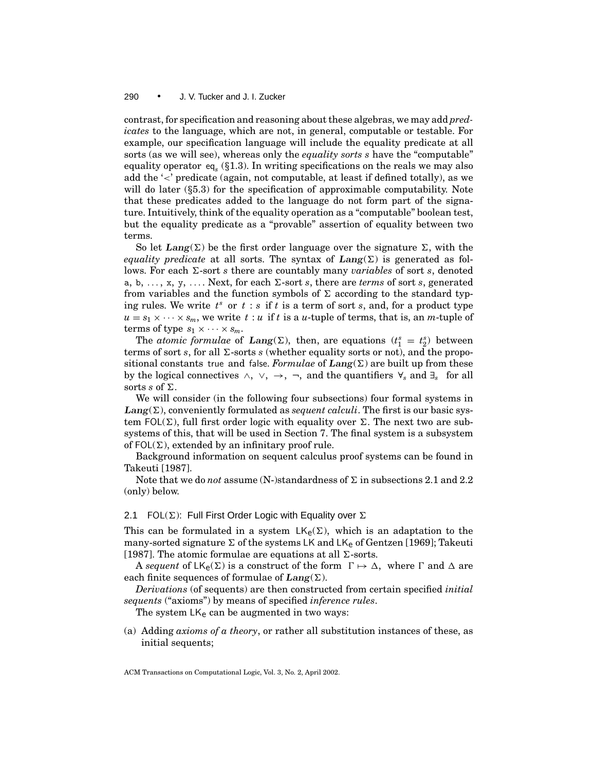contrast, for specification and reasoning about these algebras, we may add *predicates* to the language, which are not, in general, computable or testable. For example, our specification language will include the equality predicate at all sorts (as we will see), whereas only the *equality sorts s* have the "computable" equality operator $\mathsf{eq}_s$ (§1.3). In writing specifications on the reals we may also add the '<' predicate (again, not computable, at least if defined totally), as we will do later (§5.3) for the specification of approximable computability. Note that these predicates added to the language do not form part of the signature. Intuitively, think of the equality operation as a "computable" boolean test, but the equality predicate as a "provable" assertion of equality between two terms.

So let $\boldsymbol{Lang}(\Sigma)$ be the first order language over the signature $\Sigma$, with the *equality predicate* at all sorts. The syntax of $\boldsymbol{Lang}(\Sigma)$ is generated as follows. For each $\Sigma$-sort $s$ there are countably many *variables* of sort $s$, denoted a, b, ..., x, y, .... Next, for each $\Sigma$-sort $s$, there are *terms* of sort $s$, generated from variables and the function symbols of $\Sigma$ according to the standard typing rules. We write $t^s$ or $t : s$ if $t$ is a term of sort $s$, and, for a product type $u = s_1 \times \cdots \times s_m$, we write $t : u$ if $t$ is a $u$-tuple of terms, that is, an $m$-tuple of terms of type $s_1 \times \cdots \times s_m$.

The *atomic formulae* of $\boldsymbol{Lang}(\Sigma)$, then, are equations $(t_1^s = t_2^s)$ between terms of sort $s$, for all $\Sigma$-sorts $s$ (whether equality sorts or not), and the propositional constants true and false. *Formulae* of $\boldsymbol{Lang}(\Sigma)$ are built up from these by the logical connectives $\wedge$, $\vee$, $\rightarrow$, $\neg$, and the quantifiers $\forall_s$ and $\exists_s$ for all sorts $s$ of $\Sigma$.

We will consider (in the following four subsections) four formal systems in $\boldsymbol{Lang}(\Sigma)$, conveniently formulated as *sequent calculi*. The first is our basic system $\mathsf{FOL}(\Sigma)$, full first order logic with equality over $\Sigma$. The next two are subsystems of this, that will be used in Section 7. The final system is a subsystem of $\mathsf{FOL}(\Sigma)$, extended by an infinitary proof rule.

Background information on sequent calculus proof systems can be found in Takeuti [1987].

Note that we do *not* assume (N-)standardness of $\Sigma$ in subsections 2.1 and 2.2 (only) below.

### 2.1 $\mathsf{FOL}(\Sigma)$: Full First Order Logic with Equality over $\Sigma$

This can be formulated in a system $\mathsf{LK_e}(\Sigma)$, which is an adaptation to the many-sorted signature $\Sigma$ of the systems LK and $\mathsf{LK_e}$ of Gentzen [1969]; Takeuti [1987]. The atomic formulae are equations at all $\Sigma$-sorts.

A *sequent* of $\mathsf{LK_e}(\Sigma)$ is a construct of the form $\Gamma \mapsto \Delta$, where $\Gamma$ and $\Delta$ are each finite sequences of formulae of $\boldsymbol{Lang}(\Sigma)$.

*Derivations* (of sequents) are then constructed from certain specified *initial sequents* ("axioms") by means of specified *inference rules*.

The system $\mathsf{LK_e}$ can be augmented in two ways:

(a) Adding *axioms of a theory*, or rather all substitution instances of these, as initial sequents;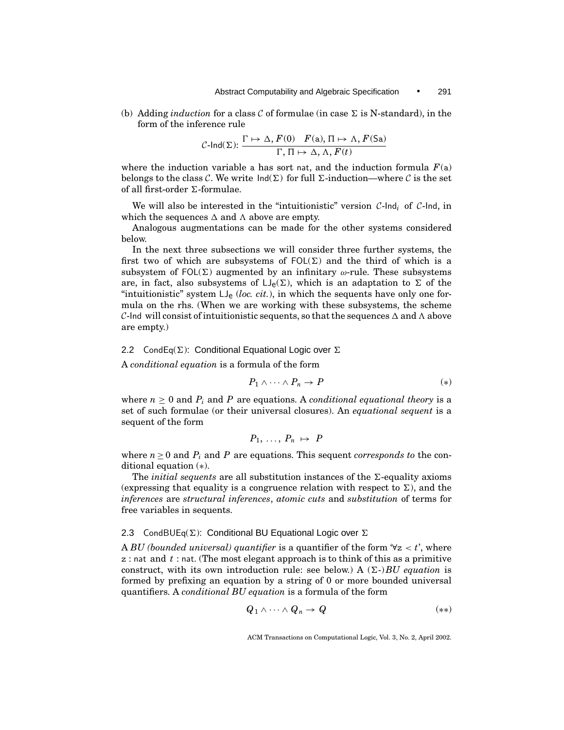(b) Adding *induction* for a class $\mathcal{C}$ of formulae (in case $\Sigma$ is N-standard), in the form of the inference rule

$$\mathcal{C}\text{-}\mathsf{Ind}(\Sigma)\colon \frac{\Gamma \mapsto \Delta, F(0) \quad F(\mathsf{a}), \Pi \mapsto \Lambda, F(\mathsf{Sa})}{\Gamma, \Pi \mapsto \Delta, \Lambda, F(t)}$$

where the induction variable a has sort nat, and the induction formula $F(\mathsf{a})$ belongs to the class $\mathcal{C}$. We write $\mathsf{Ind}(\Sigma)$ for full $\Sigma$-induction—where $\mathcal{C}$ is the set of all first-order $\Sigma$-formulae.

We will also be interested in the "intuitionistic" version $\mathcal{C}\text{-}\mathsf{Ind}_i$ of $\mathcal{C}\text{-}\mathsf{Ind}$, in which the sequences $\Delta$ and $\Lambda$ above are empty.

Analogous augmentations can be made for the other systems considered below.

In the next three subsections we will consider three further systems, the first two of which are subsystems of $\mathsf{FOL}(\Sigma)$ and the third of which is a subsystem of $\mathsf{FOL}(\Sigma)$ augmented by an infinitary $\omega$-rule. These subsystems are, in fact, also subsystems of $\mathsf{LJ_e}(\Sigma)$, which is an adaptation to $\Sigma$ of the "intuitionistic" system $\mathsf{LJ_e}$ (*loc. cit.*), in which the sequents have only one formula on the rhs. (When we are working with these subsystems, the scheme $\mathcal{C}$-Ind will consist of intuitionistic sequents, so that the sequences $\Delta$ and $\Lambda$ above are empty.)

### 2.2 $\mathsf{CondEq}(\Sigma)$: Conditional Equational Logic over $\Sigma$

A *conditional equation* is a formula of the form

$$P_1 \wedge \cdots \wedge P_n \to P \qquad (*)$$

where $n \geq 0$ and $P_i$ and $P$ are equations. A *conditional equational theory* is a set of such formulae (or their universal closures). An *equational sequent* is a sequent of the form

$$P_1, \ldots, P_n \mapsto P$$

where $n \geq 0$ and $P_i$ and $P$ are equations. This sequent *corresponds to* the conditional equation $(*)$.

The *initial sequents* are all substitution instances of the $\Sigma$-equality axioms (expressing that equality is a congruence relation with respect to $\Sigma$), and the *inferences* are *structural inferences*, *atomic cuts* and *substitution* of terms for free variables in sequents.

### 2.3 $\mathsf{CondBUEq}(\Sigma)$: Conditional BU Equational Logic over $\Sigma$

A *BU (bounded universal) quantifier* is a quantifier of the form '$\forall \mathsf{z} < t$', where $\mathsf{z}:\mathsf{nat}$ and $t:\mathsf{nat}$. (The most elegant approach is to think of this as a primitive construct, with its own introduction rule: see below.) A ($\Sigma$-)*BU equation* is formed by prefixing an equation by a string of 0 or more bounded universal quantifiers. A *conditional BU equation* is a formula of the form

$$Q_1 \wedge \cdots \wedge Q_n \to Q \qquad (**)$$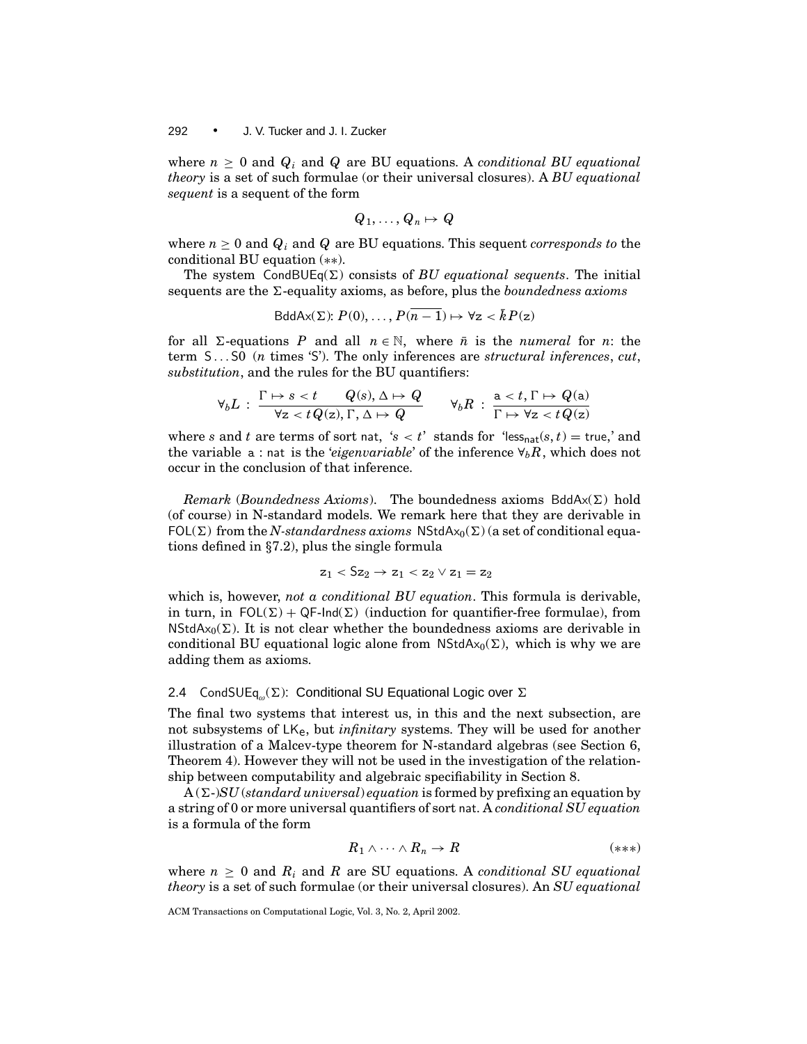where $n \geq 0$ and $Q_i$ and $Q$ are BU equations. A *conditional BU equational theory* is a set of such formulae (or their universal closures). A *BU equational sequent* is a sequent of the form

$$Q_1, \ldots, Q_n \mapsto Q$$

where $n \geq 0$ and $Q_i$ and $Q$ are BU equations. This sequent *corresponds to* the conditional BU equation $(**)$.

The system $\mathsf{CondBUEq}(\Sigma)$ consists of *BU equational sequents*. The initial sequents are the $\Sigma$-equality axioms, as before, plus the *boundedness axioms*

$$\mathsf{BddAx}(\Sigma)\colon P(0), \ldots, P(\overline{n-1}) \mapsto \forall \mathsf{z} < \bar{k}\, P(\mathsf{z})$$

for all $\Sigma$-equations $P$ and all $n \in \mathbb{N}$, where $\bar{n}$ is the *numeral* for $n$: the term $\mathsf{S} \ldots \mathsf{S}0$ ($n$ times 'S'). The only inferences are *structural inferences*, *cut*, *substitution*, and the rules for the BU quantifiers:

$$\forall_b L \;:\; \frac{\Gamma \mapsto s < t \qquad Q(s), \Delta \mapsto Q}{\forall \mathsf{z} < t\, Q(\mathsf{z}), \Gamma, \Delta \mapsto Q} \qquad \forall_b R \;:\; \frac{\mathsf{a} < t, \Gamma \mapsto Q(\mathsf{a})}{\Gamma \mapsto \forall \mathsf{z} < t\, Q(\mathsf{z})}$$

where $s$ and $t$ are terms of sort nat, '$s < t$' stands for '$\mathsf{less}_{\mathsf{nat}}(s, t) = \mathsf{true}$,' and the variable $\mathsf{a} : \mathsf{nat}$ is the '*eigenvariable*' of the inference $\forall_b R$, which does not occur in the conclusion of that inference.

*Remark* (*Boundedness Axioms*). The boundedness axioms $\mathsf{BddAx}(\Sigma)$ hold (of course) in N-standard models. We remark here that they are derivable in $\mathsf{FOL}(\Sigma)$ from the *N-standardness axioms* $\mathsf{NStdAx}_0(\Sigma)$ (a set of conditional equations defined in §7.2), plus the single formula

$$\mathsf{z}_1 < \mathsf{S}\mathsf{z}_2 \rightarrow \mathsf{z}_1 < \mathsf{z}_2 \vee \mathsf{z}_1 = \mathsf{z}_2$$

which is, however, *not a conditional BU equation*. This formula is derivable, in turn, in $\mathsf{FOL}(\Sigma) + \mathsf{QF\text{-}Ind}(\Sigma)$ (induction for quantifier-free formulae), from $\mathsf{NStdAx}_0(\Sigma)$. It is not clear whether the boundedness axioms are derivable in conditional BU equational logic alone from $\mathsf{NStdAx}_0(\Sigma)$, which is why we are adding them as axioms.

### 2.4 $\mathsf{CondSUEq}_\omega(\Sigma)$: Conditional SU Equational Logic over $\Sigma$

The final two systems that interest us, in this and the next subsection, are not subsystems of $\mathsf{LK_e}$, but *infinitary* systems. They will be used for another illustration of a Malcev-type theorem for N-standard algebras (see Section 6, Theorem 4). However they will not be used in the investigation of the relationship between computability and algebraic specifiability in Section 8.

A ($\Sigma$-)*SU* (*standard universal*) *equation* is formed by prefixing an equation by a string of 0 or more universal quantifiers of sort nat. A *conditional SU equation* is a formula of the form

$$R_1 \wedge \cdots \wedge R_n \rightarrow R \qquad (***)$$

where $n \geq 0$ and $R_i$ and $R$ are SU equations. A *conditional SU equational theory* is a set of such formulae (or their universal closures). An *SU equational*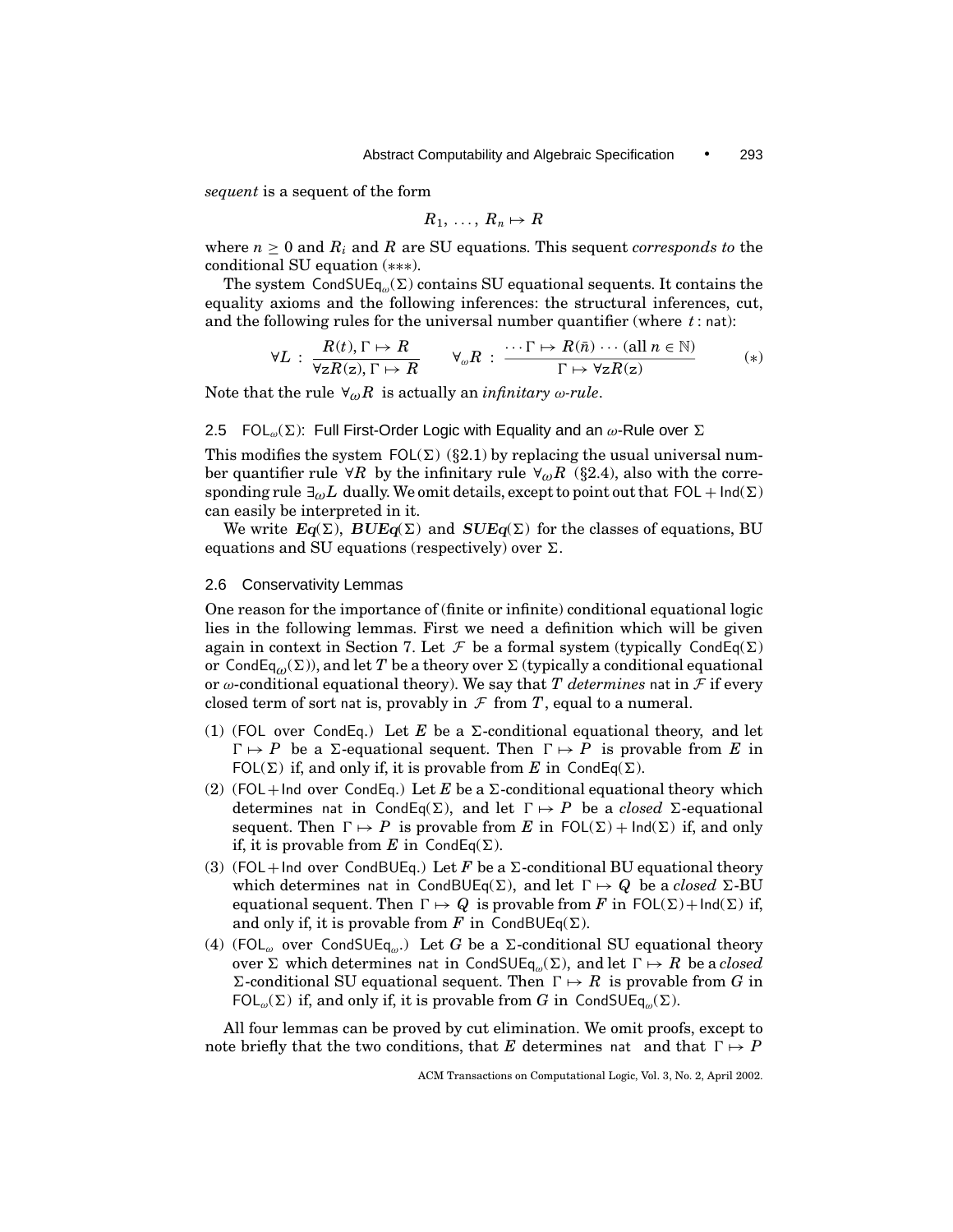*sequent* is a sequent of the form

$$R_1, \ldots, R_n \mapsto R$$

where $n \geq 0$ and $R_i$ and $R$ are SU equations. This sequent *corresponds to* the conditional SU equation (∗∗∗).

The system $\mathsf{CondSUEq}_\omega(\Sigma)$ contains SU equational sequents. It contains the equality axioms and the following inferences: the structural inferences, cut, and the following rules for the universal number quantifier (where $t : \mathsf{nat}$):

$$\forall L \; : \; \frac{R(t), \Gamma \mapsto R}{\forall \mathrm{z} R(\mathrm{z}), \Gamma \mapsto R} \qquad \forall_\omega R \; : \; \frac{\cdots \Gamma \mapsto R(\bar{n}) \cdots \;(\text{all } n \in \mathbb{N})}{\Gamma \mapsto \forall \mathrm{z} R(\mathrm{z})} \qquad (*)$$

Note that the rule $\forall_\omega R$ is actually an *infinitary $\omega$-rule*.

### 2.5 $\mathsf{FOL}_\omega(\Sigma)$: Full First-Order Logic with Equality and an $\omega$-Rule over $\Sigma$

This modifies the system $\mathsf{FOL}(\Sigma)$ (§2.1) by replacing the usual universal number quantifier rule $\forall R$ by the infinitary rule $\forall_\omega R$ (§2.4), also with the corresponding rule $\exists_\omega L$ dually. We omit details, except to point out that $\mathsf{FOL} + \mathsf{Ind}(\Sigma)$ can easily be interpreted in it.

We write $\boldsymbol{Eq}(\Sigma)$, $\boldsymbol{BUEq}(\Sigma)$ and $\boldsymbol{SUEq}(\Sigma)$ for the classes of equations, BU equations and SU equations (respectively) over $\Sigma$.

### 2.6 Conservativity Lemmas

One reason for the importance of (finite or infinite) conditional equational logic lies in the following lemmas. First we need a definition which will be given again in context in Section 7. Let $\mathcal{F}$ be a formal system (typically $\mathsf{CondEq}(\Sigma)$ or $\mathsf{CondEq}_\omega(\Sigma)$), and let $T$ be a theory over $\Sigma$ (typically a conditional equational or $\omega$-conditional equational theory). We say that $T$ *determines* $\mathsf{nat}$ in $\mathcal{F}$ if every closed term of sort $\mathsf{nat}$ is, provably in $\mathcal{F}$ from $T$, equal to a numeral.

1. ($\mathsf{FOL}$ over $\mathsf{CondEq}$.) Let $E$ be a $\Sigma$-conditional equational theory, and let $\Gamma \mapsto P$ be a $\Sigma$-equational sequent. Then $\Gamma \mapsto P$ is provable from $E$ in $\mathsf{FOL}(\Sigma)$ if, and only if, it is provable from $E$ in $\mathsf{CondEq}(\Sigma)$.
2. ($\mathsf{FOL}+\mathsf{Ind}$ over $\mathsf{CondEq}$.) Let $E$ be a $\Sigma$-conditional equational theory which determines $\mathsf{nat}$ in $\mathsf{CondEq}(\Sigma)$, and let $\Gamma \mapsto P$ be a *closed* $\Sigma$-equational sequent. Then $\Gamma \mapsto P$ is provable from $E$ in $\mathsf{FOL}(\Sigma) + \mathsf{Ind}(\Sigma)$ if, and only if, it is provable from $E$ in $\mathsf{CondEq}(\Sigma)$.
3. ($\mathsf{FOL}+\mathsf{Ind}$ over $\mathsf{CondBUEq}$.) Let $F$ be a $\Sigma$-conditional BU equational theory which determines $\mathsf{nat}$ in $\mathsf{CondBUEq}(\Sigma)$, and let $\Gamma \mapsto Q$ be a *closed* $\Sigma$-BU equational sequent. Then $\Gamma \mapsto Q$ is provable from $F$ in $\mathsf{FOL}(\Sigma)+\mathsf{Ind}(\Sigma)$ if, and only if, it is provable from $F$ in $\mathsf{CondBUEq}(\Sigma)$.
4. ($\mathsf{FOL}_\omega$ over $\mathsf{CondSUEq}_\omega$.) Let $G$ be a $\Sigma$-conditional SU equational theory over $\Sigma$ which determines $\mathsf{nat}$ in $\mathsf{CondSUEq}_\omega(\Sigma)$, and let $\Gamma \mapsto R$ be a *closed* $\Sigma$-conditional SU equational sequent. Then $\Gamma \mapsto R$ is provable from $G$ in $\mathsf{FOL}_\omega(\Sigma)$ if, and only if, it is provable from $G$ in $\mathsf{CondSUEq}_\omega(\Sigma)$.

All four lemmas can be proved by cut elimination. We omit proofs, except to note briefly that the two conditions, that $E$ determines $\mathsf{nat}$ and that $\Gamma \mapsto P$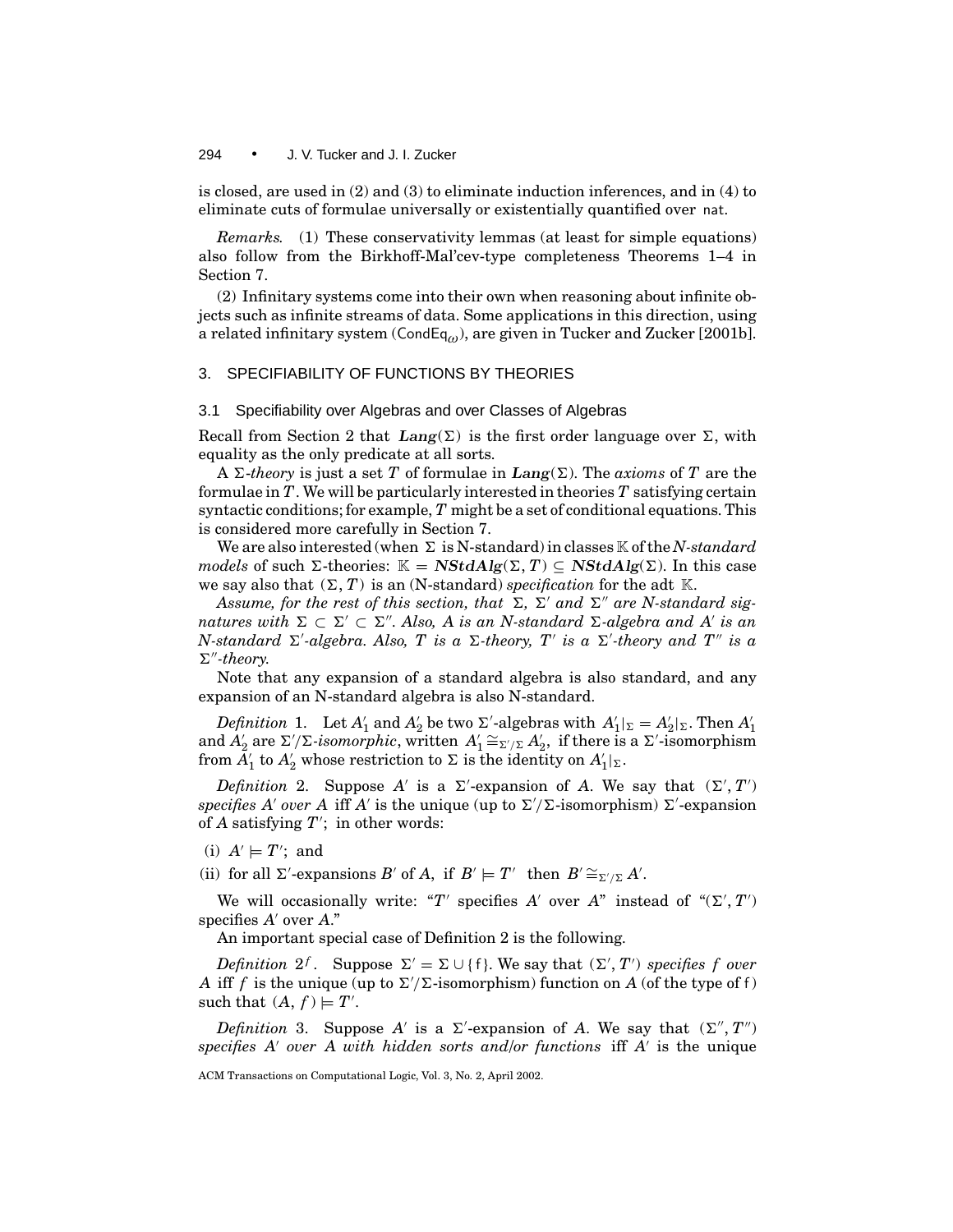is closed, are used in (2) and (3) to eliminate induction inferences, and in (4) to eliminate cuts of formulae universally or existentially quantified over nat.

*Remarks.* (1) These conservativity lemmas (at least for simple equations) also follow from the Birkhoff-Mal'cev-type completeness Theorems 1–4 in Section 7.

(2) Infinitary systems come into their own when reasoning about infinite objects such as infinite streams of data. Some applications in this direction, using a related infinitary system ($\mathsf{CondEq}_\omega$), are given in Tucker and Zucker [2001b].

## 3. SPECIFIABILITY OF FUNCTIONS BY THEORIES

### 3.1 Specifiability over Algebras and over Classes of Algebras

Recall from Section 2 that $\boldsymbol{Lang}(\Sigma)$ is the first order language over $\Sigma$, with equality as the only predicate at all sorts.

A $\Sigma$*-theory* is just a set $T$ of formulae in $\boldsymbol{Lang}(\Sigma)$. The *axioms* of $T$ are the formulae in $T$. We will be particularly interested in theories $T$ satisfying certain syntactic conditions; for example, $T$ might be a set of conditional equations. This is considered more carefully in Section 7.

We are also interested (when $\Sigma$ is N-standard) in classes $\mathbb{K}$ of the *N-standard models* of such $\Sigma$-theories: $\mathbb{K} = \boldsymbol{NStdAlg}(\Sigma, T) \subseteq \boldsymbol{NStdAlg}(\Sigma)$. In this case we say also that $(\Sigma, T)$ is an (N-standard) *specification* for the adt $\mathbb{K}$.

*Assume, for the rest of this section, that* $\Sigma$*,* $\Sigma'$ *and* $\Sigma''$ *are N-standard signatures with* $\Sigma \subset \Sigma' \subset \Sigma''$*. Also,* $A$ *is an N-standard* $\Sigma$*-algebra and* $A'$ *is an N-standard* $\Sigma'$*-algebra. Also,* $T$ *is a* $\Sigma$*-theory,* $T'$ *is a* $\Sigma'$*-theory and* $T''$ *is a* $\Sigma''$*-theory.*

Note that any expansion of a standard algebra is also standard, and any expansion of an N-standard algebra is also N-standard.

*Definition* 1. Let $A'_1$ and $A'_2$ be two $\Sigma'$-algebras with $A'_1|_\Sigma = A'_2|_\Sigma$. Then $A'_1$ and $A'_2$ are $\Sigma'/\Sigma$*-isomorphic*, written $A'_1 \cong_{\Sigma'/\Sigma} A'_2$, if there is a $\Sigma'$-isomorphism from $A'_1$ to $A'_2$ whose restriction to $\Sigma$ is the identity on $A'_1|_\Sigma$.

*Definition* 2. Suppose $A'$ is a $\Sigma'$-expansion of $A$. We say that $(\Sigma', T')$ *specifies* $A'$ *over* $A$ iff $A'$ is the unique (up to $\Sigma'/\Sigma$-isomorphism) $\Sigma'$-expansion of $A$ satisfying $T'$; in other words:

(i) $A' \models T'$; and

(ii) for all $\Sigma'$-expansions $B'$ of $A$, if $B' \models T'$ then $B' \cong_{\Sigma'/\Sigma} A'$.

We will occasionally write: "$T'$ specifies $A'$ over $A$" instead of "$(\Sigma', T')$ specifies $A'$ over $A$."

An important special case of Definition 2 is the following.

*Definition* $2^f$. Suppose $\Sigma' = \Sigma \cup \{\mathsf{f}\}$. We say that $(\Sigma', T')$ *specifies* $f$ *over* $A$ iff $f$ is the unique (up to $\Sigma'/\Sigma$-isomorphism) function on $A$ (of the type of $\mathsf{f}$) such that $(A, f) \models T'$.

*Definition* 3. Suppose $A'$ is a $\Sigma'$-expansion of $A$. We say that $(\Sigma'', T'')$ *specifies* $A'$ *over* $A$ *with hidden sorts and/or functions* iff $A'$ is the unique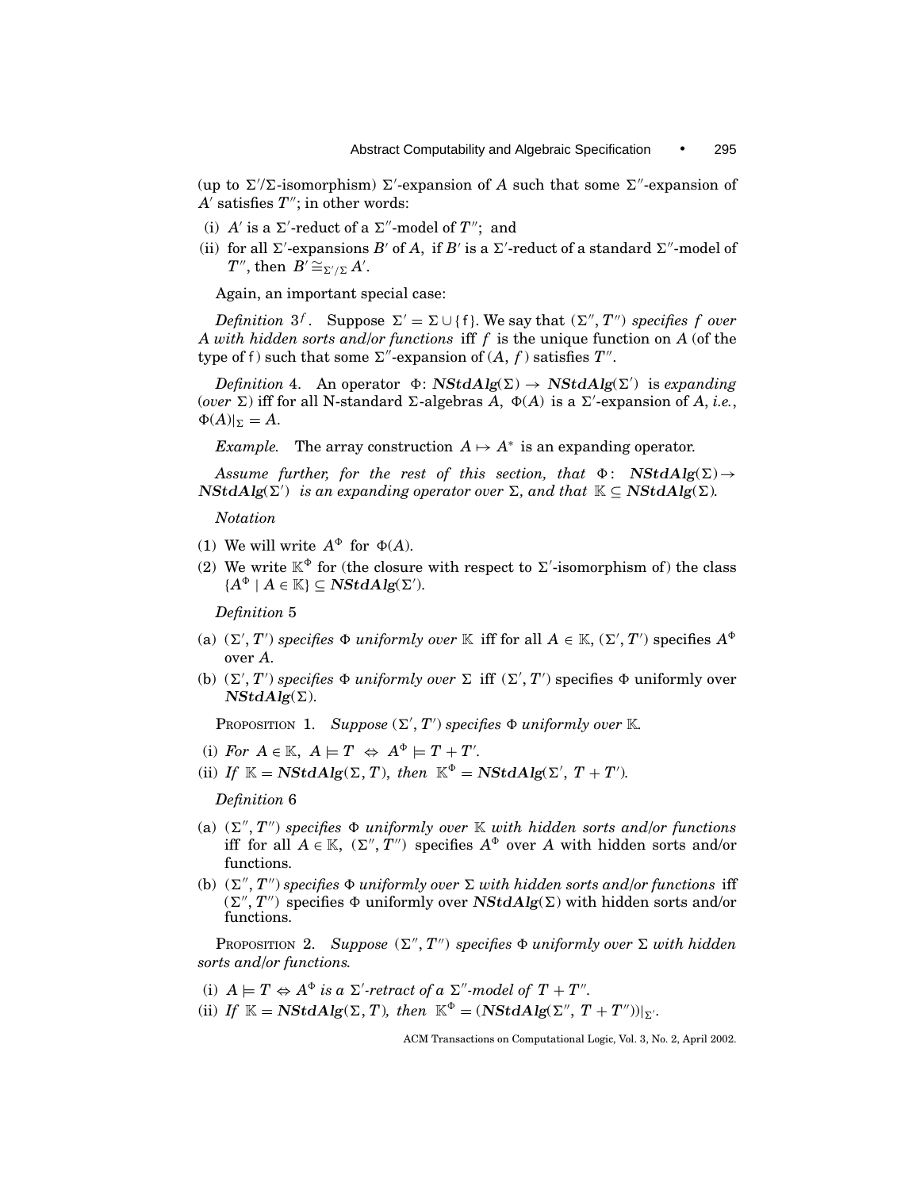(up to $\Sigma'/\Sigma$-isomorphism) $\Sigma'$-expansion of $A$ such that some $\Sigma''$-expansion of $A'$ satisfies $T''$; in other words:

(i) $A'$ is a $\Sigma'$-reduct of a $\Sigma''$-model of $T''$; and

(ii) for all $\Sigma'$-expansions $B'$ of $A$, if $B'$ is a $\Sigma'$-reduct of a standard $\Sigma''$-model of $T''$, then $B' \cong_{\Sigma'/\Sigma} A'$.

Again, an important special case:

*Definition* $3^f$. Suppose $\Sigma' = \Sigma \cup \{\mathsf{f}\}$. We say that $(\Sigma'', T'')$ *specifies $f$ over $A$ with hidden sorts and/or functions* iff $f$ is the unique function on $A$ (of the type of f) such that some $\Sigma''$-expansion of $(A, f)$ satisfies $T''$.

*Definition* 4. An operator $\Phi\colon \boldsymbol{NStdAlg}(\Sigma) \to \boldsymbol{NStdAlg}(\Sigma')$ is *expanding* (*over* $\Sigma$) iff for all N-standard $\Sigma$-algebras $A$, $\Phi(A)$ is a $\Sigma'$-expansion of $A$, *i.e.*, $\Phi(A)|_\Sigma = A$.

*Example.* The array construction $A \mapsto A^*$ is an expanding operator.

*Assume further, for the rest of this section, that $\Phi\colon \boldsymbol{NStdAlg}(\Sigma) \to \boldsymbol{NStdAlg}(\Sigma')$ is an expanding operator over $\Sigma$, and that $\mathbb{K} \subseteq \boldsymbol{NStdAlg}(\Sigma)$.*

*Notation*

(1) We will write $A^\Phi$ for $\Phi(A)$.

(2) We write $\mathbb{K}^\Phi$ for (the closure with respect to $\Sigma'$-isomorphism of) the class $\{A^\Phi \mid A \in \mathbb{K}\} \subseteq \boldsymbol{NStdAlg}(\Sigma')$.

*Definition* 5

(a) $(\Sigma', T')$ *specifies $\Phi$ uniformly over $\mathbb{K}$* iff for all $A \in \mathbb{K}$, $(\Sigma', T')$ specifies $A^\Phi$ over $A$.

(b) $(\Sigma', T')$ *specifies $\Phi$ uniformly over $\Sigma$* iff $(\Sigma', T')$ specifies $\Phi$ uniformly over $\boldsymbol{NStdAlg}(\Sigma)$.

Proposition 1. *Suppose $(\Sigma', T')$ specifies $\Phi$ uniformly over $\mathbb{K}$.*

(i) *For $A \in \mathbb{K}$, $A \models T \;\Leftrightarrow\; A^\Phi \models T + T'$.*

(ii) *If $\mathbb{K} = \boldsymbol{NStdAlg}(\Sigma, T)$, then $\mathbb{K}^\Phi = \boldsymbol{NStdAlg}(\Sigma',\, T + T')$.*

*Definition* 6

(a) $(\Sigma'', T'')$ *specifies $\Phi$ uniformly over $\mathbb{K}$ with hidden sorts and/or functions* iff for all $A \in \mathbb{K}$, $(\Sigma'', T'')$ specifies $A^\Phi$ over $A$ with hidden sorts and/or functions.

(b) $(\Sigma'', T'')$ *specifies $\Phi$ uniformly over $\Sigma$ with hidden sorts and/or functions* iff $(\Sigma'', T'')$ specifies $\Phi$ uniformly over $\boldsymbol{NStdAlg}(\Sigma)$ with hidden sorts and/or functions.

Proposition 2. *Suppose $(\Sigma'', T'')$ specifies $\Phi$ uniformly over $\Sigma$ with hidden sorts and/or functions.*

(i) *$A \models T \Leftrightarrow A^\Phi$ is a $\Sigma'$-retract of a $\Sigma''$-model of $T + T''$.*

(ii) *If $\mathbb{K} = \boldsymbol{NStdAlg}(\Sigma, T)$, then $\mathbb{K}^\Phi = (\boldsymbol{NStdAlg}(\Sigma'',\, T + T''))|_{\Sigma'}$.*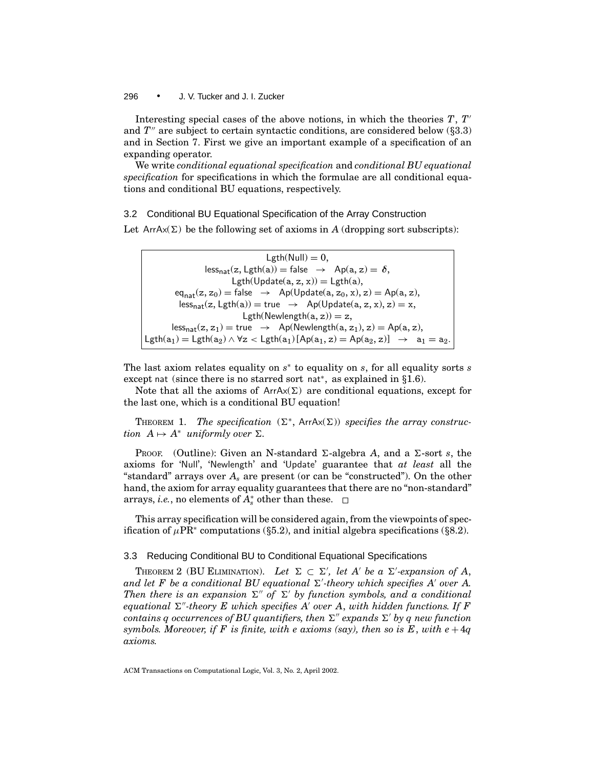Interesting special cases of the above notions, in which the theories $T$, $T'$ and $T''$ are subject to certain syntactic conditions, are considered below (§3.3) and in Section 7. First we give an important example of a specification of an expanding operator.

We write *conditional equational specification* and *conditional BU equational specification* for specifications in which the formulae are all conditional equations and conditional BU equations, respectively.

### 3.2 Conditional BU Equational Specification of the Array Construction

Let $\mathsf{ArrAx}(\Sigma)$ be the following set of axioms in $A$ (dropping sort subscripts):

$$
\begin{gathered}
\mathsf{Lgth}(\mathsf{Null}) = 0,\\
\mathsf{less}_{\mathsf{nat}}(\mathsf{z}, \mathsf{Lgth}(\mathsf{a})) = \mathsf{false} \;\;\rightarrow\;\; \mathsf{Ap}(\mathsf{a}, \mathsf{z}) = \boldsymbol{\delta},\\
\mathsf{Lgth}(\mathsf{Update}(\mathsf{a}, \mathsf{z}, \mathsf{x})) = \mathsf{Lgth}(\mathsf{a}),\\
\mathsf{eq}_{\mathsf{nat}}(\mathsf{z}, \mathsf{z}_0) = \mathsf{false} \;\;\rightarrow\;\; \mathsf{Ap}(\mathsf{Update}(\mathsf{a}, \mathsf{z}_0, \mathsf{x}), \mathsf{z}) = \mathsf{Ap}(\mathsf{a}, \mathsf{z}),\\
\mathsf{less}_{\mathsf{nat}}(\mathsf{z}, \mathsf{Lgth}(\mathsf{a})) = \mathsf{true} \;\;\rightarrow\;\; \mathsf{Ap}(\mathsf{Update}(\mathsf{a}, \mathsf{z}, \mathsf{x}), \mathsf{z}) = \mathsf{x},\\
\mathsf{Lgth}(\mathsf{Newlength}(\mathsf{a}, \mathsf{z})) = \mathsf{z},\\
\mathsf{less}_{\mathsf{nat}}(\mathsf{z}, \mathsf{z}_1) = \mathsf{true} \;\;\rightarrow\;\; \mathsf{Ap}(\mathsf{Newlength}(\mathsf{a}, \mathsf{z}_1), \mathsf{z}) = \mathsf{Ap}(\mathsf{a}, \mathsf{z}),\\
\mathsf{Lgth}(\mathsf{a}_1) = \mathsf{Lgth}(\mathsf{a}_2) \wedge \forall \mathsf{z} < \mathsf{Lgth}(\mathsf{a}_1)\,[\mathsf{Ap}(\mathsf{a}_1, \mathsf{z}) = \mathsf{Ap}(\mathsf{a}_2, \mathsf{z})] \;\;\rightarrow\;\; \mathsf{a}_1 = \mathsf{a}_2.
\end{gathered}
$$

The last axiom relates equality on $s^*$ to equality on $s$, for all equality sorts $s$ except $\mathsf{nat}$ (since there is no starred sort $\mathsf{nat}^*$, as explained in §1.6).

Note that all the axioms of $\mathsf{ArrAx}(\Sigma)$ are conditional equations, except for the last one, which is a conditional BU equation!

THEOREM 1. *The specification $(\Sigma^*, \mathsf{ArrAx}(\Sigma))$ specifies the array construction $A \mapsto A^*$ uniformly over $\Sigma$.*

PROOF. (Outline): Given an N-standard $\Sigma$-algebra $A$, and a $\Sigma$-sort $s$, the axioms for 'Null', 'Newlength' and 'Update' guarantee that *at least* all the "standard" arrays over $A_s$ are present (or can be "constructed"). On the other hand, the axiom for array equality guarantees that there are no "non-standard" arrays, *i.e.*, no elements of $A_s^*$ other than these. □

This array specification will be considered again, from the viewpoints of specification of $\mu\mathrm{PR}^*$ computations (§5.2), and initial algebra specifications (§8.2).

### 3.3 Reducing Conditional BU to Conditional Equational Specifications

THEOREM 2 (BU ELIMINATION). *Let $\Sigma \subset \Sigma'$, let $A'$ be a $\Sigma'$-expansion of $A$, and let $F$ be a conditional BU equational $\Sigma'$-theory which specifies $A'$ over $A$. Then there is an expansion $\Sigma''$ of $\Sigma'$ by function symbols, and a conditional equational $\Sigma''$-theory $E$ which specifies $A'$ over $A$, with hidden functions. If $F$ contains $q$ occurrences of BU quantifiers, then $\Sigma''$ expands $\Sigma'$ by $q$ new function symbols. Moreover, if $F$ is finite, with $e$ axioms (say), then so is $E$, with $e + 4q$ axioms.*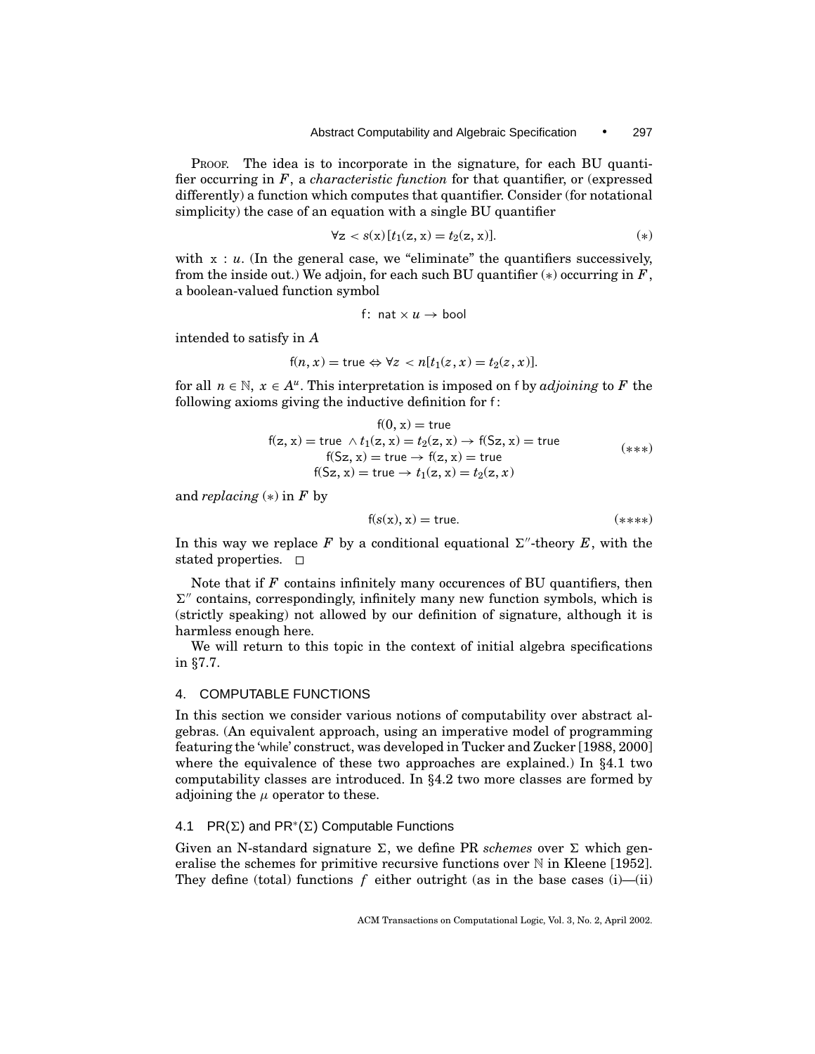PROOF. The idea is to incorporate in the signature, for each BU quantifier occurring in $F$, a *characteristic function* for that quantifier, or (expressed differently) a function which computes that quantifier. Consider (for notational simplicity) the case of an equation with a single BU quantifier

$$\forall \mathrm{z} < s(\mathrm{x})\,[t_1(\mathrm{z}, \mathrm{x}) = t_2(\mathrm{z}, \mathrm{x})]. \tag{$*$}$$

with $\mathrm{x} : u$. (In the general case, we "eliminate" the quantifiers successively, from the inside out.) We adjoin, for each such BU quantifier $(*)$ occurring in $F$, a boolean-valued function symbol

$$\mathsf{f}\colon\ \mathsf{nat} \times u \to \mathsf{bool}$$

intended to satisfy in $A$

$$\mathsf{f}(n, x) = \mathsf{true} \Leftrightarrow \forall z < n[t_1(z, x) = t_2(z, x)].$$

for all $n \in \mathbb{N},\ x \in A^u$. This interpretation is imposed on f by *adjoining* to $F$ the following axioms giving the inductive definition for f:

$$\begin{gathered}
\mathsf{f}(0, \mathrm{x}) = \mathsf{true} \\
\mathsf{f}(\mathrm{z}, \mathrm{x}) = \mathsf{true}\ \wedge t_1(\mathrm{z}, \mathrm{x}) = t_2(\mathrm{z}, \mathrm{x}) \to \mathsf{f}(\mathsf{S}\mathrm{z}, \mathrm{x}) = \mathsf{true} \\
\mathsf{f}(\mathsf{S}\mathrm{z}, \mathrm{x}) = \mathsf{true} \to \mathsf{f}(\mathrm{z}, \mathrm{x}) = \mathsf{true} \\
\mathsf{f}(\mathsf{S}\mathrm{z}, \mathrm{x}) = \mathsf{true} \to t_1(\mathrm{z}, \mathrm{x}) = t_2(\mathrm{z}, x)
\end{gathered} \tag{$***$}$$

and *replacing* $(*)$ in $F$ by

$$\mathsf{f}(s(\mathrm{x}), \mathrm{x}) = \mathsf{true}. \tag{$****$}$$

In this way we replace $F$ by a conditional equational $\Sigma''$-theory $E$, with the stated properties. □

Note that if $F$ contains infinitely many occurences of BU quantifiers, then $\Sigma''$ contains, correspondingly, infinitely many new function symbols, which is (strictly speaking) not allowed by our definition of signature, although it is harmless enough here.

We will return to this topic in the context of initial algebra specifications in §7.7.

## 4. COMPUTABLE FUNCTIONS

In this section we consider various notions of computability over abstract algebras. (An equivalent approach, using an imperative model of programming featuring the 'while' construct, was developed in Tucker and Zucker [1988, 2000] where the equivalence of these two approaches are explained.) In §4.1 two computability classes are introduced. In §4.2 two more classes are formed by adjoining the $\mu$ operator to these.

### 4.1 PR($\Sigma$) and PR$^*$($\Sigma$) Computable Functions

Given an N-standard signature $\Sigma$, we define PR *schemes* over $\Sigma$ which generalise the schemes for primitive recursive functions over $\mathbb{N}$ in Kleene [1952]. They define (total) functions $f$ either outright (as in the base cases (i)—(ii)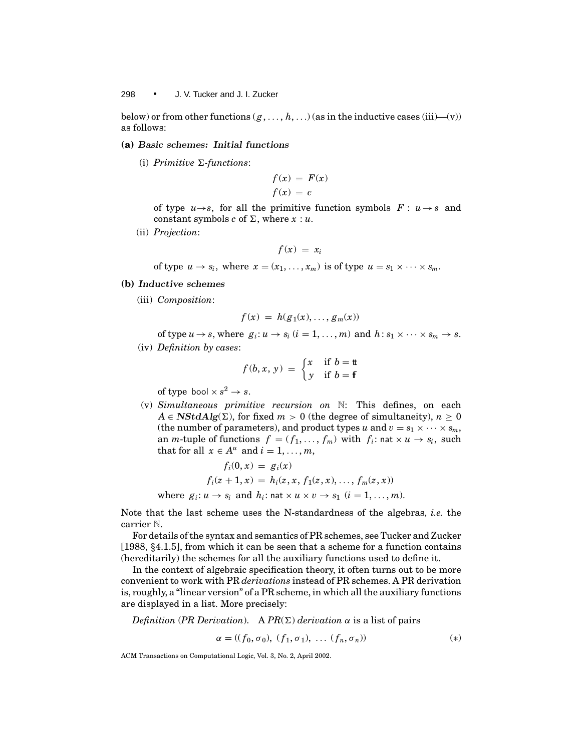below) or from other functions $(g, \ldots, h, \ldots)$ (as in the inductive cases (iii)—(v)) as follows:

**(a)** ***Basic schemes: Initial functions***

(i) *Primitive $\Sigma$-functions*:

$$f(x) = F(x)$$
$$f(x) = c$$

of type $u \to s$, for all the primitive function symbols $F : u \to s$ and constant symbols $c$ of $\Sigma$, where $x : u$.

(ii) *Projection*:

$$f(x) = x_i$$

of type $u \to s_i$, where $x = (x_1, \ldots, x_m)$ is of type $u = s_1 \times \cdots \times s_m$.

**(b)** ***Inductive schemes***

(iii) *Composition*:

$$f(x) = h(g_1(x), \ldots, g_m(x))$$

of type $u \to s$, where $g_i : u \to s_i$ $(i = 1, \ldots, m)$ and $h : s_1 \times \cdots \times s_m \to s$.

(iv) *Definition by cases*:

$$f(b, x, y) = \begin{cases} x & \text{if } b = \mathtt{tt} \\ y & \text{if } b = \mathtt{ff} \end{cases}$$

of type $\mathsf{bool} \times s^2 \to s$.

(v) *Simultaneous primitive recursion on* $\mathbb{N}$: This defines, on each $A \in \boldsymbol{NStdAlg}(\Sigma)$, for fixed $m > 0$ (the degree of simultaneity), $n \geq 0$ (the number of parameters), and product types $u$ and $v = s_1 \times \cdots \times s_m$, an $m$-tuple of functions $f = (f_1, \ldots, f_m)$ with $f_i : \mathsf{nat} \times u \to s_i$, such that for all $x \in A^u$ and $i = 1, \ldots, m$,

$$f_i(0, x) = g_i(x)$$
$$f_i(z + 1, x) = h_i(z, x, f_1(z, x), \ldots, f_m(z, x))$$

where $g_i : u \to s_i$ and $h_i : \mathsf{nat} \times u \times v \to s_1$ $(i = 1, \ldots, m)$.

Note that the last scheme uses the N-standardness of the algebras, *i.e.* the carrier $\mathbb{N}$.

For details of the syntax and semantics of PR schemes, see Tucker and Zucker [1988, §4.1.5], from which it can be seen that a scheme for a function contains (hereditarily) the schemes for all the auxiliary functions used to define it.

In the context of algebraic specification theory, it often turns out to be more convenient to work with PR *derivations* instead of PR schemes. A PR derivation is, roughly, a "linear version" of a PR scheme, in which all the auxiliary functions are displayed in a list. More precisely:

*Definition* (*PR Derivation*). A *PR*$(\Sigma)$ *derivation* $\alpha$ is a list of pairs

$$\alpha = ((f_0, \sigma_0),\ (f_1, \sigma_1),\ \ldots\ (f_n, \sigma_n)) \qquad (*)$$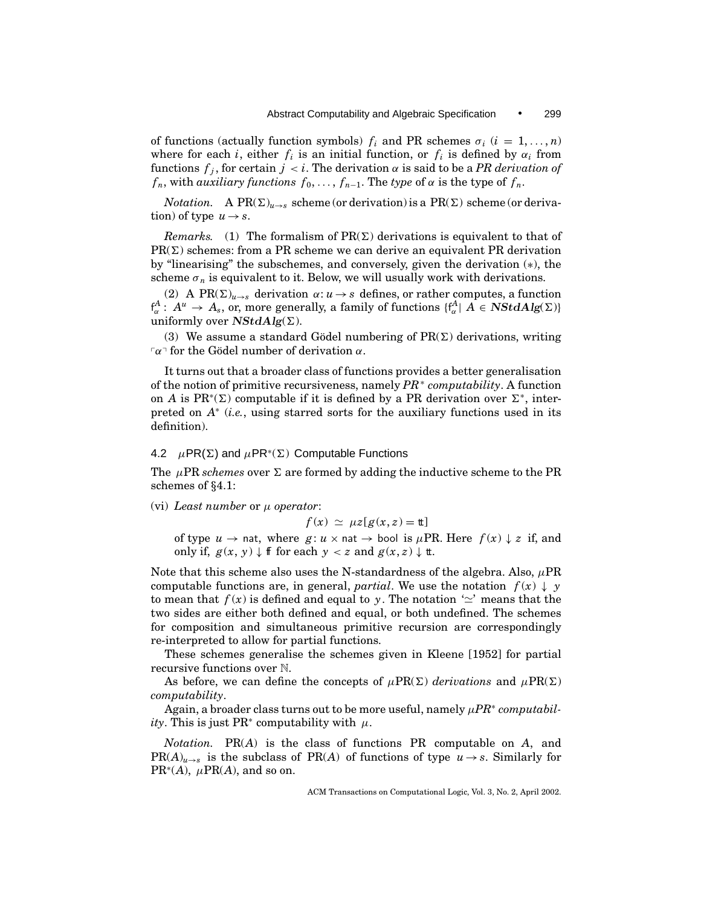of functions (actually function symbols) $f_i$ and PR schemes $\sigma_i$ ($i = 1, \ldots, n$) where for each $i$, either $f_i$ is an initial function, or $f_i$ is defined by $\alpha_i$ from functions $f_j$, for certain $j < i$. The derivation $\alpha$ is said to be a *PR derivation of* $f_n$, with *auxiliary functions* $f_0, \ldots, f_{n-1}$. The *type* of $\alpha$ is the type of $f_n$.

*Notation.* A $\text{PR}(\Sigma)_{u \to s}$ scheme (or derivation) is a $\text{PR}(\Sigma)$ scheme (or derivation) of type $u \to s$.

*Remarks.* (1) The formalism of $\text{PR}(\Sigma)$ derivations is equivalent to that of $\text{PR}(\Sigma)$ schemes: from a PR scheme we can derive an equivalent PR derivation by "linearising" the subschemes, and conversely, given the derivation $(*)$, the scheme $\sigma_n$ is equivalent to it. Below, we will usually work with derivations.

(2) A $\text{PR}(\Sigma)_{u \to s}$ derivation $\alpha : u \to s$ defines, or rather computes, a function $\mathsf{f}_\alpha^A : A^u \to A_s$, or, more generally, a family of functions $\{\mathsf{f}_\alpha^A \mid A \in \boldsymbol{NStdAlg}(\Sigma)\}$ uniformly over $\boldsymbol{NStdAlg}(\Sigma)$.

(3) We assume a standard Gödel numbering of $\text{PR}(\Sigma)$ derivations, writing $\ulcorner \alpha \urcorner$ for the Gödel number of derivation $\alpha$.

It turns out that a broader class of functions provides a better generalisation of the notion of primitive recursiveness, namely *PR\* computability*. A function on $A$ is $\text{PR}^*(\Sigma)$ computable if it is defined by a PR derivation over $\Sigma^*$, interpreted on $A^*$ (*i.e.*, using starred sorts for the auxiliary functions used in its definition).

## 4.2 $\mu\text{PR}(\Sigma)$ and $\mu\text{PR}^*(\Sigma)$ Computable Functions

The $\mu$PR *schemes* over $\Sigma$ are formed by adding the inductive scheme to the PR schemes of §4.1:

(vi) *Least number* or $\mu$ *operator*:

$$f(x) \simeq \mu z[g(x, z) = \mathtt{tt}]$$

of type $u \to \mathsf{nat}$, where $g : u \times \mathsf{nat} \to \mathsf{bool}$ is $\mu$PR. Here $f(x) \downarrow z$ if, and only if, $g(x, y) \downarrow \mathtt{ff}$ for each $y < z$ and $g(x, z) \downarrow \mathtt{tt}$.

Note that this scheme also uses the N-standardness of the algebra. Also, $\mu$PR computable functions are, in general, *partial*. We use the notation $f(x) \downarrow y$ to mean that $f(x)$ is defined and equal to $y$. The notation '$\simeq$' means that the two sides are either both defined and equal, or both undefined. The schemes for composition and simultaneous primitive recursion are correspondingly re-interpreted to allow for partial functions.

These schemes generalise the schemes given in Kleene [1952] for partial recursive functions over $\mathbb{N}$.

As before, we can define the concepts of $\mu\text{PR}(\Sigma)$ *derivations* and $\mu\text{PR}(\Sigma)$ *computability*.

Again, a broader class turns out to be more useful, namely *$\mu$PR\* computability*. This is just PR\* computability with $\mu$.

*Notation.* $\text{PR}(A)$ is the class of functions PR computable on $A$, and $\text{PR}(A)_{u \to s}$ is the subclass of $\text{PR}(A)$ of functions of type $u \to s$. Similarly for $\text{PR}^*(A)$, $\mu\text{PR}(A)$, and so on.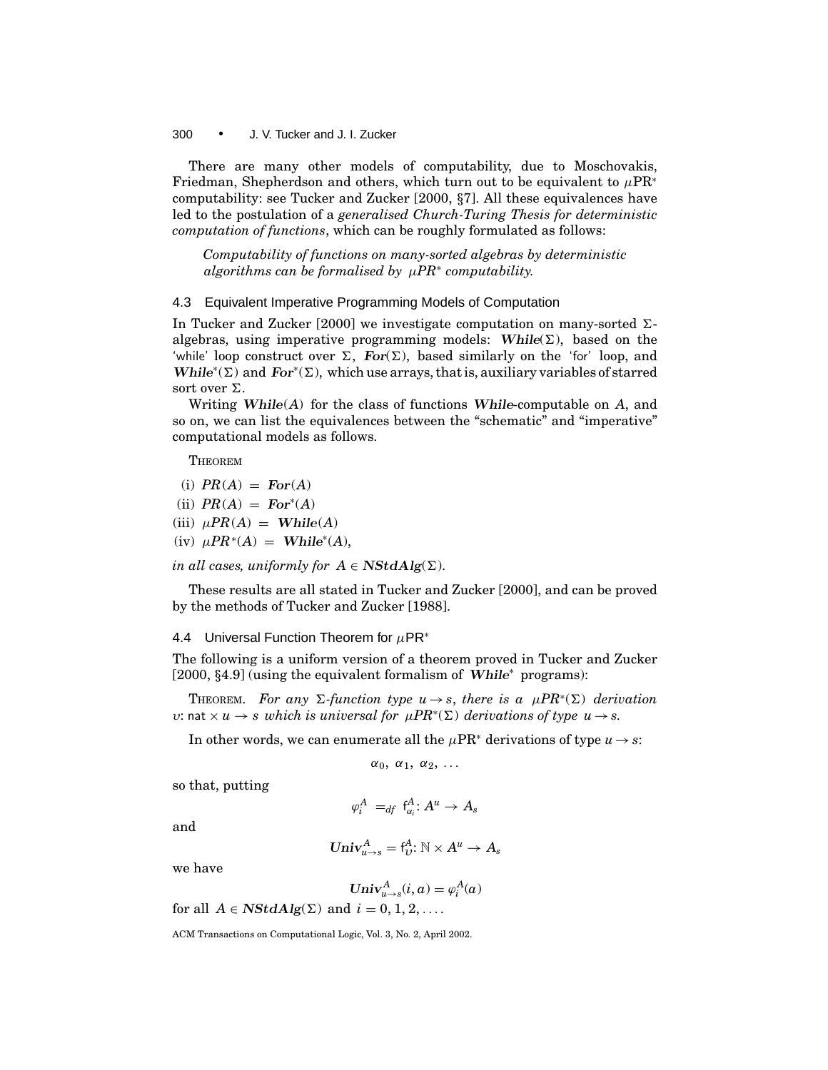There are many other models of computability, due to Moschovakis, Friedman, Shepherdson and others, which turn out to be equivalent to $\mu$PR$^*$ computability: see Tucker and Zucker [2000, §7]. All these equivalences have led to the postulation of a *generalised Church-Turing Thesis for deterministic computation of functions*, which can be roughly formulated as follows:

> *Computability of functions on many-sorted algebras by deterministic algorithms can be formalised by $\mu PR^*$ computability.*

### 4.3 Equivalent Imperative Programming Models of Computation

In Tucker and Zucker [2000] we investigate computation on many-sorted $\Sigma$-algebras, using imperative programming models: $\boldsymbol{While}(\Sigma)$, based on the 'while' loop construct over $\Sigma$, $\boldsymbol{For}(\Sigma)$, based similarly on the 'for' loop, and $\boldsymbol{While}^*(\Sigma)$ and $\boldsymbol{For}^*(\Sigma)$, which use arrays, that is, auxiliary variables of starred sort over $\Sigma$.

Writing $\boldsymbol{While}(A)$ for the class of functions $\boldsymbol{While}$-computable on $A$, and so on, we can list the equivalences between the "schematic" and "imperative" computational models as follows.

THEOREM

(i) $PR(A) = \boldsymbol{For}(A)$

(ii) $PR(A) = \boldsymbol{For}^*(A)$

(iii) $\mu PR(A) = \boldsymbol{While}(A)$

(iv) $\mu PR^*(A) = \boldsymbol{While}^*(A)$,

*in all cases, uniformly for* $A \in \boldsymbol{NStdAlg}(\Sigma)$.

These results are all stated in Tucker and Zucker [2000], and can be proved by the methods of Tucker and Zucker [1988].

### 4.4 Universal Function Theorem for $\mu$PR$^*$

The following is a uniform version of a theorem proved in Tucker and Zucker [2000, §4.9] (using the equivalent formalism of $\boldsymbol{While}^*$ programs):

THEOREM. *For any $\Sigma$-function type $u \to s$, there is a $\mu PR^*(\Sigma)$ derivation $\upsilon$: $\mathsf{nat} \times u \to s$ which is universal for $\mu PR^*(\Sigma)$ derivations of type $u \to s$.*

In other words, we can enumerate all the $\mu$PR$^*$ derivations of type $u \to s$:

$$\alpha_0,\ \alpha_1,\ \alpha_2,\ \ldots$$

so that, putting

$$\varphi_i^A\ =_{df}\ \mathsf{f}_{\alpha_i}^A\colon A^u \to A_s$$

and

$$\boldsymbol{Univ}_{u\to s}^A = \mathsf{f}_{\upsilon}^A\colon \mathbb{N} \times A^u \to A_s$$

we have

$$\boldsymbol{Univ}_{u\to s}^A(i, a) = \varphi_i^A(a)$$

for all $A \in \boldsymbol{NStdAlg}(\Sigma)$ and $i = 0, 1, 2, \ldots$.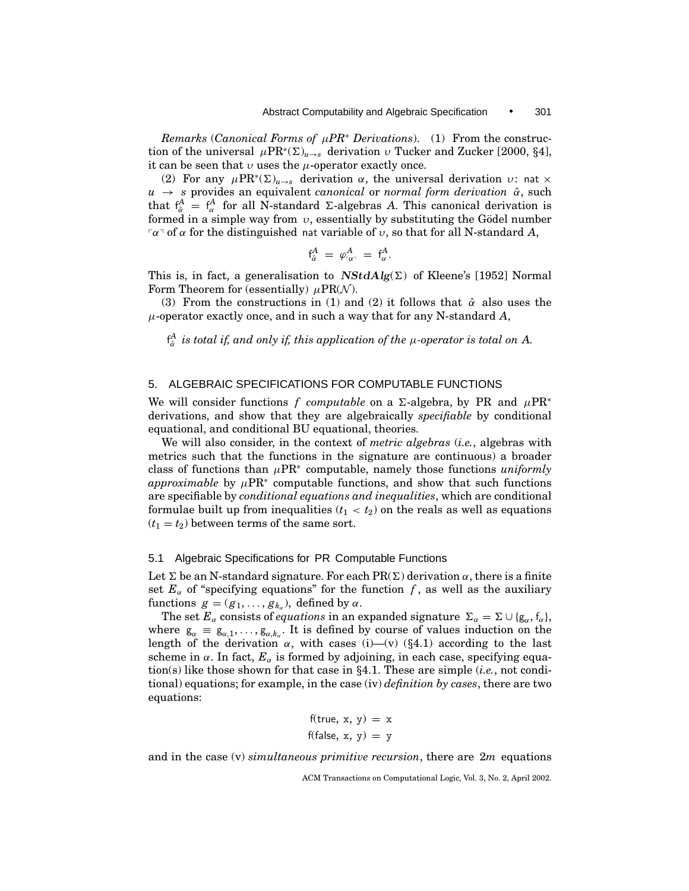*Remarks* (*Canonical Forms of $\mu PR^*$ Derivations*). (1) From the construction of the universal $\mu\text{PR}^*(\Sigma)_{u\to s}$ derivation $\upsilon$ Tucker and Zucker [2000, §4], it can be seen that $\upsilon$ uses the $\mu$-operator exactly once.

(2) For any $\mu\text{PR}^*(\Sigma)_{u\to s}$ derivation $\alpha$, the universal derivation $\upsilon$: $\mathsf{nat} \times u \to s$ provides an equivalent *canonical* or *normal form derivation* $\hat{\alpha}$, such that $\mathsf{f}^A_{\hat{\alpha}} = \mathsf{f}^A_{\alpha}$ for all N-standard $\Sigma$-algebras $A$. This canonical derivation is formed in a simple way from $\upsilon$, essentially by substituting the Gödel number $\ulcorner\alpha\urcorner$ of $\alpha$ for the distinguished $\mathsf{nat}$ variable of $\upsilon$, so that for all N-standard $A$,

$$\mathsf{f}^A_{\hat{\alpha}} \;=\; \varphi^A_{\ulcorner\alpha\urcorner} \;=\; \mathsf{f}^A_{\alpha}.$$

This is, in fact, a generalisation to $\boldsymbol{NStdAlg}(\Sigma)$ of Kleene's [1952] Normal Form Theorem for (essentially) $\mu\text{PR}(\mathcal{N})$.

(3) From the constructions in (1) and (2) it follows that $\hat{\alpha}$ also uses the $\mu$-operator exactly once, and in such a way that for any N-standard $A$,

$\mathsf{f}^A_{\hat{\alpha}}$ *is total if, and only if, this application of the $\mu$-operator is total on $A$.*

## 5. ALGEBRAIC SPECIFICATIONS FOR COMPUTABLE FUNCTIONS

We will consider functions $f$ *computable* on a $\Sigma$-algebra, by PR and $\mu\text{PR}^*$ derivations, and show that they are algebraically *specifiable* by conditional equational, and conditional BU equational, theories.

We will also consider, in the context of *metric algebras* (*i.e.*, algebras with metrics such that the functions in the signature are continuous) a broader class of functions than $\mu\text{PR}^*$ computable, namely those functions *uniformly approximable* by $\mu\text{PR}^*$ computable functions, and show that such functions are specifiable by *conditional equations and inequalities*, which are conditional formulae built up from inequalities ($t_1 < t_2$) on the reals as well as equations ($t_1 = t_2$) between terms of the same sort.

### 5.1 Algebraic Specifications for PR Computable Functions

Let $\Sigma$ be an N-standard signature. For each $\text{PR}(\Sigma)$ derivation $\alpha$, there is a finite set $E_\alpha$ of "specifying equations" for the function $f$, as well as the auxiliary functions $g = (g_1, \ldots, g_{k_\alpha})$, defined by $\alpha$.

The set $E_\alpha$ consists of *equations* in an expanded signature $\Sigma_\alpha = \Sigma \cup \{\mathsf{g}_\alpha, \mathsf{f}_\alpha\}$, where $\mathsf{g}_\alpha \equiv \mathsf{g}_{\alpha,1}, \ldots, \mathsf{g}_{\alpha,k_\alpha}$. It is defined by course of values induction on the length of the derivation $\alpha$, with cases (i)—(v) (§4.1) according to the last scheme in $\alpha$. In fact, $E_\alpha$ is formed by adjoining, in each case, specifying equation(s) like those shown for that case in §4.1. These are simple (*i.e.*, not conditional) equations; for example, in the case (iv) *definition by cases*, there are two equations:

$$\begin{aligned}
\mathsf{f}(\mathsf{true},\ \mathtt{x},\ \mathtt{y}) \;&=\; \mathtt{x}\\
\mathsf{f}(\mathsf{false},\ \mathtt{x},\ \mathtt{y}) \;&=\; \mathtt{y}
\end{aligned}$$

and in the case (v) *simultaneous primitive recursion*, there are $2m$ equations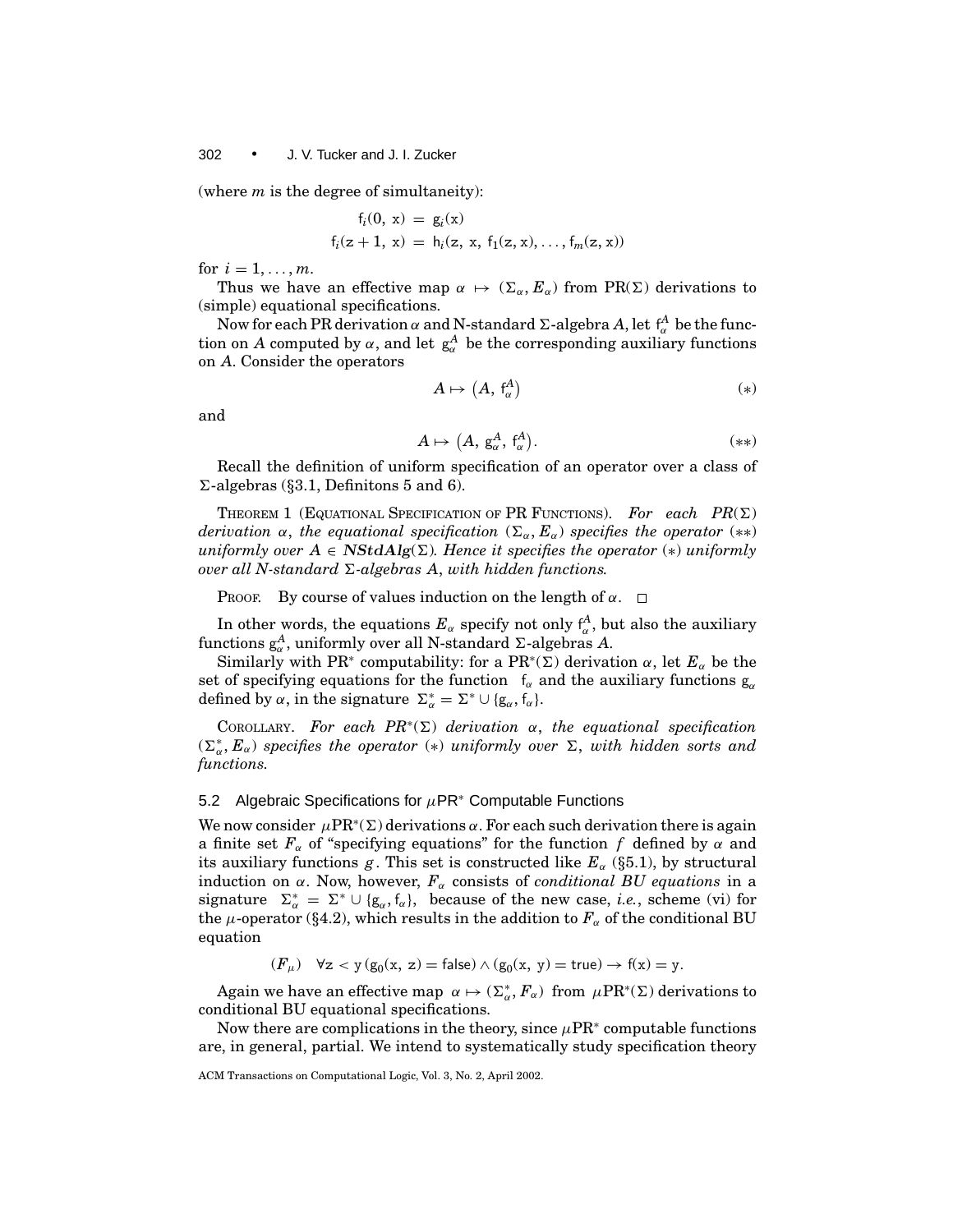(where $m$ is the degree of simultaneity):

$$\mathsf{f}_i(0,\ \mathsf{x}) = \mathsf{g}_i(\mathsf{x})$$
$$\mathsf{f}_i(\mathsf{z}+1,\ \mathsf{x}) = \mathsf{h}_i(\mathsf{z},\ \mathsf{x},\ \mathsf{f}_1(\mathsf{z},\mathsf{x}),\ldots,\mathsf{f}_m(\mathsf{z},\mathsf{x}))$$

for $i = 1,\ldots,m$.

Thus we have an effective map $\alpha \mapsto (\Sigma_\alpha, E_\alpha)$ from PR($\Sigma$) derivations to (simple) equational specifications.

Now for each PR derivation $\alpha$ and N-standard $\Sigma$-algebra $A$, let $\mathsf{f}_\alpha^A$ be the function on $A$ computed by $\alpha$, and let $\mathsf{g}_\alpha^A$ be the corresponding auxiliary functions on $A$. Consider the operators

$$A \mapsto \left(A,\ \mathsf{f}_\alpha^A\right) \tag{$*$}$$

and

$$A \mapsto \left(A,\ \mathsf{g}_\alpha^A,\ \mathsf{f}_\alpha^A\right). \tag{$**$}$$

Recall the definition of uniform specification of an operator over a class of $\Sigma$-algebras (§3.1, Definitons 5 and 6).

THEOREM 1 (EQUATIONAL SPECIFICATION OF PR FUNCTIONS). *For each PR($\Sigma$) derivation $\alpha$, the equational specification $(\Sigma_\alpha, E_\alpha)$ specifies the operator $(**)$ uniformly over $A \in$ **NStdAlg**($\Sigma$). Hence it specifies the operator $(*)$ uniformly over all N-standard $\Sigma$-algebras $A$, with hidden functions.*

PROOF. By course of values induction on the length of $\alpha$. □

In other words, the equations $E_\alpha$ specify not only $\mathsf{f}_\alpha^A$, but also the auxiliary functions $\mathsf{g}_\alpha^A$, uniformly over all N-standard $\Sigma$-algebras $A$.

Similarly with PR$^*$ computability: for a PR$^*$($\Sigma$) derivation $\alpha$, let $E_\alpha$ be the set of specifying equations for the function $\mathsf{f}_\alpha$ and the auxiliary functions $\mathsf{g}_\alpha$ defined by $\alpha$, in the signature $\Sigma_\alpha^* = \Sigma^* \cup \{\mathsf{g}_\alpha, \mathsf{f}_\alpha\}$.

COROLLARY. *For each PR$^*$($\Sigma$) derivation $\alpha$, the equational specification $(\Sigma_\alpha^*, E_\alpha)$ specifies the operator $(*)$ uniformly over $\Sigma$, with hidden sorts and functions.*

### 5.2 Algebraic Specifications for $\mu$PR$^*$ Computable Functions

We now consider $\mu$PR$^*$($\Sigma$) derivations $\alpha$. For each such derivation there is again a finite set $F_\alpha$ of "specifying equations" for the function $f$ defined by $\alpha$ and its auxiliary functions $g$. This set is constructed like $E_\alpha$ (§5.1), by structural induction on $\alpha$. Now, however, $F_\alpha$ consists of *conditional BU equations* in a signature $\Sigma_\alpha^* = \Sigma^* \cup \{\mathsf{g}_\alpha, \mathsf{f}_\alpha\}$, because of the new case, *i.e.*, scheme (vi) for the $\mu$-operator (§4.2), which results in the addition to $F_\alpha$ of the conditional BU equation

$$(F_\mu) \quad \forall \mathsf{z} < \mathsf{y}\,(\mathsf{g}_0(\mathsf{x},\ \mathsf{z}) = \mathsf{false}) \wedge (\mathsf{g}_0(\mathsf{x},\ \mathsf{y}) = \mathsf{true}) \rightarrow \mathsf{f}(\mathsf{x}) = \mathsf{y}.$$

Again we have an effective map $\alpha \mapsto (\Sigma_\alpha^*, F_\alpha)$ from $\mu$PR$^*$($\Sigma$) derivations to conditional BU equational specifications.

Now there are complications in the theory, since $\mu$PR$^*$ computable functions are, in general, partial. We intend to systematically study specification theory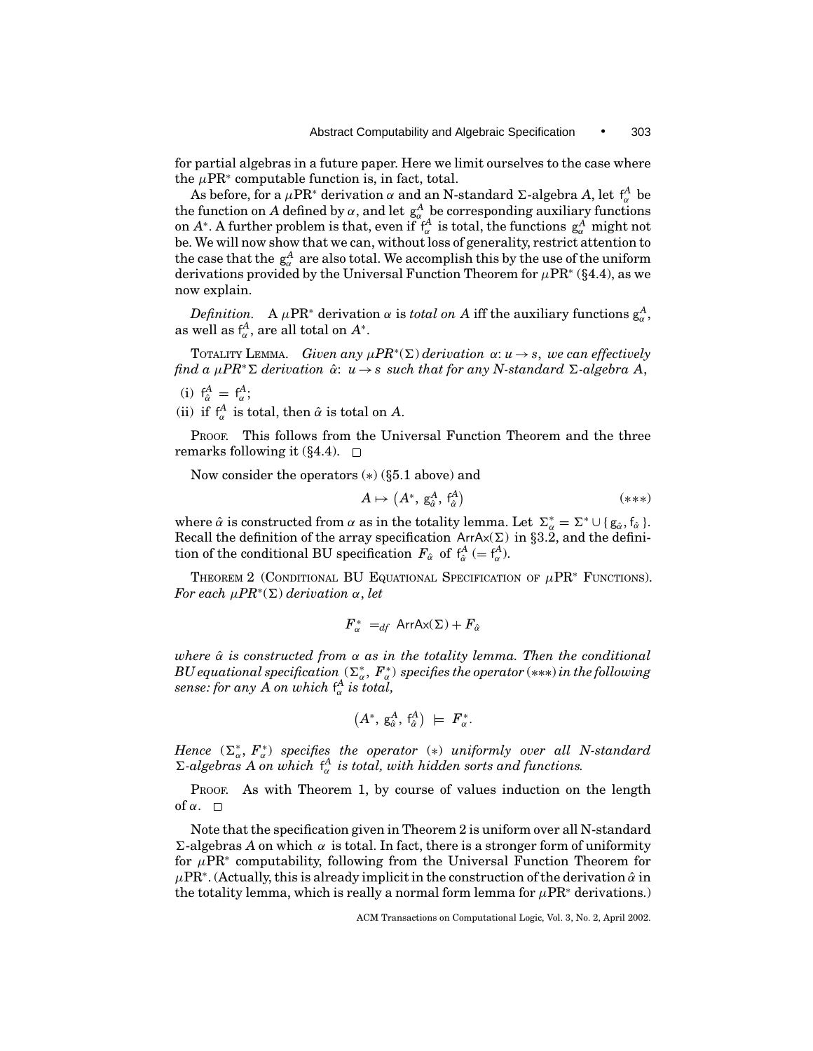for partial algebras in a future paper. Here we limit ourselves to the case where the $\mu$PR* computable function is, in fact, total.

As before, for a $\mu$PR* derivation $\alpha$ and an N-standard $\Sigma$-algebra $A$, let $\mathsf{f}_\alpha^A$ be the function on $A$ defined by $\alpha$, and let $\mathsf{g}_\alpha^A$ be corresponding auxiliary functions on $A^*$. A further problem is that, even if $\mathsf{f}_\alpha^A$ is total, the functions $\mathsf{g}_\alpha^A$ might not be. We will now show that we can, without loss of generality, restrict attention to the case that the $\mathsf{g}_\alpha^A$ are also total. We accomplish this by the use of the uniform derivations provided by the Universal Function Theorem for $\mu$PR* (§4.4), as we now explain.

*Definition.* A $\mu$PR* derivation $\alpha$ is *total on $A$* iff the auxiliary functions $\mathsf{g}_\alpha^A$, as well as $\mathsf{f}_\alpha^A$, are all total on $A^*$.

TOTALITY LEMMA. *Given any $\mu PR^*(\Sigma)$ derivation $\alpha$: $u \to s$, we can effectively find a $\mu PR^*\Sigma$ derivation $\hat{\alpha}$: $u \to s$ such that for any N-standard $\Sigma$-algebra $A$,*

(i) $\mathsf{f}_{\hat{\alpha}}^A = \mathsf{f}_\alpha^A$;

(ii) if $\mathsf{f}_\alpha^A$ is total, then $\hat{\alpha}$ is total on $A$.

PROOF. This follows from the Universal Function Theorem and the three remarks following it (§4.4). □

Now consider the operators $(*)$ (§5.1 above) and

$$A \mapsto \left(A^*, \mathsf{g}_{\hat{\alpha}}^A, \mathsf{f}_{\hat{\alpha}}^A\right) \qquad (***)$$

where $\hat{\alpha}$ is constructed from $\alpha$ as in the totality lemma. Let $\Sigma_\alpha^* = \Sigma^* \cup \{\mathsf{g}_{\hat{\alpha}}, \mathsf{f}_{\hat{\alpha}}\}$. Recall the definition of the array specification $\mathsf{ArrAx}(\Sigma)$ in §3.2, and the definition of the conditional BU specification $\boldsymbol{F}_{\hat{\alpha}}$ of $\mathsf{f}_{\hat{\alpha}}^A$ $(= \mathsf{f}_\alpha^A)$.

THEOREM 2 (CONDITIONAL BU EQUATIONAL SPECIFICATION OF $\mu$PR* FUNCTIONS). *For each $\mu PR^*(\Sigma)$ derivation $\alpha$, let*

$$\boldsymbol{F}_\alpha^* \;=_{df}\; \mathsf{ArrAx}(\Sigma) + \boldsymbol{F}_{\hat{\alpha}}$$

*where $\hat{\alpha}$ is constructed from $\alpha$ as in the totality lemma. Then the conditional BU equational specification $(\Sigma_\alpha^*, \boldsymbol{F}_\alpha^*)$ specifies the operator $(***)$ in the following sense: for any $A$ on which $\mathsf{f}_\alpha^A$ is total,*

$$\left(A^*, \mathsf{g}_{\hat{\alpha}}^A, \mathsf{f}_{\hat{\alpha}}^A\right) \models \boldsymbol{F}_\alpha^*.$$

*Hence $(\Sigma_\alpha^*, \boldsymbol{F}_\alpha^*)$ specifies the operator $(*)$ uniformly over all N-standard $\Sigma$-algebras $A$ on which $\mathsf{f}_\alpha^A$ is total, with hidden sorts and functions.*

PROOF. As with Theorem 1, by course of values induction on the length of $\alpha$. □

Note that the specification given in Theorem 2 is uniform over all N-standard $\Sigma$-algebras $A$ on which $\alpha$ is total. In fact, there is a stronger form of uniformity for $\mu$PR* computability, following from the Universal Function Theorem for $\mu$PR*. (Actually, this is already implicit in the construction of the derivation $\hat{\alpha}$ in the totality lemma, which is really a normal form lemma for $\mu$PR* derivations.)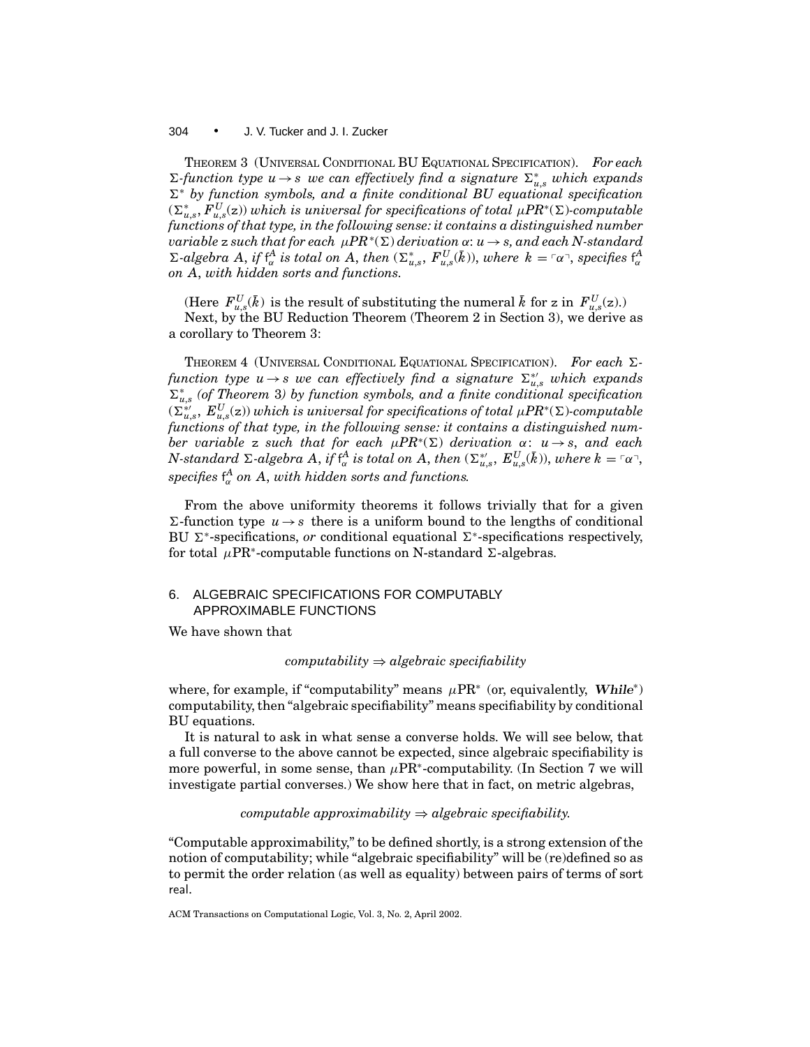THEOREM 3 (UNIVERSAL CONDITIONAL BU EQUATIONAL SPECIFICATION). *For each $\Sigma$-function type $u \to s$ we can effectively find a signature $\Sigma^*_{u,s}$ which expands $\Sigma^*$ by function symbols, and a finite conditional BU equational specification $(\Sigma^*_{u,s}, F^U_{u,s}(\mathsf{z}))$ which is universal for specifications of total $\mu PR^*(\Sigma)$-computable functions of that type, in the following sense: it contains a distinguished number variable $\mathsf{z}$ such that for each $\mu PR^*(\Sigma)$ derivation $\alpha$: $u \to s$, and each N-standard $\Sigma$-algebra $A$, if $\mathsf{f}^A_\alpha$ is total on $A$, then $(\Sigma^*_{u,s}, F^U_{u,s}(\bar{k}))$, where $k = \ulcorner\alpha\urcorner$, specifies $\mathsf{f}^A_\alpha$ on $A$, with hidden sorts and functions.*

(Here $F^U_{u,s}(\bar{k})$ is the result of substituting the numeral $\bar{k}$ for $\mathsf{z}$ in $F^U_{u,s}(\mathsf{z})$.)

Next, by the BU Reduction Theorem (Theorem 2 in Section 3), we derive as a corollary to Theorem 3:

THEOREM 4 (UNIVERSAL CONDITIONAL EQUATIONAL SPECIFICATION). *For each $\Sigma$-function type $u \to s$ we can effectively find a signature $\Sigma^{*\prime}_{u,s}$ which expands $\Sigma^*_{u,s}$ (of Theorem 3) by function symbols, and a finite conditional specification $(\Sigma^{*\prime}_{u,s}, E^U_{u,s}(\mathsf{z}))$ which is universal for specifications of total $\mu PR^*(\Sigma)$-computable functions of that type, in the following sense: it contains a distinguished number variable $\mathsf{z}$ such that for each $\mu PR^*(\Sigma)$ derivation $\alpha$: $u \to s$, and each N-standard $\Sigma$-algebra $A$, if $\mathsf{f}^A_\alpha$ is total on $A$, then $(\Sigma^{*\prime}_{u,s}, E^U_{u,s}(\bar{k}))$, where $k = \ulcorner\alpha\urcorner$, specifies $\mathsf{f}^A_\alpha$ on $A$, with hidden sorts and functions.*

From the above uniformity theorems it follows trivially that for a given $\Sigma$-function type $u \to s$ there is a uniform bound to the lengths of conditional BU $\Sigma^*$-specifications, *or* conditional equational $\Sigma^*$-specifications respectively, for total $\mu$PR$^*$-computable functions on N-standard $\Sigma$-algebras.

## 6. ALGEBRAIC SPECIFICATIONS FOR COMPUTABLY APPROXIMABLE FUNCTIONS

We have shown that

$$\textit{computability} \Rightarrow \textit{algebraic specifiability}$$

where, for example, if "computability" means $\mu$PR$^*$ (or, equivalently, ***While***$^*$) computability, then "algebraic specifiability" means specifiability by conditional BU equations.

It is natural to ask in what sense a converse holds. We will see below, that a full converse to the above cannot be expected, since algebraic specifiability is more powerful, in some sense, than $\mu$PR$^*$-computability. (In Section 7 we will investigate partial converses.) We show here that in fact, on metric algebras,

$$\textit{computable approximability} \Rightarrow \textit{algebraic specifiability.}$$

"Computable approximability," to be defined shortly, is a strong extension of the notion of computability; while "algebraic specifiability" will be (re)defined so as to permit the order relation (as well as equality) between pairs of terms of sort real.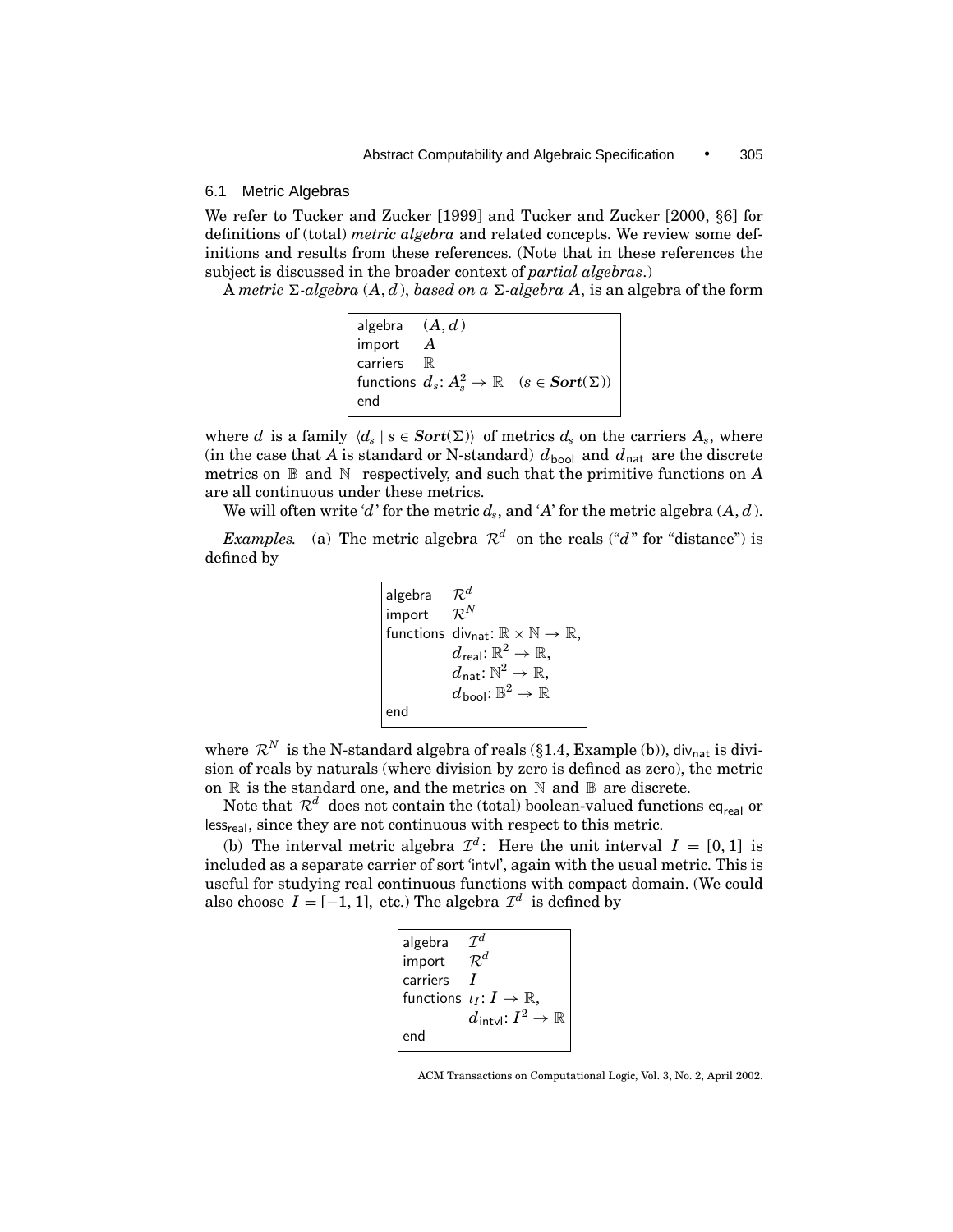### 6.1 Metric Algebras

We refer to Tucker and Zucker [1999] and Tucker and Zucker [2000, §6] for definitions of (total) *metric algebra* and related concepts. We review some definitions and results from these references. (Note that in these references the subject is discussed in the broader context of *partial algebras*.)

A *metric* $\Sigma$*-algebra* $(A, d)$, *based on a* $\Sigma$*-algebra* $A$, is an algebra of the form

```
algebra    (A, d)
import     A
carriers   ℝ
functions  d_s: A_s^2 → ℝ    (s ∈ Sort(Σ))
end
```

where $d$ is a family $\langle d_s \mid s \in \mathbf{Sort}(\Sigma)\rangle$ of metrics $d_s$ on the carriers $A_s$, where (in the case that $A$ is standard or N-standard) $d_{\mathsf{bool}}$ and $d_{\mathsf{nat}}$ are the discrete metrics on $\mathbb{B}$ and $\mathbb{N}$ respectively, and such that the primitive functions on $A$ are all continuous under these metrics.

We will often write '$d$' for the metric $d_s$, and '$A$' for the metric algebra $(A, d)$.

*Examples.* (a) The metric algebra $\mathcal{R}^d$ on the reals ("$d$" for "distance") is defined by

```
algebra    R^d
import     R^N
functions  div_nat: ℝ × ℕ → ℝ,
           d_real: ℝ^2 → ℝ,
           d_nat: ℕ^2 → ℝ,
           d_bool: 𝔹^2 → ℝ
end
```

where $\mathcal{R}^N$ is the N-standard algebra of reals (§1.4, Example (b)), $\mathsf{div}_{\mathsf{nat}}$ is division of reals by naturals (where division by zero is defined as zero), the metric on $\mathbb{R}$ is the standard one, and the metrics on $\mathbb{N}$ and $\mathbb{B}$ are discrete.

Note that $\mathcal{R}^d$ does not contain the (total) boolean-valued functions $\mathsf{eq}_{\mathsf{real}}$ or $\mathsf{less}_{\mathsf{real}}$, since they are not continuous with respect to this metric.

(b) The interval metric algebra $\mathcal{I}^d$: Here the unit interval $I = [0, 1]$ is included as a separate carrier of sort 'intvl', again with the usual metric. This is useful for studying real continuous functions with compact domain. (We could also choose $I = [-1, 1]$, etc.) The algebra $\mathcal{I}^d$ is defined by

```
algebra    I^d
import     R^d
carriers   I
functions  ι_I: I → ℝ,
           d_intvl: I^2 → ℝ
end
```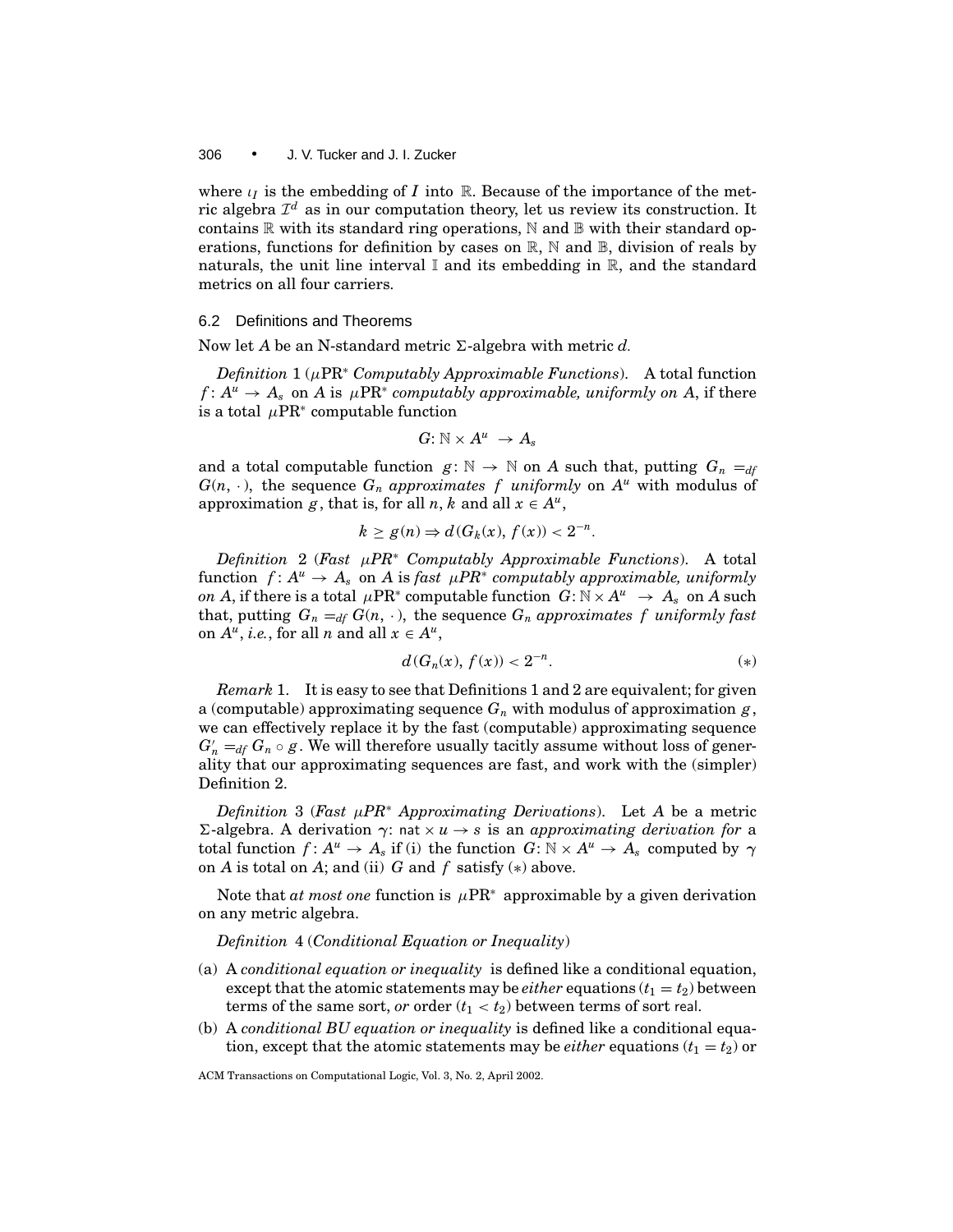where $\iota_I$ is the embedding of $I$ into $\mathbb{R}$. Because of the importance of the metric algebra $\mathcal{I}^d$ as in our computation theory, let us review its construction. It contains $\mathbb{R}$ with its standard ring operations, $\mathbb{N}$ and $\mathbb{B}$ with their standard operations, functions for definition by cases on $\mathbb{R}$, $\mathbb{N}$ and $\mathbb{B}$, division of reals by naturals, the unit line interval $\mathbb{I}$ and its embedding in $\mathbb{R}$, and the standard metrics on all four carriers.

### 6.2 Definitions and Theorems

Now let $A$ be an N-standard metric $\Sigma$-algebra with metric $d$.

*Definition* 1 (*$\mu$PR$^*$ Computably Approximable Functions*). A total function $f\colon A^u \to A_s$ on $A$ is *$\mu$PR$^*$ computably approximable, uniformly on $A$*, if there is a total $\mu$PR$^*$ computable function

$$G\colon \mathbb{N} \times A^u \to A_s$$

and a total computable function $g\colon \mathbb{N} \to \mathbb{N}$ on $A$ such that, putting $G_n =_{df} G(n, \cdot)$, the sequence $G_n$ *approximates* $f$ *uniformly* on $A^u$ with modulus of approximation $g$, that is, for all $n$, $k$ and all $x \in A^u$,

$$k \geq g(n) \Rightarrow d(G_k(x), f(x)) < 2^{-n}.$$

*Definition* 2 (*Fast $\mu$PR$^*$ Computably Approximable Functions*). A total function $f\colon A^u \to A_s$ on $A$ is *fast $\mu$PR$^*$ computably approximable, uniformly on $A$*, if there is a total $\mu$PR$^*$ computable function $G\colon \mathbb{N} \times A^u \to A_s$ on $A$ such that, putting $G_n =_{df} G(n, \cdot)$, the sequence $G_n$ *approximates* $f$ *uniformly fast* on $A^u$, *i.e.*, for all $n$ and all $x \in A^u$,

$$d(G_n(x), f(x)) < 2^{-n}. \qquad (*)$$

*Remark* 1. It is easy to see that Definitions 1 and 2 are equivalent; for given a (computable) approximating sequence $G_n$ with modulus of approximation $g$, we can effectively replace it by the fast (computable) approximating sequence $G'_n =_{df} G_n \circ g$. We will therefore usually tacitly assume without loss of generality that our approximating sequences are fast, and work with the (simpler) Definition 2.

*Definition* 3 (*Fast $\mu$PR$^*$ Approximating Derivations*). Let $A$ be a metric $\Sigma$-algebra. A derivation $\gamma\colon \mathsf{nat} \times u \to s$ is an *approximating derivation for* a total function $f\colon A^u \to A_s$ if (i) the function $G\colon \mathbb{N} \times A^u \to A_s$ computed by $\gamma$ on $A$ is total on $A$; and (ii) $G$ and $f$ satisfy $(*)$ above.

Note that *at most one* function is $\mu$PR$^*$ approximable by a given derivation on any metric algebra.

*Definition* 4 (*Conditional Equation or Inequality*)

(a) A *conditional equation or inequality* is defined like a conditional equation, except that the atomic statements may be *either* equations $(t_1 = t_2)$ between terms of the same sort, *or* order $(t_1 < t_2)$ between terms of sort $\mathsf{real}$.

(b) A *conditional BU equation or inequality* is defined like a conditional equation, except that the atomic statements may be *either* equations $(t_1 = t_2)$ or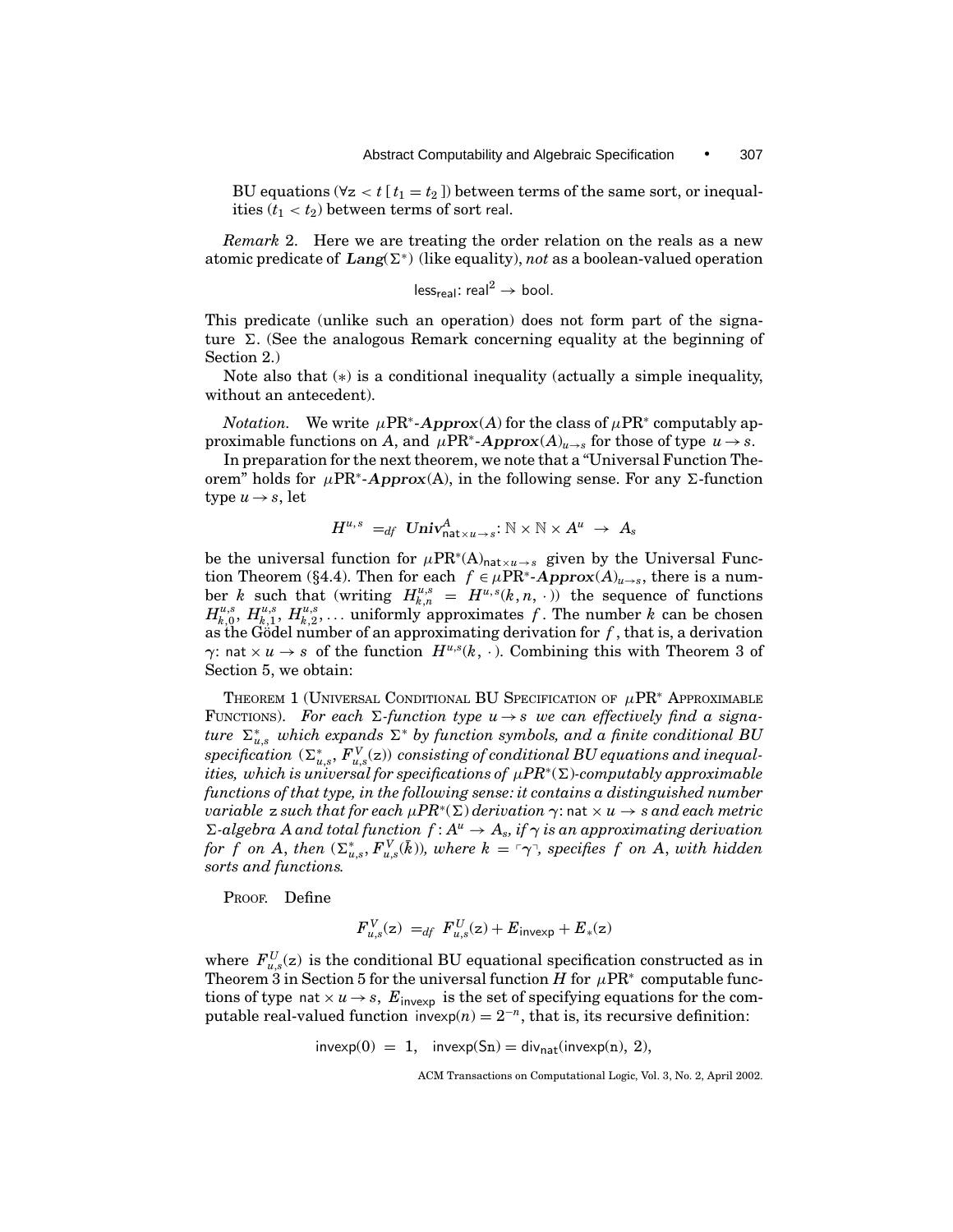BU equations ($\forall z < t\,[\,t_1 = t_2\,]$) between terms of the same sort, or inequalities ($t_1 < t_2$) between terms of sort real.

*Remark* 2. Here we are treating the order relation on the reals as a new atomic predicate of $\boldsymbol{Lang}(\Sigma^*)$ (like equality), *not* as a boolean-valued operation

$$\mathsf{less}_{\mathsf{real}}\colon \mathsf{real}^2 \to \mathsf{bool}.$$

This predicate (unlike such an operation) does not form part of the signature $\Sigma$. (See the analogous Remark concerning equality at the beginning of Section 2.)

Note also that $(*)$ is a conditional inequality (actually a simple inequality, without an antecedent).

*Notation.* We write $\mu\mathrm{PR}^*\text{-}\boldsymbol{Approx}(A)$ for the class of $\mu\mathrm{PR}^*$ computably approximable functions on $A$, and $\mu\mathrm{PR}^*\text{-}\boldsymbol{Approx}(A)_{u\to s}$ for those of type $u \to s$.

In preparation for the next theorem, we note that a "Universal Function Theorem" holds for $\mu\mathrm{PR}^*\text{-}\boldsymbol{Approx}(\mathrm{A})$, in the following sense. For any $\Sigma$-function type $u \to s$, let

$$H^{u,s} \;=_{df}\; \boldsymbol{Univ}^A_{\mathsf{nat}\times u\to s}\colon \mathbb{N}\times\mathbb{N}\times A^u \;\to\; A_s$$

be the universal function for $\mu\mathrm{PR}^*(\mathrm{A})_{\mathsf{nat}\times u\to s}$ given by the Universal Function Theorem (§4.4). Then for each $f \in \mu\mathrm{PR}^*\text{-}\boldsymbol{Approx}(A)_{u\to s}$, there is a number $k$ such that (writing $H^{u,s}_{k,n} = H^{u,s}(k,n,\,\cdot\,)$) the sequence of functions $H^{u,s}_{k,0}, H^{u,s}_{k,1}, H^{u,s}_{k,2}, \ldots$ uniformly approximates $f$. The number $k$ can be chosen as the Gödel number of an approximating derivation for $f$, that is, a derivation $\gamma\colon \mathsf{nat}\times u \to s$ of the function $H^{u,s}(k,\,\cdot\,)$. Combining this with Theorem 3 of Section 5, we obtain:

Theorem 1 (Universal Conditional BU Specification of $\mu\mathrm{PR}^*$ Approximable Functions). *For each $\Sigma$-function type $u \to s$ we can effectively find a signature $\Sigma^*_{u,s}$ which expands $\Sigma^*$ by function symbols, and a finite conditional BU specification $(\Sigma^*_{u,s}, F^V_{u,s}(\mathsf{z}))$ consisting of conditional BU equations and inequalities, which is universal for specifications of $\mu PR^*(\Sigma)$-computably approximable functions of that type, in the following sense: it contains a distinguished number variable* z *such that for each $\mu PR^*(\Sigma)$ derivation $\gamma\colon \mathsf{nat}\times u \to s$ and each metric $\Sigma$-algebra $A$ and total function $f\colon A^u \to A_s$, if $\gamma$ is an approximating derivation for $f$ on $A$, then $(\Sigma^*_{u,s}, F^V_{u,s}(\bar{k}))$, where $k = \ulcorner\gamma\urcorner$, specifies $f$ on $A$, with hidden sorts and functions.*

Proof. Define

$$F^V_{u,s}(\mathsf{z}) \;=_{df}\; F^U_{u,s}(\mathsf{z}) + E_{\mathsf{invexp}} + E_*(\mathsf{z})$$

where $F^U_{u,s}(\mathsf{z})$ is the conditional BU equational specification constructed as in Theorem 3 in Section 5 for the universal function $H$ for $\mu\mathrm{PR}^*$ computable functions of type $\mathsf{nat}\times u \to s$, $E_{\mathsf{invexp}}$ is the set of specifying equations for the computable real-valued function $\mathsf{invexp}(n) = 2^{-n}$, that is, its recursive definition:

$$\mathsf{invexp}(0) \;=\; 1, \quad \mathsf{invexp}(\mathsf{Sn}) = \mathsf{div}_{\mathsf{nat}}(\mathsf{invexp}(\mathsf{n}),\, 2),$$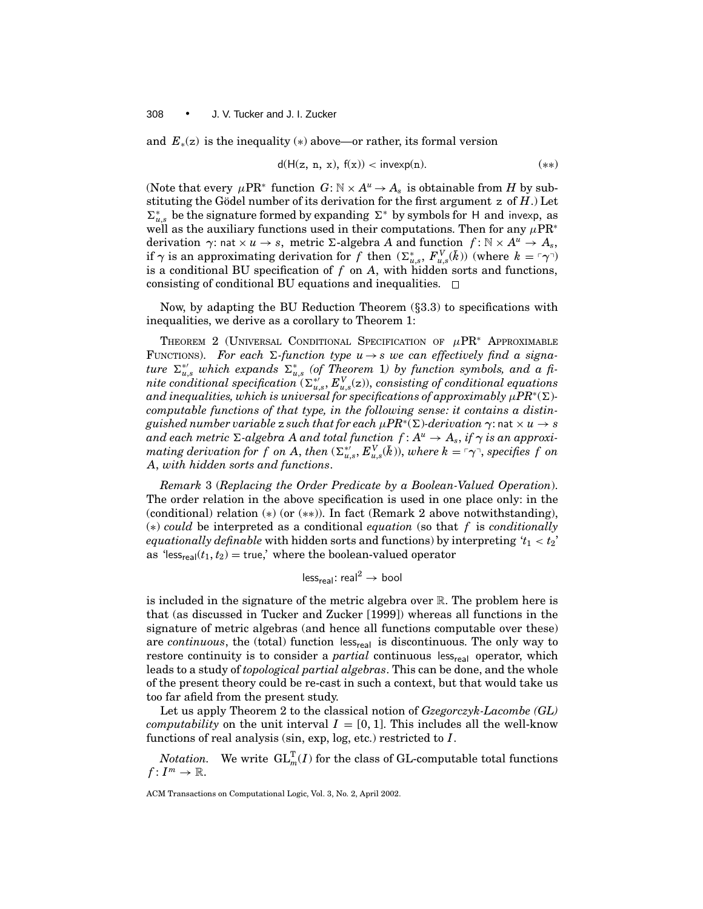and $E_*(\mathsf{z})$ is the inequality $(*)$ above—or rather, its formal version

$$\mathsf{d}(\mathsf{H}(\mathsf{z},\ \mathsf{n},\ \mathsf{x}),\ \mathsf{f}(\mathsf{x})) < \mathsf{invexp}(\mathsf{n}). \tag{$**$}$$

(Note that every $\mu\mathrm{PR}^*$ function $G\colon \mathbb{N} \times A^u \to A_s$ is obtainable from $H$ by substituting the Gödel number of its derivation for the first argument $\mathsf{z}$ of $H$.) Let $\Sigma^*_{u,s}$ be the signature formed by expanding $\Sigma^*$ by symbols for $\mathsf{H}$ and $\mathsf{invexp}$, as well as the auxiliary functions used in their computations. Then for any $\mu\mathrm{PR}^*$ derivation $\gamma\colon \mathsf{nat} \times u \to s$, metric $\Sigma$-algebra $A$ and function $f\colon \mathbb{N} \times A^u \to A_s$, if $\gamma$ is an approximating derivation for $f$ then $(\Sigma^*_{u,s}, F^V_{u,s}(\bar{k}))$ (where $k = \ulcorner\gamma\urcorner$) is a conditional BU specification of $f$ on $A$, with hidden sorts and functions, consisting of conditional BU equations and inequalities. $\square$

Now, by adapting the BU Reduction Theorem (§3.3) to specifications with inequalities, we derive as a corollary to Theorem 1:

THEOREM 2 (UNIVERSAL CONDITIONAL SPECIFICATION OF $\mu\mathrm{PR}^*$ APPROXIMABLE FUNCTIONS). *For each $\Sigma$-function type $u \to s$ we can effectively find a signature $\Sigma^{*\prime}_{u,s}$ which expands $\Sigma^*_{u,s}$ (of Theorem 1) by function symbols, and a finite conditional specification $(\Sigma^{*\prime}_{u,s}, E^V_{u,s}(\mathsf{z}))$, consisting of conditional equations and inequalities, which is universal for specifications of approximably $\mu PR^*(\Sigma)$-computable functions of that type, in the following sense: it contains a distinguished number variable $\mathsf{z}$ such that for each $\mu PR^*(\Sigma)$-derivation $\gamma\colon \mathsf{nat} \times u \to s$ and each metric $\Sigma$-algebra $A$ and total function $f\colon A^u \to A_s$, if $\gamma$ is an approximating derivation for $f$ on $A$, then $(\Sigma^{*\prime}_{u,s}, E^V_{u,s}(\bar{k}))$, where $k = \ulcorner\gamma\urcorner$, specifies $f$ on $A$, with hidden sorts and functions.*

*Remark* 3 (*Replacing the Order Predicate by a Boolean-Valued Operation*). The order relation in the above specification is used in one place only: in the (conditional) relation $(*)$ (or $(**)$). In fact (Remark 2 above notwithstanding), $(*)$ *could* be interpreted as a conditional *equation* (so that $f$ is *conditionally equationally definable* with hidden sorts and functions) by interpreting '$t_1 < t_2$' as '$\mathsf{less}_{\mathsf{real}}(t_1, t_2) = \mathsf{true}$,' where the boolean-valued operator

$$\mathsf{less}_{\mathsf{real}}\colon \mathsf{real}^2 \to \mathsf{bool}$$

is included in the signature of the metric algebra over $\mathbb{R}$. The problem here is that (as discussed in Tucker and Zucker [1999]) whereas all functions in the signature of metric algebras (and hence all functions computable over these) are *continuous*, the (total) function $\mathsf{less}_{\mathsf{real}}$ is discontinuous. The only way to restore continuity is to consider a *partial* continuous $\mathsf{less}_{\mathsf{real}}$ operator, which leads to a study of *topological partial algebras*. This can be done, and the whole of the present theory could be re-cast in such a context, but that would take us too far afield from the present study.

Let us apply Theorem 2 to the classical notion of *Gzegorczyk-Lacombe (GL) computability* on the unit interval $I = [0, 1]$. This includes all the well-know functions of real analysis (sin, exp, log, etc.) restricted to $I$.

*Notation.* We write $\mathrm{GL}^{\mathrm{T}}_m(I)$ for the class of GL-computable total functions $f\colon I^m \to \mathbb{R}$.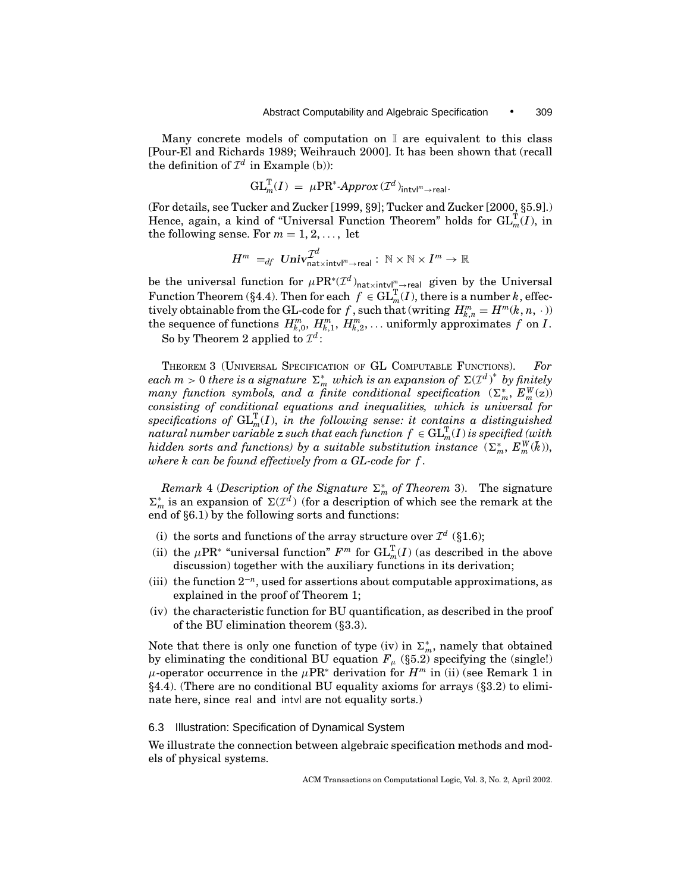Many concrete models of computation on $\mathbb{I}$ are equivalent to this class [Pour-El and Richards 1989; Weihrauch 2000]. It has been shown that (recall the definition of $\mathcal{I}^d$ in Example (b)):

$$\mathrm{GL}_m^{\mathrm{T}}(I) \;=\; \mu\mathrm{PR}^*\text{-}Approx\,(\mathcal{I}^d)_{\mathsf{intvl}^m \to \mathsf{real}}.$$

(For details, see Tucker and Zucker [1999, §9]; Tucker and Zucker [2000, §5.9].) Hence, again, a kind of "Universal Function Theorem" holds for $\mathrm{GL}_m^{\mathrm{T}}(I)$, in the following sense. For $m = 1, 2, \ldots,$ let

$$H^m \;=_{df}\; \boldsymbol{Univ}^{\mathcal{I}^d}_{\mathsf{nat}\times\mathsf{intvl}^m \to \mathsf{real}} : \; \mathbb{N} \times \mathbb{N} \times I^m \to \mathbb{R}$$

be the universal function for $\mu\mathrm{PR}^*(\mathcal{I}^d)_{\mathsf{nat}\times\mathsf{intvl}^m \to \mathsf{real}}$ given by the Universal Function Theorem (§4.4). Then for each $f \in \mathrm{GL}_m^{\mathrm{T}}(I)$, there is a number $k$, effectively obtainable from the GL-code for $f$, such that (writing $H^m_{k,n} = H^m(k, n, \cdot)$) the sequence of functions $H^m_{k,0}, H^m_{k,1}, H^m_{k,2}, \ldots$ uniformly approximates $f$ on $I$.

So by Theorem 2 applied to $\mathcal{I}^d$:

Theorem 3 (Universal Specification of GL Computable Functions). *For each $m > 0$ there is a signature $\Sigma_m^*$ which is an expansion of $\Sigma(\mathcal{I}^d)^*$ by finitely many function symbols, and a finite conditional specification $(\Sigma_m^*, E_m^W(\mathsf{z}))$ consisting of conditional equations and inequalities, which is universal for specifications of $\mathrm{GL}_m^{\mathrm{T}}(I)$, in the following sense: it contains a distinguished natural number variable $\mathsf{z}$ such that each function $f \in \mathrm{GL}_m^{\mathrm{T}}(I)$ is specified (with hidden sorts and functions) by a suitable substitution instance $(\Sigma_m^*, E_m^W(\bar{k}))$, where $k$ can be found effectively from a GL-code for $f$.*

*Remark* 4 (*Description of the Signature $\Sigma_m^*$ of Theorem* 3). The signature $\Sigma_m^*$ is an expansion of $\Sigma(\mathcal{I}^d)$ (for a description of which see the remark at the end of §6.1) by the following sorts and functions:

- (i) the sorts and functions of the array structure over $\mathcal{I}^d$ (§1.6);
- (ii) the $\mu\mathrm{PR}^*$ "universal function" $F^m$ for $\mathrm{GL}_m^{\mathrm{T}}(I)$ (as described in the above discussion) together with the auxiliary functions in its derivation;
- (iii) the function $2^{-n}$, used for assertions about computable approximations, as explained in the proof of Theorem 1;
- (iv) the characteristic function for BU quantification, as described in the proof of the BU elimination theorem (§3.3).

Note that there is only one function of type (iv) in $\Sigma_m^*$, namely that obtained by eliminating the conditional BU equation $F_\mu$ (§5.2) specifying the (single!) $\mu$-operator occurrence in the $\mu\mathrm{PR}^*$ derivation for $H^m$ in (ii) (see Remark 1 in §4.4). (There are no conditional BU equality axioms for arrays (§3.2) to eliminate here, since real and intvl are not equality sorts.)

### 6.3 Illustration: Specification of Dynamical System

We illustrate the connection between algebraic specification methods and models of physical systems.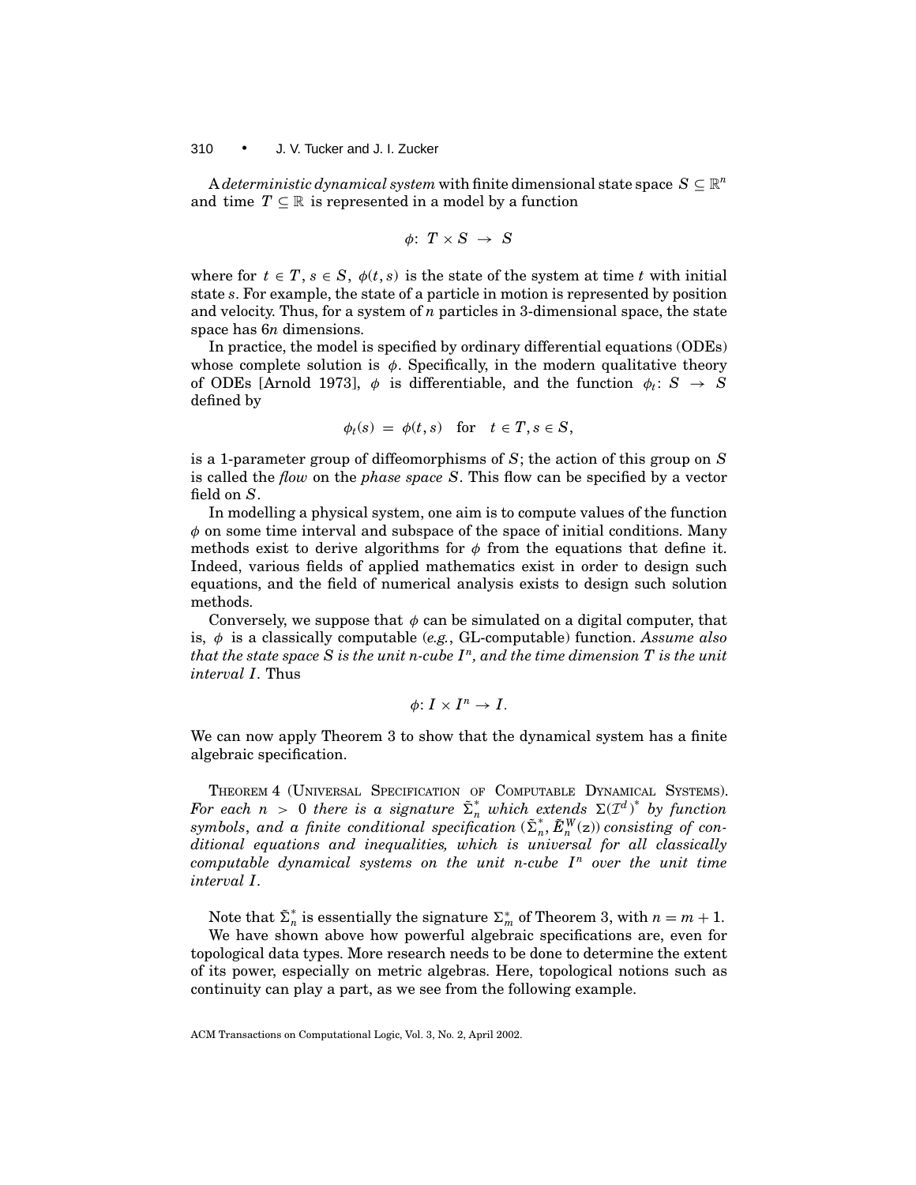A *deterministic dynamical system* with finite dimensional state space $S \subseteq \mathbb{R}^n$ and time $T \subseteq \mathbb{R}$ is represented in a model by a function

$$\phi\colon\ T \times S \ \to\ S$$

where for $t \in T$, $s \in S$, $\phi(t, s)$ is the state of the system at time $t$ with initial state $s$. For example, the state of a particle in motion is represented by position and velocity. Thus, for a system of $n$ particles in 3-dimensional space, the state space has $6n$ dimensions.

In practice, the model is specified by ordinary differential equations (ODEs) whose complete solution is $\phi$. Specifically, in the modern qualitative theory of ODEs [Arnold 1973], $\phi$ is differentiable, and the function $\phi_t\colon S \to S$ defined by

$$\phi_t(s) \ =\ \phi(t, s) \quad \text{for} \quad t \in T, s \in S,$$

is a 1-parameter group of diffeomorphisms of $S$; the action of this group on $S$ is called the *flow* on the *phase space* $S$. This flow can be specified by a vector field on $S$.

In modelling a physical system, one aim is to compute values of the function $\phi$ on some time interval and subspace of the space of initial conditions. Many methods exist to derive algorithms for $\phi$ from the equations that define it. Indeed, various fields of applied mathematics exist in order to design such equations, and the field of numerical analysis exists to design such solution methods.

Conversely, we suppose that $\phi$ can be simulated on a digital computer, that is, $\phi$ is a classically computable (*e.g.*, GL-computable) function. *Assume also that the state space $S$ is the unit n-cube $I^n$, and the time dimension $T$ is the unit interval $I$.* Thus

$$\phi\colon I \times I^n \to I.$$

We can now apply Theorem 3 to show that the dynamical system has a finite algebraic specification.

THEOREM 4 (UNIVERSAL SPECIFICATION OF COMPUTABLE DYNAMICAL SYSTEMS). *For each $n > 0$ there is a signature $\tilde{\Sigma}_n^*$ which extends $\Sigma(\mathcal{I}^d)^*$ by function symbols, and a finite conditional specification $(\tilde{\Sigma}_n^*, \tilde{E}_n^W(\mathtt{z}))$ consisting of conditional equations and inequalities, which is universal for all classically computable dynamical systems on the unit n-cube $I^n$ over the unit time interval $I$.*

Note that $\tilde{\Sigma}_n^*$ is essentially the signature $\Sigma_m^*$ of Theorem 3, with $n = m + 1$.

We have shown above how powerful algebraic specifications are, even for topological data types. More research needs to be done to determine the extent of its power, especially on metric algebras. Here, topological notions such as continuity can play a part, as we see from the following example.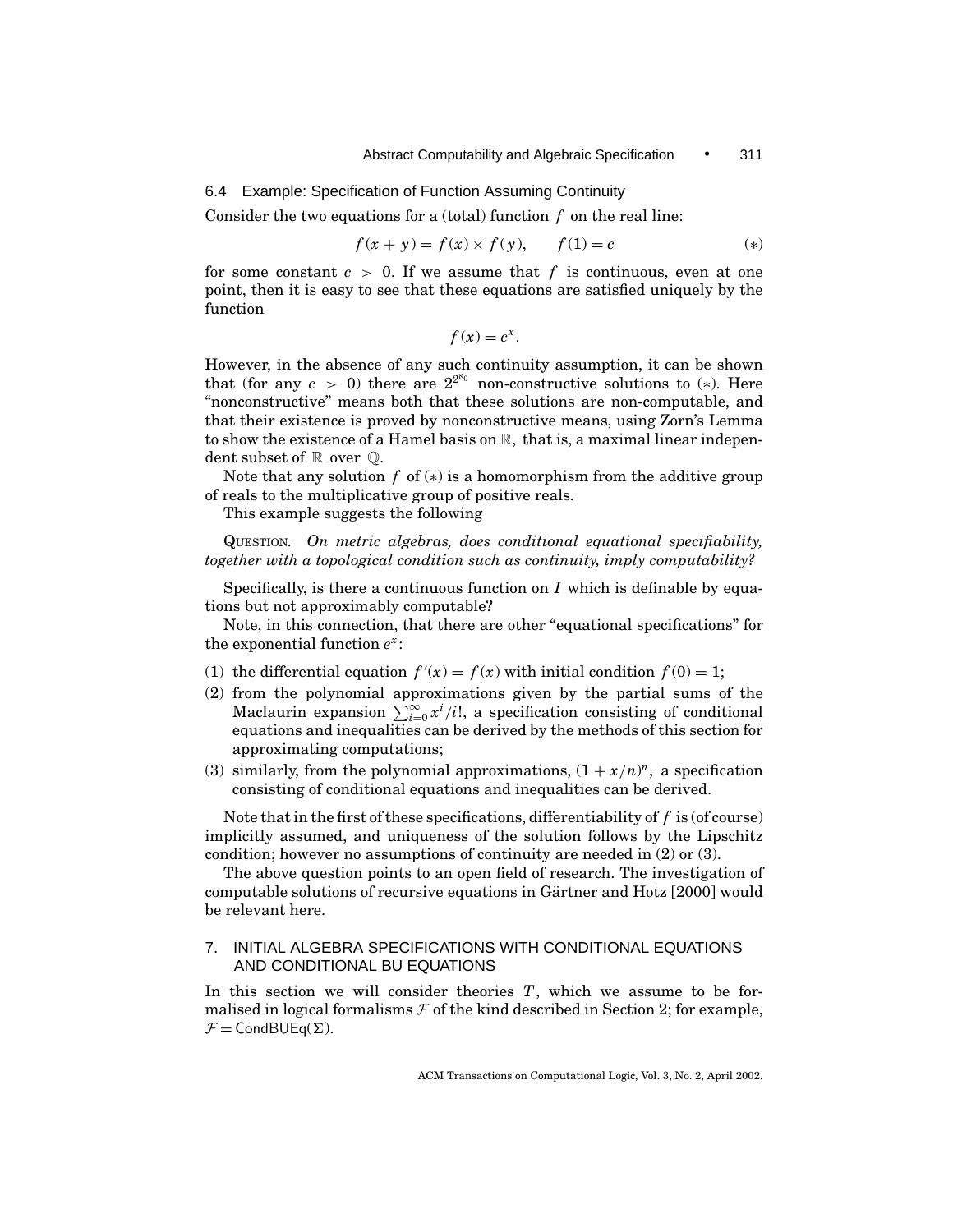### 6.4 Example: Specification of Function Assuming Continuity

Consider the two equations for a (total) function $f$ on the real line:

$$f(x + y) = f(x) \times f(y), \qquad f(1) = c \tag{$*$}$$

for some constant $c > 0$. If we assume that $f$ is continuous, even at one point, then it is easy to see that these equations are satisfied uniquely by the function

$$f(x) = c^x.$$

However, in the absence of any such continuity assumption, it can be shown that (for any $c > 0$) there are $2^{2^{\aleph_0}}$ non-constructive solutions to $(*)$. Here "nonconstructive" means both that these solutions are non-computable, and that their existence is proved by nonconstructive means, using Zorn's Lemma to show the existence of a Hamel basis on $\mathbb{R}$, that is, a maximal linear independent subset of $\mathbb{R}$ over $\mathbb{Q}$.

Note that any solution $f$ of $(*)$ is a homomorphism from the additive group of reals to the multiplicative group of positive reals.

This example suggests the following

QUESTION. *On metric algebras, does conditional equational specifiability, together with a topological condition such as continuity, imply computability?*

Specifically, is there a continuous function on $I$ which is definable by equations but not approximably computable?

Note, in this connection, that there are other "equational specifications" for the exponential function $e^x$:

(1) the differential equation $f'(x) = f(x)$ with initial condition $f(0) = 1$;
(2) from the polynomial approximations given by the partial sums of the Maclaurin expansion $\sum_{i=0}^{\infty} x^i/i!$, a specification consisting of conditional equations and inequalities can be derived by the methods of this section for approximating computations;
(3) similarly, from the polynomial approximations, $(1 + x/n)^n$, a specification consisting of conditional equations and inequalities can be derived.

Note that in the first of these specifications, differentiability of $f$ is (of course) implicitly assumed, and uniqueness of the solution follows by the Lipschitz condition; however no assumptions of continuity are needed in (2) or (3).

The above question points to an open field of research. The investigation of computable solutions of recursive equations in Gärtner and Hotz [2000] would be relevant here.

## 7. INITIAL ALGEBRA SPECIFICATIONS WITH CONDITIONAL EQUATIONS AND CONDITIONAL BU EQUATIONS

In this section we will consider theories $T$, which we assume to be formalised in logical formalisms $\mathcal{F}$ of the kind described in Section 2; for example, $\mathcal{F} = \mathsf{CondBUEq}(\Sigma)$.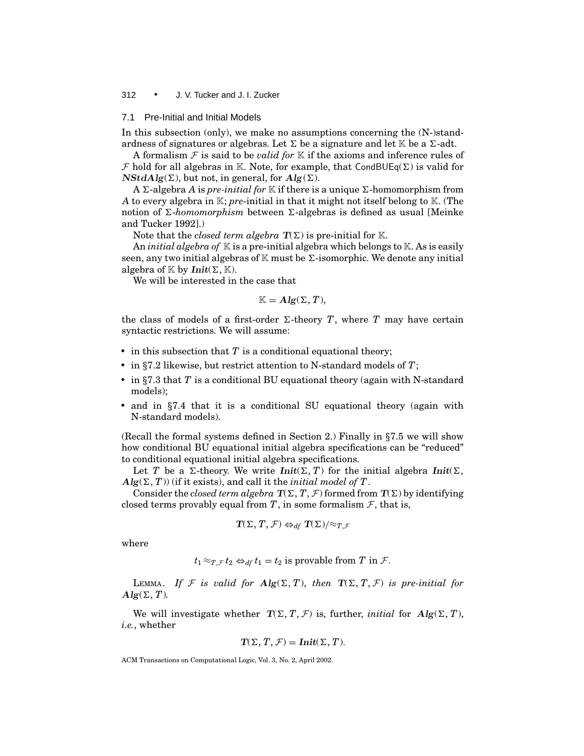### 7.1 Pre-Initial and Initial Models

In this subsection (only), we make no assumptions concerning the (N-)standardness of signatures or algebras. Let $\Sigma$ be a signature and let $\mathbb{K}$ be a $\Sigma$-adt.

A formalism $\mathcal{F}$ is said to be *valid for* $\mathbb{K}$ if the axioms and inference rules of $\mathcal{F}$ hold for all algebras in $\mathbb{K}$. Note, for example, that $\mathsf{CondBUEq}(\Sigma)$ is valid for $\boldsymbol{NStdAlg}(\Sigma)$, but not, in general, for $\boldsymbol{Alg}(\Sigma)$.

A $\Sigma$-algebra $A$ is *pre-initial for* $\mathbb{K}$ if there is a unique $\Sigma$-homomorphism from $A$ to every algebra in $\mathbb{K}$; *pre*-initial in that it might not itself belong to $\mathbb{K}$. (The notion of $\Sigma$-*homomorphism* between $\Sigma$-algebras is defined as usual [Meinke and Tucker 1992].)

Note that the *closed term algebra* $\boldsymbol{T}(\Sigma)$ is pre-initial for $\mathbb{K}$.

An *initial algebra of* $\mathbb{K}$ is a pre-initial algebra which belongs to $\mathbb{K}$. As is easily seen, any two initial algebras of $\mathbb{K}$ must be $\Sigma$-isomorphic. We denote any initial algebra of $\mathbb{K}$ by $\boldsymbol{Init}(\Sigma, \mathbb{K})$.

We will be interested in the case that

$$\mathbb{K} = \boldsymbol{Alg}(\Sigma, T),$$

the class of models of a first-order $\Sigma$-theory $T$, where $T$ may have certain syntactic restrictions. We will assume:

- in this subsection that $T$ is a conditional equational theory;
- in §7.2 likewise, but restrict attention to N-standard models of $T$;
- in §7.3 that $T$ is a conditional BU equational theory (again with N-standard models);
- and in §7.4 that it is a conditional SU equational theory (again with N-standard models).

(Recall the formal systems defined in Section 2.) Finally in §7.5 we will show how conditional BU equational initial algebra specifications can be "reduced" to conditional equational initial algebra specifications.

Let $T$ be a $\Sigma$-theory. We write $\boldsymbol{Init}(\Sigma, T)$ for the initial algebra $\boldsymbol{Init}(\Sigma, \boldsymbol{Alg}(\Sigma, T))$ (if it exists), and call it the *initial model of* $T$.

Consider the *closed term algebra* $\boldsymbol{T}(\Sigma, T, \mathcal{F})$ formed from $\boldsymbol{T}(\Sigma)$ by identifying closed terms provably equal from $T$, in some formalism $\mathcal{F}$, that is,

$$\boldsymbol{T}(\Sigma, T, \mathcal{F}) \Leftrightarrow_{df} \boldsymbol{T}(\Sigma)/\approx_{T,\mathcal{F}}$$

where

$$t_1 \approx_{T,\mathcal{F}} t_2 \Leftrightarrow_{df} t_1 = t_2 \text{ is provable from } T \text{ in } \mathcal{F}.$$

LEMMA. *If $\mathcal{F}$ is valid for $\boldsymbol{Alg}(\Sigma, T)$, then $\boldsymbol{T}(\Sigma, T, \mathcal{F})$ is pre-initial for $\boldsymbol{Alg}(\Sigma, T)$.*

We will investigate whether $\boldsymbol{T}(\Sigma, T, \mathcal{F})$ is, further, *initial* for $\boldsymbol{Alg}(\Sigma, T)$, *i.e.*, whether

$$\boldsymbol{T}(\Sigma, T, \mathcal{F}) = \boldsymbol{Init}(\Sigma, T).$$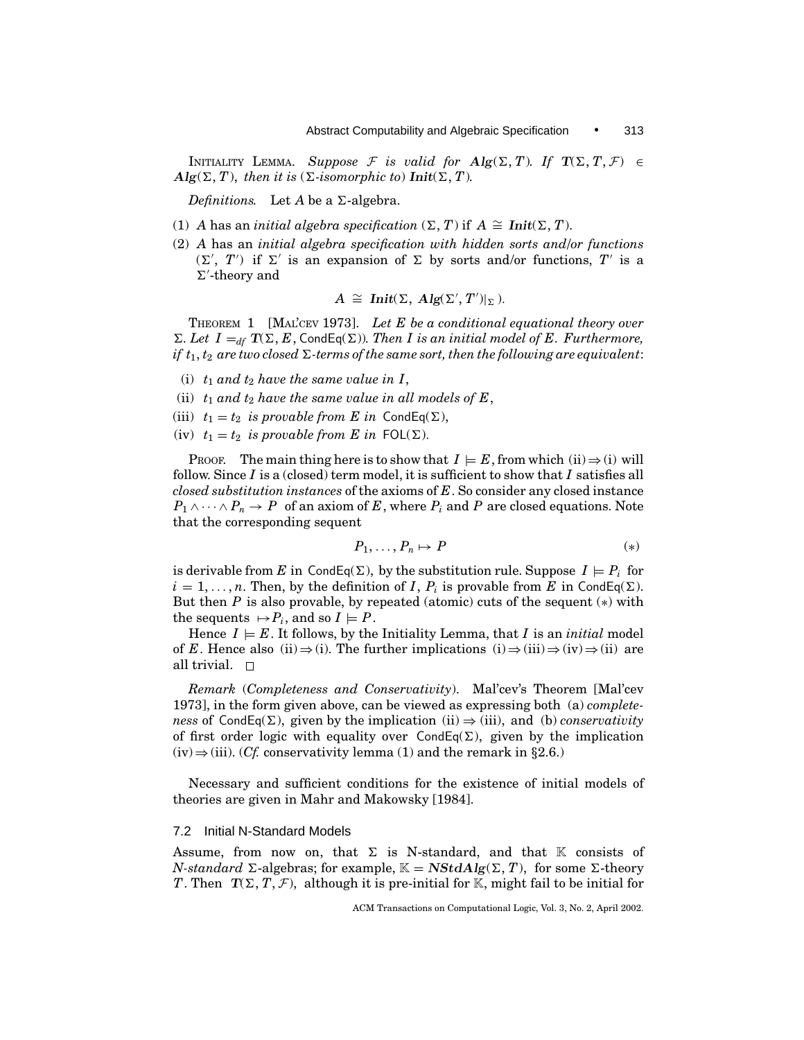INITIALITY LEMMA. *Suppose $\mathcal{F}$ is valid for $\boldsymbol{Alg}(\Sigma, T)$. If $\boldsymbol{T}(\Sigma, T, \mathcal{F}) \in \boldsymbol{Alg}(\Sigma, T)$, then it is ($\Sigma$-isomorphic to) $\boldsymbol{Init}(\Sigma, T)$.*

*Definitions.* Let $A$ be a $\Sigma$-algebra.

(1) $A$ has an *initial algebra specification* $(\Sigma, T)$ if $A \cong \boldsymbol{Init}(\Sigma, T)$.

(2) $A$ has an *initial algebra specification with hidden sorts and/or functions* $(\Sigma', T')$ if $\Sigma'$ is an expansion of $\Sigma$ by sorts and/or functions, $T'$ is a $\Sigma'$-theory and

$$A \cong \boldsymbol{Init}(\Sigma, \boldsymbol{Alg}(\Sigma', T')|_{\Sigma}).$$

THEOREM 1 [MAL'CEV 1973]. *Let $E$ be a conditional equational theory over $\Sigma$. Let $I =_{df} \boldsymbol{T}(\Sigma, E, \mathsf{CondEq}(\Sigma))$. Then $I$ is an initial model of $E$. Furthermore, if $t_1, t_2$ are two closed $\Sigma$-terms of the same sort, then the following are equivalent*:

(i) *$t_1$ and $t_2$ have the same value in $I$,*

(ii) *$t_1$ and $t_2$ have the same value in all models of $E$,*

(iii) *$t_1 = t_2$ is provable from $E$ in $\mathsf{CondEq}(\Sigma)$,*

(iv) *$t_1 = t_2$ is provable from $E$ in $\mathsf{FOL}(\Sigma)$.*

PROOF. The main thing here is to show that $I \models E$, from which (ii) $\Rightarrow$ (i) will follow. Since $I$ is a (closed) term model, it is sufficient to show that $I$ satisfies all *closed substitution instances* of the axioms of $E$. So consider any closed instance $P_1 \wedge \cdots \wedge P_n \rightarrow P$ of an axiom of $E$, where $P_i$ and $P$ are closed equations. Note that the corresponding sequent

$$P_1, \ldots, P_n \mapsto P \qquad (*)$$

is derivable from $E$ in $\mathsf{CondEq}(\Sigma)$, by the substitution rule. Suppose $I \models P_i$ for $i = 1, \ldots, n$. Then, by the definition of $I$, $P_i$ is provable from $E$ in $\mathsf{CondEq}(\Sigma)$. But then $P$ is also provable, by repeated (atomic) cuts of the sequent $(*)$ with the sequents $\mapsto P_i$, and so $I \models P$.

Hence $I \models E$. It follows, by the Initiality Lemma, that $I$ is an *initial* model of $E$. Hence also (ii) $\Rightarrow$ (i). The further implications (i) $\Rightarrow$ (iii) $\Rightarrow$ (iv) $\Rightarrow$ (ii) are all trivial. $\square$

*Remark* (*Completeness and Conservativity*). Mal'cev's Theorem [Mal'cev 1973], in the form given above, can be viewed as expressing both (a) *completeness* of $\mathsf{CondEq}(\Sigma)$, given by the implication (ii) $\Rightarrow$ (iii), and (b) *conservativity* of first order logic with equality over $\mathsf{CondEq}(\Sigma)$, given by the implication (iv) $\Rightarrow$ (iii). (*Cf.* conservativity lemma (1) and the remark in §2.6.)

Necessary and sufficient conditions for the existence of initial models of theories are given in Mahr and Makowsky [1984].

## 7.2 Initial N-Standard Models

Assume, from now on, that $\Sigma$ is N-standard, and that $\mathbb{K}$ consists of *N-standard* $\Sigma$-algebras; for example, $\mathbb{K} = \boldsymbol{NStdAlg}(\Sigma, T)$, for some $\Sigma$-theory $T$. Then $\boldsymbol{T}(\Sigma, T, \mathcal{F})$, although it is pre-initial for $\mathbb{K}$, might fail to be initial for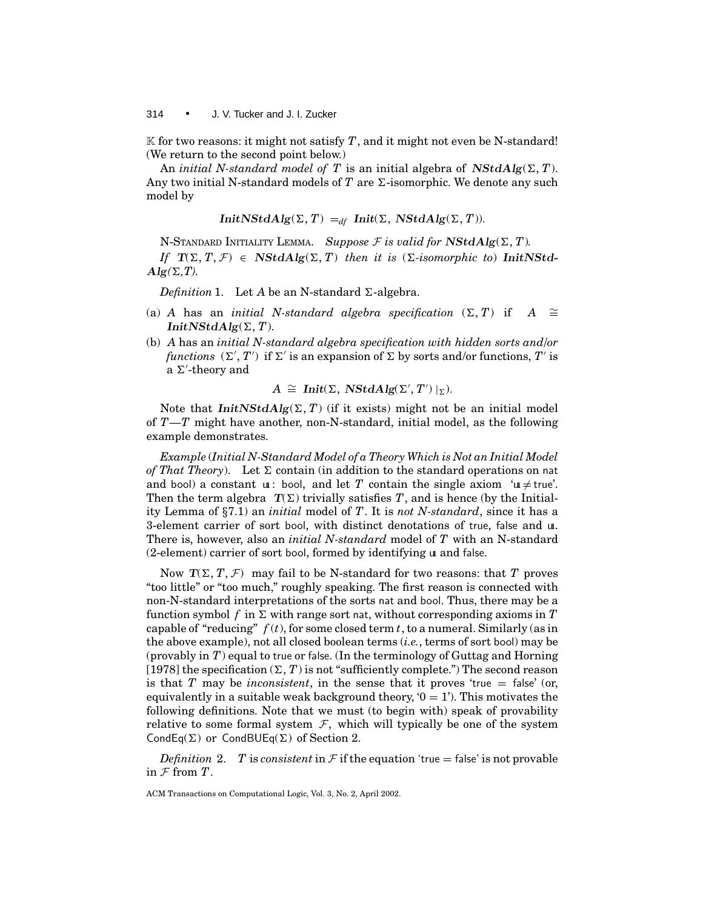$\mathbb{K}$ for two reasons: it might not satisfy $T$, and it might not even be N-standard! (We return to the second point below.)

An *initial N-standard model of* $T$ is an initial algebra of $\boldsymbol{NStdAlg}(\Sigma, T)$. Any two initial N-standard models of $T$ are $\Sigma$-isomorphic. We denote any such model by

$$\boldsymbol{InitNStdAlg}(\Sigma, T) =_{df} \boldsymbol{Init}(\Sigma, \boldsymbol{NStdAlg}(\Sigma, T)).$$

N-STANDARD INITIALITY LEMMA. *Suppose $\mathcal{F}$ is valid for $\boldsymbol{NStdAlg}(\Sigma, T)$.*

*If $\boldsymbol{T}(\Sigma, T, \mathcal{F}) \in \boldsymbol{NStdAlg}(\Sigma, T)$ then it is ($\Sigma$-isomorphic to) $\boldsymbol{InitNStdAlg}(\Sigma, T)$.*

*Definition* 1. Let $A$ be an N-standard $\Sigma$-algebra.

(a) $A$ has an *initial N-standard algebra specification* $(\Sigma, T)$ if $A \cong \boldsymbol{InitNStdAlg}(\Sigma, T)$.

(b) $A$ has an *initial N-standard algebra specification with hidden sorts and/or functions* $(\Sigma', T')$ if $\Sigma'$ is an expansion of $\Sigma$ by sorts and/or functions, $T'$ is a $\Sigma'$-theory and

$$A \cong \boldsymbol{Init}(\Sigma, \boldsymbol{NStdAlg}(\Sigma', T') \restriction_{\Sigma}).$$

Note that $\boldsymbol{InitNStdAlg}(\Sigma, T)$ (if it exists) might not be an initial model of $T$—$T$ might have another, non-N-standard, initial model, as the following example demonstrates.

*Example* (*Initial N-Standard Model of a Theory Which is Not an Initial Model of That Theory*). Let $\Sigma$ contain (in addition to the standard operations on nat and bool) a constant $\mathsf{u}$ : bool, and let $T$ contain the single axiom '$\mathsf{u} \neq \mathsf{true}$'. Then the term algebra $\boldsymbol{T}(\Sigma)$ trivially satisfies $T$, and is hence (by the Initiality Lemma of §7.1) an *initial* model of $T$. It is *not N-standard*, since it has a 3-element carrier of sort bool, with distinct denotations of true, false and $\mathsf{u}$. There is, however, also an *initial N-standard* model of $T$ with an N-standard (2-element) carrier of sort bool, formed by identifying $\mathsf{u}$ and false.

Now $\boldsymbol{T}(\Sigma, T, \mathcal{F})$ may fail to be N-standard for two reasons: that $T$ proves "too little" or "too much," roughly speaking. The first reason is connected with non-N-standard interpretations of the sorts nat and bool. Thus, there may be a function symbol $f$ in $\Sigma$ with range sort nat, without corresponding axioms in $T$ capable of "reducing" $f(t)$, for some closed term $t$, to a numeral. Similarly (as in the above example), not all closed boolean terms (*i.e.*, terms of sort bool) may be (provably in $T$) equal to true or false. (In the terminology of Guttag and Horning [1978] the specification $(\Sigma, T)$ is not "sufficiently complete.") The second reason is that $T$ may be *inconsistent*, in the sense that it proves 'true = false' (or, equivalently in a suitable weak background theory, '0 = 1'). This motivates the following definitions. Note that we must (to begin with) speak of provability relative to some formal system $\mathcal{F}$, which will typically be one of the system $\mathsf{CondEq}(\Sigma)$ or $\mathsf{CondBUEq}(\Sigma)$ of Section 2.

*Definition* 2. $T$ is *consistent* in $\mathcal{F}$ if the equation 'true = false' is not provable in $\mathcal{F}$ from $T$.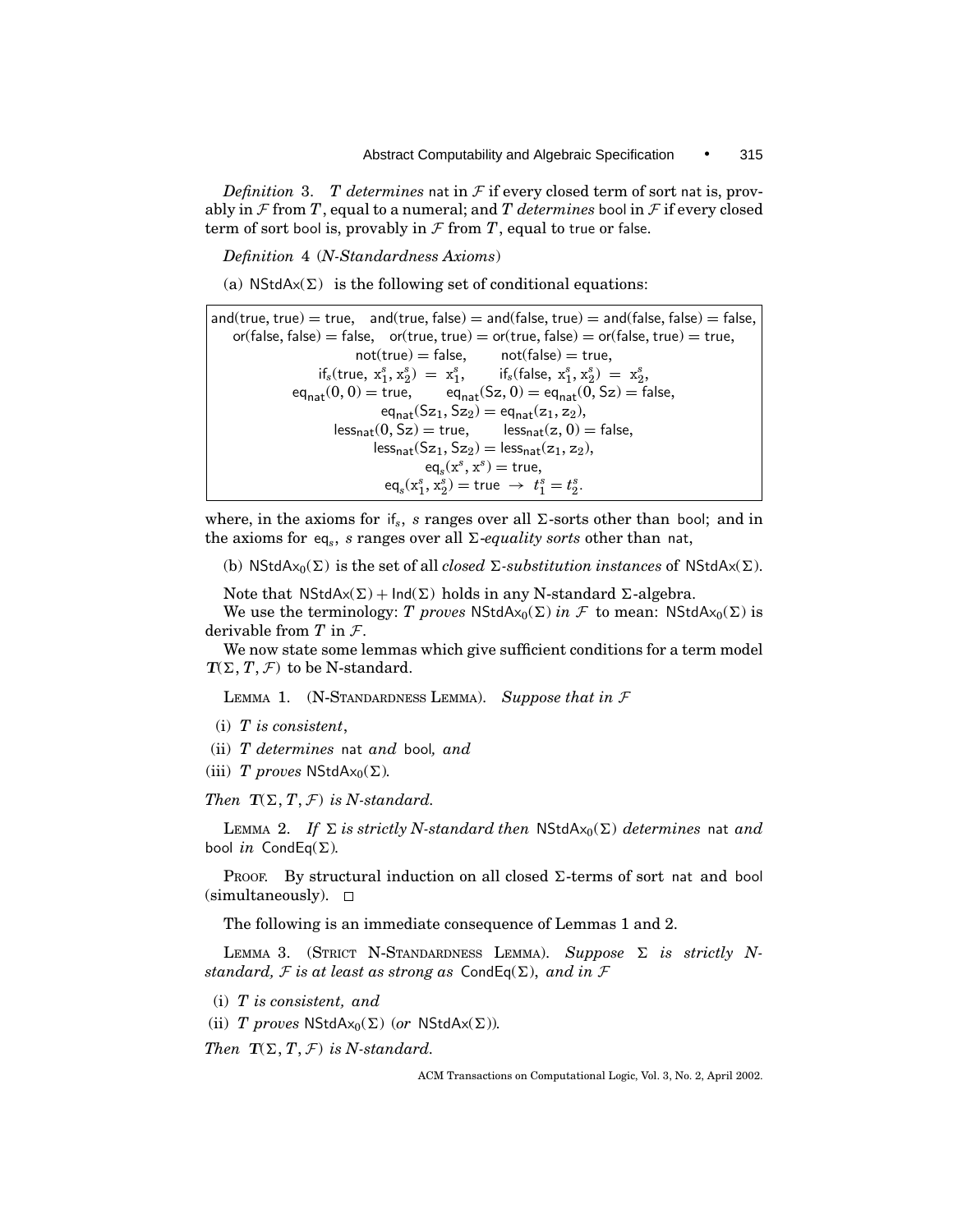*Definition* 3. *T determines* nat in $\mathcal{F}$ if every closed term of sort nat is, provably in $\mathcal{F}$ from $T$, equal to a numeral; and $T$ *determines* bool in $\mathcal{F}$ if every closed term of sort bool is, provably in $\mathcal{F}$ from $T$, equal to true or false.

*Definition* 4 (*N-Standardness Axioms*)

(a) $\mathsf{NStdAx}(\Sigma)$ is the following set of conditional equations:

$$
\begin{gathered}
\mathsf{and}(\mathsf{true},\mathsf{true}) = \mathsf{true}, \quad \mathsf{and}(\mathsf{true},\mathsf{false}) = \mathsf{and}(\mathsf{false},\mathsf{true}) = \mathsf{and}(\mathsf{false},\mathsf{false}) = \mathsf{false},\\
\mathsf{or}(\mathsf{false},\mathsf{false}) = \mathsf{false}, \quad \mathsf{or}(\mathsf{true},\mathsf{true}) = \mathsf{or}(\mathsf{true},\mathsf{false}) = \mathsf{or}(\mathsf{false},\mathsf{true}) = \mathsf{true},\\
\mathsf{not}(\mathsf{true}) = \mathsf{false}, \qquad \mathsf{not}(\mathsf{false}) = \mathsf{true},\\
\mathsf{if}_s(\mathsf{true},\ x_1^s, x_2^s) \ = \ x_1^s, \qquad \mathsf{if}_s(\mathsf{false},\ x_1^s, x_2^s) \ = \ x_2^s,\\
\mathsf{eq}_{\mathsf{nat}}(0,0) = \mathsf{true}, \qquad \mathsf{eq}_{\mathsf{nat}}(\mathsf{S}z, 0) = \mathsf{eq}_{\mathsf{nat}}(0, \mathsf{S}z) = \mathsf{false},\\
\mathsf{eq}_{\mathsf{nat}}(\mathsf{S}z_1, \mathsf{S}z_2) = \mathsf{eq}_{\mathsf{nat}}(z_1, z_2),\\
\mathsf{less}_{\mathsf{nat}}(0, \mathsf{S}z) = \mathsf{true}, \qquad \mathsf{less}_{\mathsf{nat}}(z, 0) = \mathsf{false},\\
\mathsf{less}_{\mathsf{nat}}(\mathsf{S}z_1, \mathsf{S}z_2) = \mathsf{less}_{\mathsf{nat}}(z_1, z_2),\\
\mathsf{eq}_s(x^s, x^s) = \mathsf{true},\\
\mathsf{eq}_s(x_1^s, x_2^s) = \mathsf{true} \ \rightarrow \ t_1^s = t_2^s.
\end{gathered}
$$

where, in the axioms for $\mathsf{if}_s$, $s$ ranges over all $\Sigma$-sorts other than bool; and in the axioms for $\mathsf{eq}_s$, $s$ ranges over all $\Sigma$-*equality sorts* other than nat,

(b) $\mathsf{NStdAx}_0(\Sigma)$ is the set of all *closed* $\Sigma$*-substitution instances* of $\mathsf{NStdAx}(\Sigma)$.

Note that $\mathsf{NStdAx}(\Sigma) + \mathsf{Ind}(\Sigma)$ holds in any N-standard $\Sigma$-algebra.

We use the terminology: *T proves* $\mathsf{NStdAx}_0(\Sigma)$ *in* $\mathcal{F}$ to mean: $\mathsf{NStdAx}_0(\Sigma)$ is derivable from $T$ in $\mathcal{F}$.

We now state some lemmas which give sufficient conditions for a term model $\boldsymbol{T}(\Sigma, T, \mathcal{F})$ to be N-standard.

LEMMA 1. (N-STANDARDNESS LEMMA). *Suppose that in* $\mathcal{F}$

(i) *T is consistent*,

(ii) *T determines* nat *and* bool*, and*

(iii) *T proves* $\mathsf{NStdAx}_0(\Sigma)$*.*

*Then* $\boldsymbol{T}(\Sigma, T, \mathcal{F})$ *is N-standard.*

LEMMA 2. *If* $\Sigma$ *is strictly N-standard then* $\mathsf{NStdAx}_0(\Sigma)$ *determines* nat *and* bool *in* $\mathsf{CondEq}(\Sigma)$*.*

PROOF. By structural induction on all closed $\Sigma$-terms of sort nat and bool (simultaneously). □

The following is an immediate consequence of Lemmas 1 and 2.

LEMMA 3. (STRICT N-STANDARDNESS LEMMA). *Suppose* $\Sigma$ *is strictly N-standard,* $\mathcal{F}$ *is at least as strong as* $\mathsf{CondEq}(\Sigma)$*, and in* $\mathcal{F}$

(i) *T is consistent, and*

(ii) *T proves* $\mathsf{NStdAx}_0(\Sigma)$ (*or* $\mathsf{NStdAx}(\Sigma)$)*.*

*Then* $\boldsymbol{T}(\Sigma, T, \mathcal{F})$ *is N-standard.*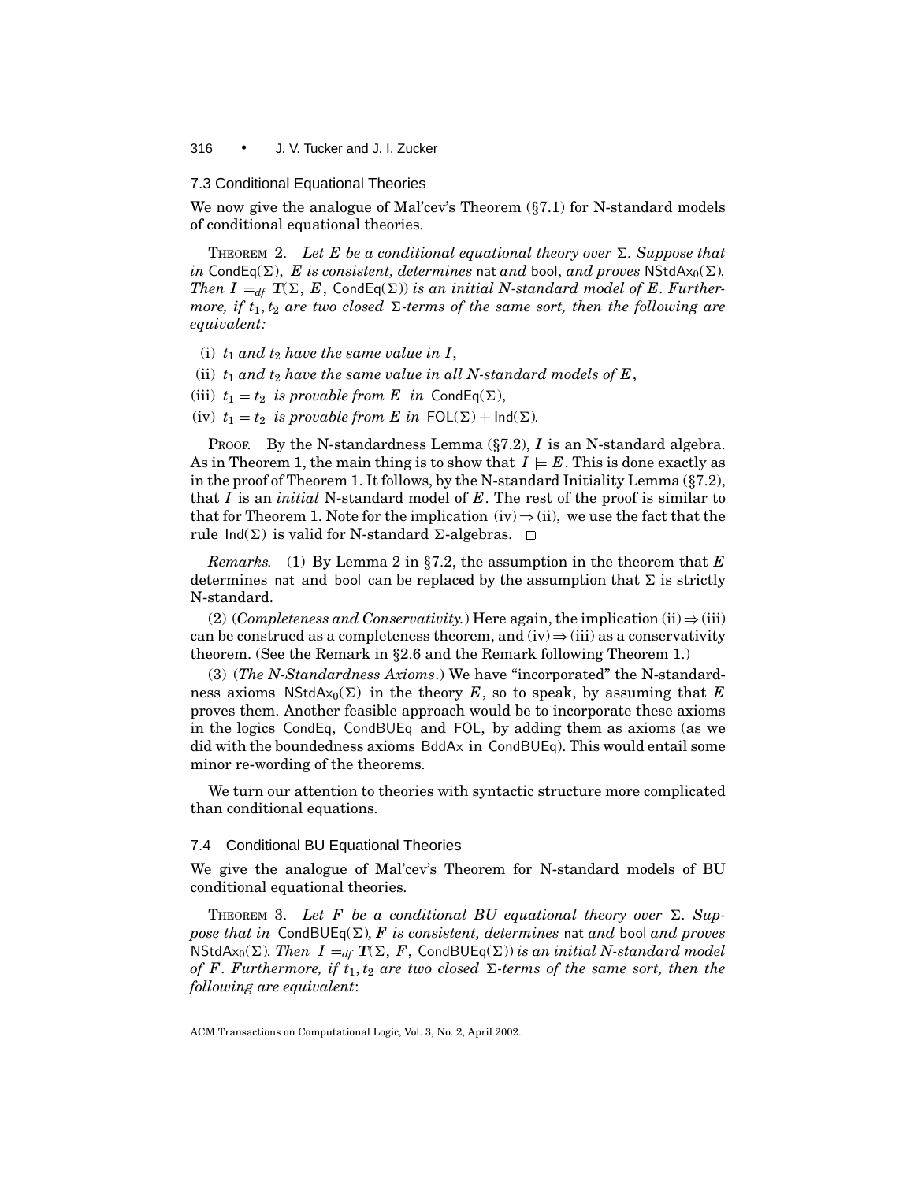### 7.3 Conditional Equational Theories

We now give the analogue of Mal'cev's Theorem (§7.1) for N-standard models of conditional equational theories.

THEOREM 2. *Let $E$ be a conditional equational theory over $\Sigma$. Suppose that in* $\mathsf{CondEq}(\Sigma)$, *$E$ is consistent, determines* nat *and* bool, *and proves* $\mathsf{NStdAx}_0(\Sigma)$. *Then $I =_{df} T(\Sigma, E, \mathsf{CondEq}(\Sigma))$ is an initial N-standard model of $E$. Furthermore, if $t_1, t_2$ are two closed $\Sigma$-terms of the same sort, then the following are equivalent:*

(i) *$t_1$ and $t_2$ have the same value in $I$,*

(ii) *$t_1$ and $t_2$ have the same value in all N-standard models of $E$,*

(iii) *$t_1 = t_2$ is provable from $E$ in* $\mathsf{CondEq}(\Sigma)$,

(iv) *$t_1 = t_2$ is provable from $E$ in* $\mathsf{FOL}(\Sigma) + \mathsf{Ind}(\Sigma)$.

PROOF. By the N-standardness Lemma (§7.2), $I$ is an N-standard algebra. As in Theorem 1, the main thing is to show that $I \models E$. This is done exactly as in the proof of Theorem 1. It follows, by the N-standard Initiality Lemma (§7.2), that $I$ is an *initial* N-standard model of $E$. The rest of the proof is similar to that for Theorem 1. Note for the implication (iv) $\Rightarrow$ (ii), we use the fact that the rule $\mathsf{Ind}(\Sigma)$ is valid for N-standard $\Sigma$-algebras. □

*Remarks.* (1) By Lemma 2 in §7.2, the assumption in the theorem that $E$ determines nat and bool can be replaced by the assumption that $\Sigma$ is strictly N-standard.

(2) (*Completeness and Conservativity.*) Here again, the implication (ii) $\Rightarrow$ (iii) can be construed as a completeness theorem, and (iv) $\Rightarrow$ (iii) as a conservativity theorem. (See the Remark in §2.6 and the Remark following Theorem 1.)

(3) (*The N-Standardness Axioms*.) We have "incorporated" the N-standardness axioms $\mathsf{NStdAx}_0(\Sigma)$ in the theory $E$, so to speak, by assuming that $E$ proves them. Another feasible approach would be to incorporate these axioms in the logics CondEq, CondBUEq and FOL, by adding them as axioms (as we did with the boundedness axioms BddAx in CondBUEq). This would entail some minor re-wording of the theorems.

We turn our attention to theories with syntactic structure more complicated than conditional equations.

### 7.4 Conditional BU Equational Theories

We give the analogue of Mal'cev's Theorem for N-standard models of BU conditional equational theories.

THEOREM 3. *Let $F$ be a conditional BU equational theory over $\Sigma$. Suppose that in* $\mathsf{CondBUEq}(\Sigma)$, *$F$ is consistent, determines* nat *and* bool *and proves* $\mathsf{NStdAx}_0(\Sigma)$. *Then $I =_{df} T(\Sigma, F, \mathsf{CondBUEq}(\Sigma))$ is an initial N-standard model of $F$. Furthermore, if $t_1, t_2$ are two closed $\Sigma$-terms of the same sort, then the following are equivalent*: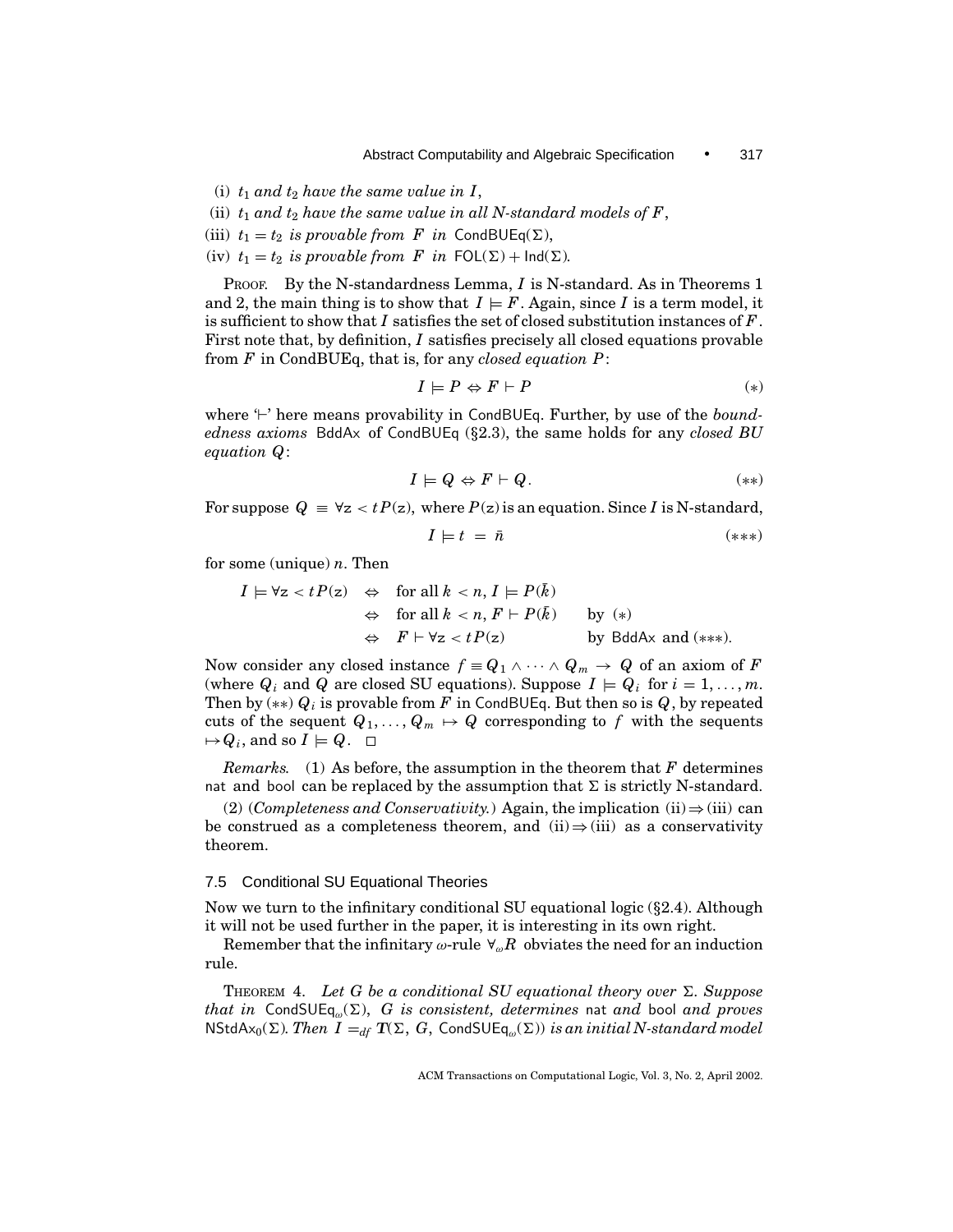(i) $t_1$ *and* $t_2$ *have the same value in* $I$,

(ii) $t_1$ *and* $t_2$ *have the same value in all N-standard models of* $F$,

(iii) $t_1 = t_2$ *is provable from* $F$ *in* $\mathsf{CondBUEq}(\Sigma)$,

(iv) $t_1 = t_2$ *is provable from* $F$ *in* $\mathsf{FOL}(\Sigma) + \mathsf{Ind}(\Sigma)$.

PROOF. By the N-standardness Lemma, $I$ is N-standard. As in Theorems 1 and 2, the main thing is to show that $I \models F$. Again, since $I$ is a term model, it is sufficient to show that $I$ satisfies the set of closed substitution instances of $F$. First note that, by definition, $I$ satisfies precisely all closed equations provable from $F$ in CondBUEq, that is, for any *closed equation* $P$:

$$I \models P \Leftrightarrow F \vdash P \qquad (*)$$

where '$\vdash$' here means provability in CondBUEq. Further, by use of the *boundedness axioms* BddAx of CondBUEq (§2.3), the same holds for any *closed BU equation* $Q$:

$$I \models Q \Leftrightarrow F \vdash Q. \qquad (**)$$

For suppose $Q \equiv \forall \mathrm{z} < t\, P(\mathrm{z})$, where $P(\mathrm{z})$ is an equation. Since $I$ is N-standard,

$$I \models t = \bar{n} \qquad (***)$$

for some (unique) $n$. Then

$$\begin{aligned} I \models \forall \mathrm{z} < t\, P(\mathrm{z}) \quad &\Leftrightarrow \quad \text{for all } k < n,\, I \models P(\bar{k}) \\ &\Leftrightarrow \quad \text{for all } k < n,\, F \vdash P(\bar{k}) \qquad \text{by } (*) \\ &\Leftrightarrow \quad F \vdash \forall \mathrm{z} < t\, P(\mathrm{z}) \qquad \text{by BddAx and } (***). \end{aligned}$$

Now consider any closed instance $f \equiv Q_1 \wedge \cdots \wedge Q_m \rightarrow Q$ of an axiom of $F$ (where $Q_i$ and $Q$ are closed SU equations). Suppose $I \models Q_i$ for $i = 1, \ldots, m$. Then by $(**)$ $Q_i$ is provable from $F$ in CondBUEq. But then so is $Q$, by repeated cuts of the sequent $Q_1, \ldots, Q_m \mapsto Q$ corresponding to $f$ with the sequents $\mapsto Q_i$, and so $I \models Q$. $\square$

*Remarks.* (1) As before, the assumption in the theorem that $F$ determines nat and bool can be replaced by the assumption that $\Sigma$ is strictly N-standard.

(2) (*Completeness and Conservativity.*) Again, the implication (ii) $\Rightarrow$ (iii) can be construed as a completeness theorem, and (ii) $\Rightarrow$ (iii) as a conservativity theorem.

### 7.5 Conditional SU Equational Theories

Now we turn to the infinitary conditional SU equational logic (§2.4). Although it will not be used further in the paper, it is interesting in its own right.

Remember that the infinitary $\omega$-rule $\forall_\omega R$ obviates the need for an induction rule.

THEOREM 4. *Let* $G$ *be a conditional SU equational theory over* $\Sigma$. *Suppose that in* $\mathsf{CondSUEq}_\omega(\Sigma)$, $G$ *is consistent, determines* nat *and* bool *and proves* $\mathsf{NStdAx}_0(\Sigma)$. *Then* $I =_{df} \boldsymbol{T}(\Sigma,\, G,\, \mathsf{CondSUEq}_\omega(\Sigma))$ *is an initial N-standard model*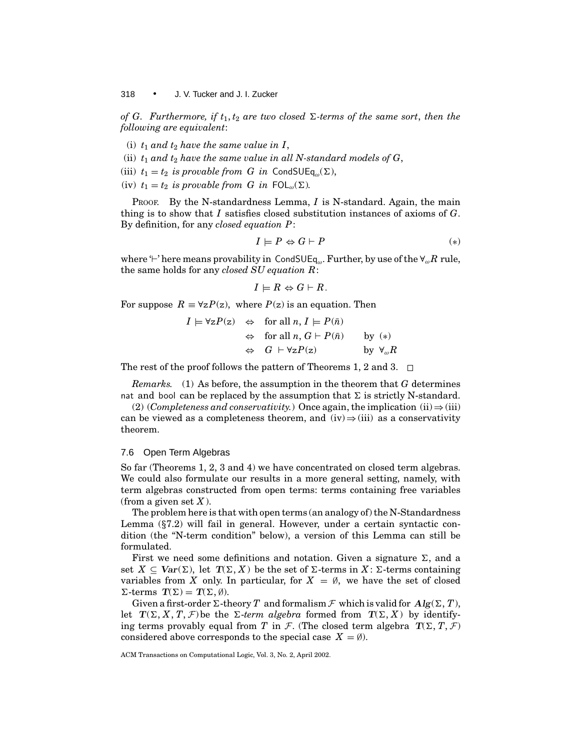*of $G$. Furthermore, if $t_1, t_2$ are two closed $\Sigma$-terms of the same sort, then the following are equivalent*:

(i) *$t_1$ and $t_2$ have the same value in $I$*,

(ii) *$t_1$ and $t_2$ have the same value in all N-standard models of $G$*,

(iii) *$t_1 = t_2$ is provable from $G$ in $\mathsf{CondSUEq}_\omega(\Sigma)$*,

(iv) *$t_1 = t_2$ is provable from $G$ in $\mathsf{FOL}_\omega(\Sigma)$.*

PROOF. By the N-standardness Lemma, $I$ is N-standard. Again, the main thing is to show that $I$ satisfies closed substitution instances of axioms of $G$. By definition, for any *closed equation* $P$:

$$I \models P \Leftrightarrow G \vdash P \qquad (*)$$

where '$\vdash$' here means provability in $\mathsf{CondSUEq}_\omega$. Further, by use of the $\forall_\omega R$ rule, the same holds for any *closed SU equation* $R$:

$$I \models R \Leftrightarrow G \vdash R.$$

For suppose $R \equiv \forall \mathrm{z} P(\mathrm{z})$, where $P(\mathrm{z})$ is an equation. Then

$$\begin{aligned} I \models \forall \mathrm{z} P(\mathrm{z}) \quad &\Leftrightarrow \quad \text{for all } n,\, I \models P(\bar{n}) \\ &\Leftrightarrow \quad \text{for all } n,\, G \vdash P(\bar{n}) \qquad \text{by } (*) \\ &\Leftrightarrow \quad G \vdash \forall \mathrm{z} P(\mathrm{z}) \qquad\quad \text{by } \forall_\omega R \end{aligned}$$

The rest of the proof follows the pattern of Theorems 1, 2 and 3. $\square$

*Remarks.* (1) As before, the assumption in the theorem that $G$ determines nat and bool can be replaced by the assumption that $\Sigma$ is strictly N-standard.

(2) (*Completeness and conservativity.*) Once again, the implication (ii) $\Rightarrow$ (iii) can be viewed as a completeness theorem, and (iv) $\Rightarrow$ (iii) as a conservativity theorem.

### 7.6 Open Term Algebras

So far (Theorems 1, 2, 3 and 4) we have concentrated on closed term algebras. We could also formulate our results in a more general setting, namely, with term algebras constructed from open terms: terms containing free variables (from a given set $X$).

The problem here is that with open terms (an analogy of) the N-Standardness Lemma (§7.2) will fail in general. However, under a certain syntactic condition (the "N-term condition" below), a version of this Lemma can still be formulated.

First we need some definitions and notation. Given a signature $\Sigma$, and a set $X \subseteq \boldsymbol{Var}(\Sigma)$, let $\boldsymbol{T}(\Sigma, X)$ be the set of $\Sigma$-terms in $X$: $\Sigma$-terms containing variables from $X$ only. In particular, for $X = \emptyset$, we have the set of closed $\Sigma$-terms $\boldsymbol{T}(\Sigma) = \boldsymbol{T}(\Sigma, \emptyset)$.

Given a first-order $\Sigma$-theory $T$ and formalism $\mathcal{F}$ which is valid for $\boldsymbol{Alg}(\Sigma, T)$, let $\boldsymbol{T}(\Sigma, X, T, \mathcal{F})$ be the $\Sigma$-*term algebra* formed from $\boldsymbol{T}(\Sigma, X)$ by identifying terms provably equal from $T$ in $\mathcal{F}$. (The closed term algebra $\boldsymbol{T}(\Sigma, T, \mathcal{F})$ considered above corresponds to the special case $X = \emptyset$).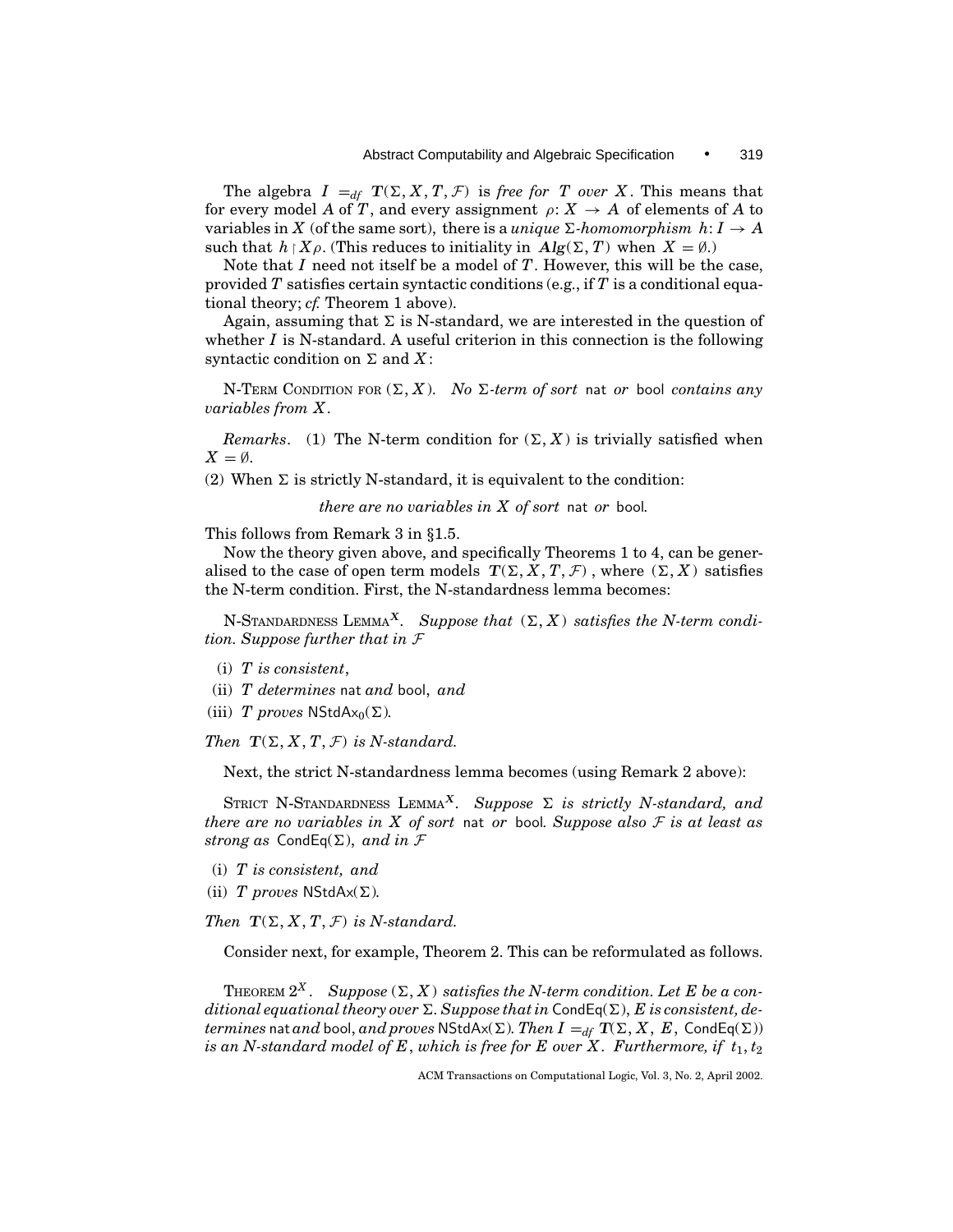The algebra $I =_{df} \boldsymbol{T}(\Sigma, X, T, \mathcal{F})$ is *free for $T$ over $X$*. This means that for every model $A$ of $T$, and every assignment $\rho: X \to A$ of elements of $A$ to variables in $X$ (of the same sort), there is a *unique $\Sigma$-homomorphism $h: I \to A$* such that $h \restriction X \rho$. (This reduces to initiality in $\boldsymbol{Alg}(\Sigma, T)$ when $X = \emptyset$.)

Note that $I$ need not itself be a model of $T$. However, this will be the case, provided $T$ satisfies certain syntactic conditions (e.g., if $T$ is a conditional equational theory; *cf.* Theorem 1 above).

Again, assuming that $\Sigma$ is N-standard, we are interested in the question of whether $I$ is N-standard. A useful criterion in this connection is the following syntactic condition on $\Sigma$ and $X$:

N-TERM CONDITION FOR $(\Sigma, X)$. *No $\Sigma$-term of sort* nat *or* bool *contains any variables from $X$.*

*Remarks.* (1) The N-term condition for $(\Sigma, X)$ is trivially satisfied when $X = \emptyset$.

(2) When $\Sigma$ is strictly N-standard, it is equivalent to the condition:

*there are no variables in $X$ of sort* nat *or* bool.

This follows from Remark 3 in §1.5.

Now the theory given above, and specifically Theorems 1 to 4, can be generalised to the case of open term models $\boldsymbol{T}(\Sigma, X, T, \mathcal{F})$, where $(\Sigma, X)$ satisfies the N-term condition. First, the N-standardness lemma becomes:

N-STANDARDNESS LEMMA$^X$. *Suppose that $(\Sigma, X)$ satisfies the N-term condition. Suppose further that in $\mathcal{F}$*

(i) *$T$ is consistent*,

(ii) *$T$ determines* nat *and* bool, *and*

(iii) *$T$ proves* $\mathsf{NStdAx}_0(\Sigma)$.

*Then $\boldsymbol{T}(\Sigma, X, T, \mathcal{F})$ is N-standard.*

Next, the strict N-standardness lemma becomes (using Remark 2 above):

STRICT N-STANDARDNESS LEMMA$^X$. *Suppose $\Sigma$ is strictly N-standard, and there are no variables in $X$ of sort* nat *or* bool. *Suppose also $\mathcal{F}$ is at least as strong as* $\mathsf{CondEq}(\Sigma)$, *and in $\mathcal{F}$*

(i) *$T$ is consistent, and*

(ii) *$T$ proves* $\mathsf{NStdAx}(\Sigma)$.

*Then $\boldsymbol{T}(\Sigma, X, T, \mathcal{F})$ is N-standard.*

Consider next, for example, Theorem 2. This can be reformulated as follows.

THEOREM $2^X$. *Suppose $(\Sigma, X)$ satisfies the N-term condition. Let $E$ be a conditional equational theory over $\Sigma$. Suppose that in* $\mathsf{CondEq}(\Sigma)$, *$E$ is consistent, determines* nat *and* bool, *and proves* $\mathsf{NStdAx}(\Sigma)$. *Then $I =_{df} \boldsymbol{T}(\Sigma, X, E, \mathsf{CondEq}(\Sigma))$ is an N-standard model of $E$, which is free for $E$ over $X$. Furthermore, if $t_1, t_2$*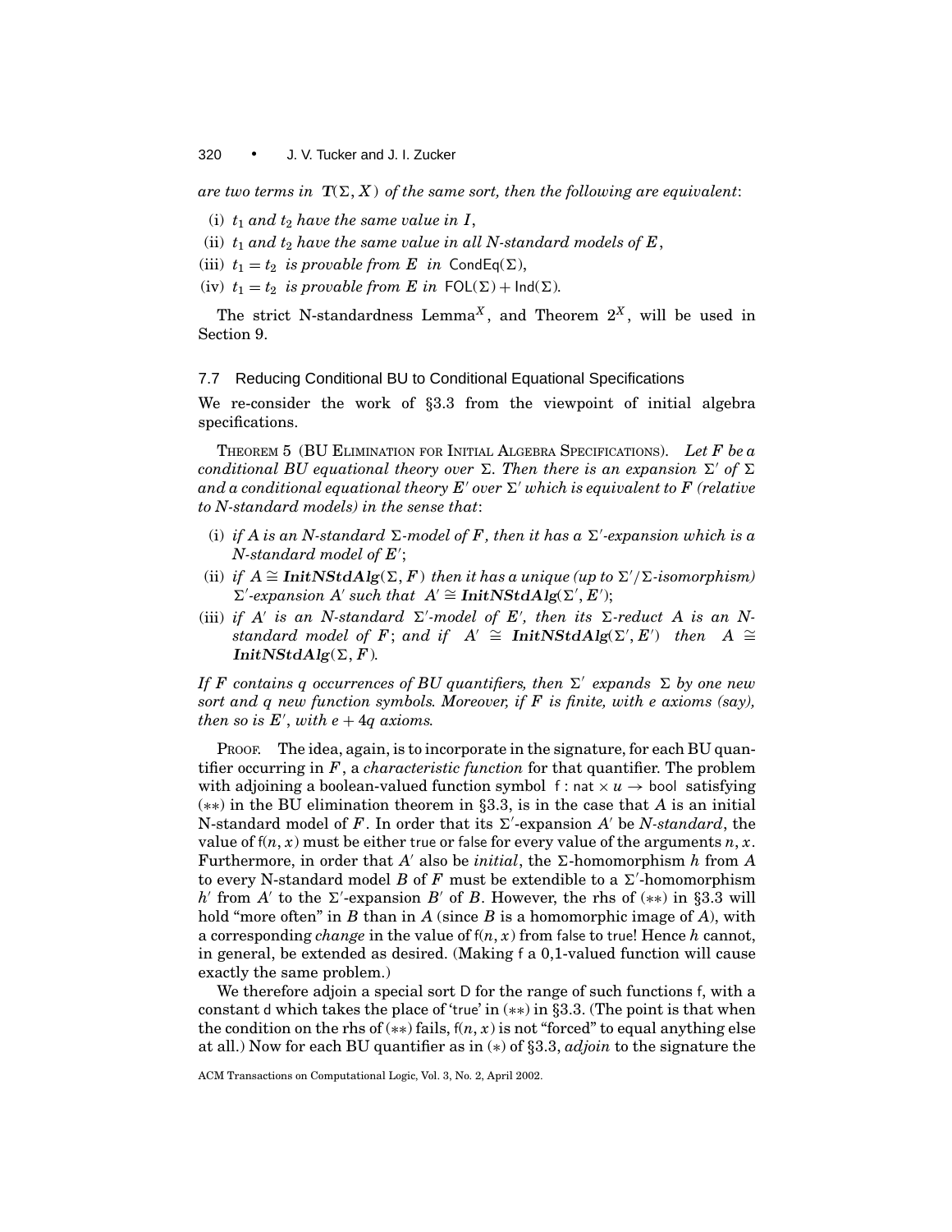*are two terms in* $\boldsymbol{T}(\Sigma, X)$ *of the same sort, then the following are equivalent*:

(i) $t_1$ *and* $t_2$ *have the same value in* $I$,

(ii) $t_1$ *and* $t_2$ *have the same value in all N-standard models of* $E$,

(iii) $t_1 = t_2$ *is provable from* $E$ *in* $\mathsf{CondEq}(\Sigma)$,

(iv) $t_1 = t_2$ *is provable from* $E$ *in* $\mathsf{FOL}(\Sigma) + \mathsf{Ind}(\Sigma)$.

The strict N-standardness Lemma$^X$, and Theorem $2^X$, will be used in Section 9.

### 7.7 Reducing Conditional BU to Conditional Equational Specifications

We re-consider the work of §3.3 from the viewpoint of initial algebra specifications.

THEOREM 5 (BU ELIMINATION FOR INITIAL ALGEBRA SPECIFICATIONS). *Let* $F$ *be a conditional BU equational theory over* $\Sigma$. *Then there is an expansion* $\Sigma'$ *of* $\Sigma$ *and a conditional equational theory* $E'$ *over* $\Sigma'$ *which is equivalent to* $F$ *(relative to N-standard models) in the sense that*:

(i) *if* $A$ *is an N-standard* $\Sigma$*-model of* $F$, *then it has a* $\Sigma'$*-expansion which is a N-standard model of* $E'$;

(ii) *if* $A \cong \boldsymbol{InitNStdAlg}(\Sigma, F)$ *then it has a unique (up to* $\Sigma'/\Sigma$*-isomorphism)* $\Sigma'$*-expansion* $A'$ *such that* $A' \cong \boldsymbol{InitNStdAlg}(\Sigma', E')$;

(iii) *if* $A'$ *is an N-standard* $\Sigma'$*-model of* $E'$, *then its* $\Sigma$*-reduct* $A$ *is an N-standard model of* $F$; *and if* $A' \cong \boldsymbol{InitNStdAlg}(\Sigma', E')$ *then* $A \cong \boldsymbol{InitNStdAlg}(\Sigma, F)$.

*If* $F$ *contains* $q$ *occurrences of BU quantifiers, then* $\Sigma'$ *expands* $\Sigma$ *by one new sort and* $q$ *new function symbols. Moreover, if* $F$ *is finite, with* $e$ *axioms (say), then so is* $E'$, *with* $e + 4q$ *axioms.*

PROOF. The idea, again, is to incorporate in the signature, for each BU quantifier occurring in $F$, a *characteristic function* for that quantifier. The problem with adjoining a boolean-valued function symbol $\mathsf{f} : \mathsf{nat} \times u \to \mathsf{bool}$ satisfying $(**)$ in the BU elimination theorem in §3.3, is in the case that $A$ is an initial N-standard model of $F$. In order that its $\Sigma'$-expansion $A'$ be *N-standard*, the value of $\mathsf{f}(n, x)$ must be either $\mathsf{true}$ or $\mathsf{false}$ for every value of the arguments $n, x$. Furthermore, in order that $A'$ also be *initial*, the $\Sigma$-homomorphism $h$ from $A$ to every N-standard model $B$ of $F$ must be extendible to a $\Sigma'$-homomorphism $h'$ from $A'$ to the $\Sigma'$-expansion $B'$ of $B$. However, the rhs of $(**)$ in §3.3 will hold "more often" in $B$ than in $A$ (since $B$ is a homomorphic image of $A$), with a corresponding *change* in the value of $\mathsf{f}(n, x)$ from $\mathsf{false}$ to $\mathsf{true}$! Hence $h$ cannot, in general, be extended as desired. (Making $\mathsf{f}$ a 0,1-valued function will cause exactly the same problem.)

We therefore adjoin a special sort $\mathsf{D}$ for the range of such functions $\mathsf{f}$, with a constant $\mathsf{d}$ which takes the place of '$\mathsf{true}$' in $(**)$ in §3.3. (The point is that when the condition on the rhs of $(**)$ fails, $\mathsf{f}(n, x)$ is not "forced" to equal anything else at all.) Now for each BU quantifier as in $(*)$ of §3.3, *adjoin* to the signature the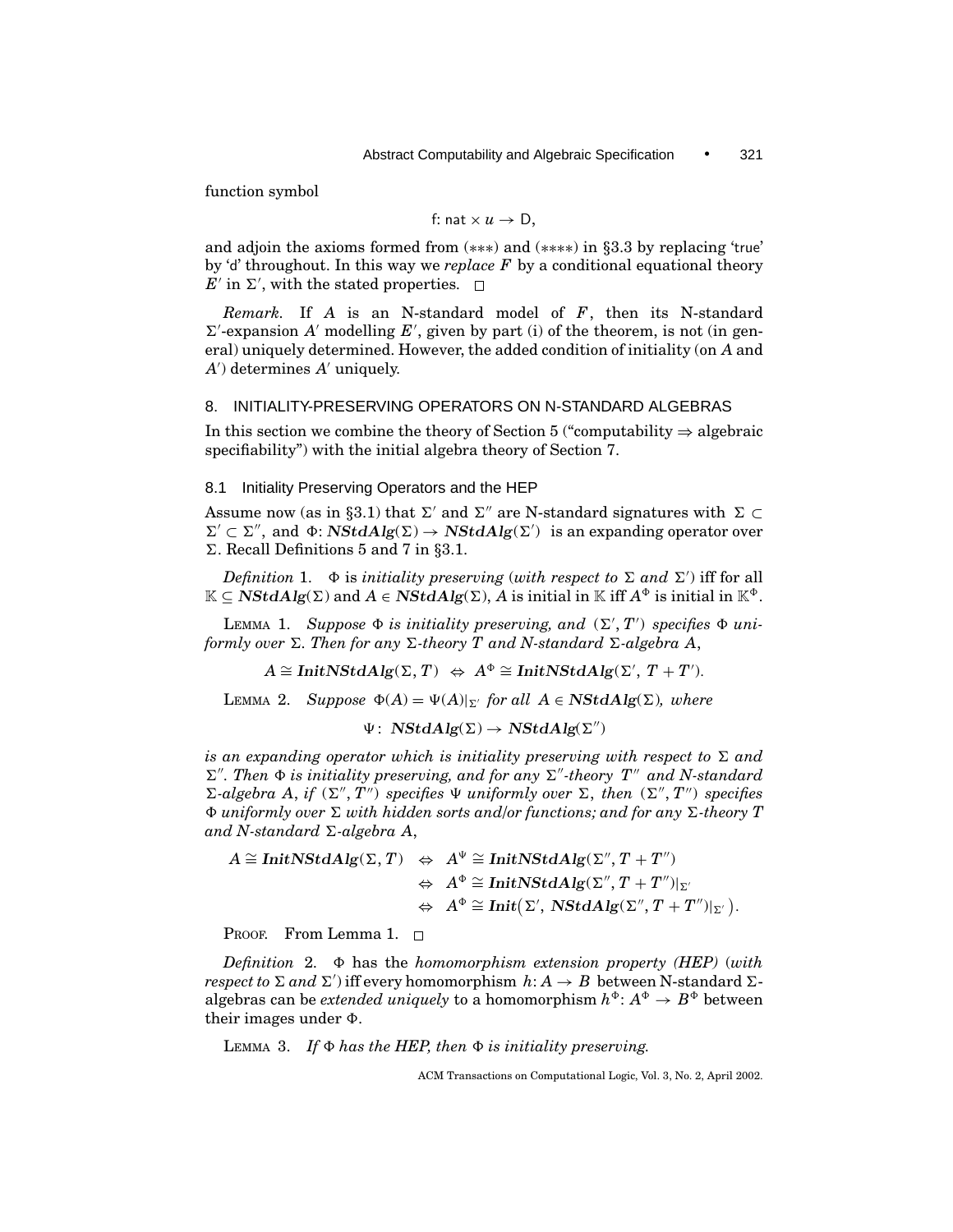function symbol

$$\mathsf{f}\colon \mathsf{nat} \times u \to \mathsf{D},$$

and adjoin the axioms formed from (∗∗∗) and (∗∗∗∗) in §3.3 by replacing 'true' by 'd' throughout. In this way we *replace* $F$ by a conditional equational theory $E'$ in $\Sigma'$, with the stated properties. □

*Remark.* If $A$ is an N-standard model of $F$, then its N-standard $\Sigma'$-expansion $A'$ modelling $E'$, given by part (i) of the theorem, is not (in general) uniquely determined. However, the added condition of initiality (on $A$ and $A'$) determines $A'$ uniquely.

## 8. INITIALITY-PRESERVING OPERATORS ON N-STANDARD ALGEBRAS

In this section we combine the theory of Section 5 ("computability ⇒ algebraic specifiability") with the initial algebra theory of Section 7.

### 8.1 Initiality Preserving Operators and the HEP

Assume now (as in §3.1) that $\Sigma'$ and $\Sigma''$ are N-standard signatures with $\Sigma \subset \Sigma' \subset \Sigma''$, and $\Phi\colon \boldsymbol{NStdAlg}(\Sigma) \to \boldsymbol{NStdAlg}(\Sigma')$ is an expanding operator over $\Sigma$. Recall Definitions 5 and 7 in §3.1.

*Definition* 1. $\Phi$ is *initiality preserving* (*with respect to* $\Sigma$ *and* $\Sigma'$) iff for all $\mathbb{K} \subseteq \boldsymbol{NStdAlg}(\Sigma)$ and $A \in \boldsymbol{NStdAlg}(\Sigma)$, $A$ is initial in $\mathbb{K}$ iff $A^\Phi$ is initial in $\mathbb{K}^\Phi$.

LEMMA 1. *Suppose $\Phi$ is initiality preserving, and $(\Sigma', T')$ specifies $\Phi$ uniformly over $\Sigma$. Then for any $\Sigma$-theory $T$ and N-standard $\Sigma$-algebra $A$,*

$$A \cong \boldsymbol{InitNStdAlg}(\Sigma, T) \;\Leftrightarrow\; A^\Phi \cong \boldsymbol{InitNStdAlg}(\Sigma',\, T + T').$$

LEMMA 2. *Suppose $\Phi(A) = \Psi(A)|_{\Sigma'}$ for all $A \in \boldsymbol{NStdAlg}(\Sigma)$, where*

$$\Psi\colon\; \boldsymbol{NStdAlg}(\Sigma) \to \boldsymbol{NStdAlg}(\Sigma'')$$

*is an expanding operator which is initiality preserving with respect to $\Sigma$ and $\Sigma''$. Then $\Phi$ is initiality preserving, and for any $\Sigma''$-theory $T''$ and N-standard $\Sigma$-algebra $A$, if $(\Sigma'', T'')$ specifies $\Psi$ uniformly over $\Sigma$, then $(\Sigma'', T'')$ specifies $\Phi$ uniformly over $\Sigma$ with hidden sorts and/or functions; and for any $\Sigma$-theory $T$ and N-standard $\Sigma$-algebra $A$,*

$$\begin{aligned}
A \cong \boldsymbol{InitNStdAlg}(\Sigma, T) \;&\Leftrightarrow\; A^\Psi \cong \boldsymbol{InitNStdAlg}(\Sigma'', T + T'')\\
&\Leftrightarrow\; A^\Phi \cong \boldsymbol{InitNStdAlg}(\Sigma'', T + T'')|_{\Sigma'}\\
&\Leftrightarrow\; A^\Phi \cong \boldsymbol{Init}\big(\Sigma',\, \boldsymbol{NStdAlg}(\Sigma'', T + T'')|_{\Sigma'}\big).
\end{aligned}$$

PROOF. From Lemma 1. □

*Definition* 2. $\Phi$ has the *homomorphism extension property (HEP)* (*with respect to* $\Sigma$ *and* $\Sigma'$) iff every homomorphism $h\colon A \to B$ between N-standard $\Sigma$-algebras can be *extended uniquely* to a homomorphism $h^\Phi\colon A^\Phi \to B^\Phi$ between their images under $\Phi$.

LEMMA 3. *If $\Phi$ has the HEP, then $\Phi$ is initiality preserving.*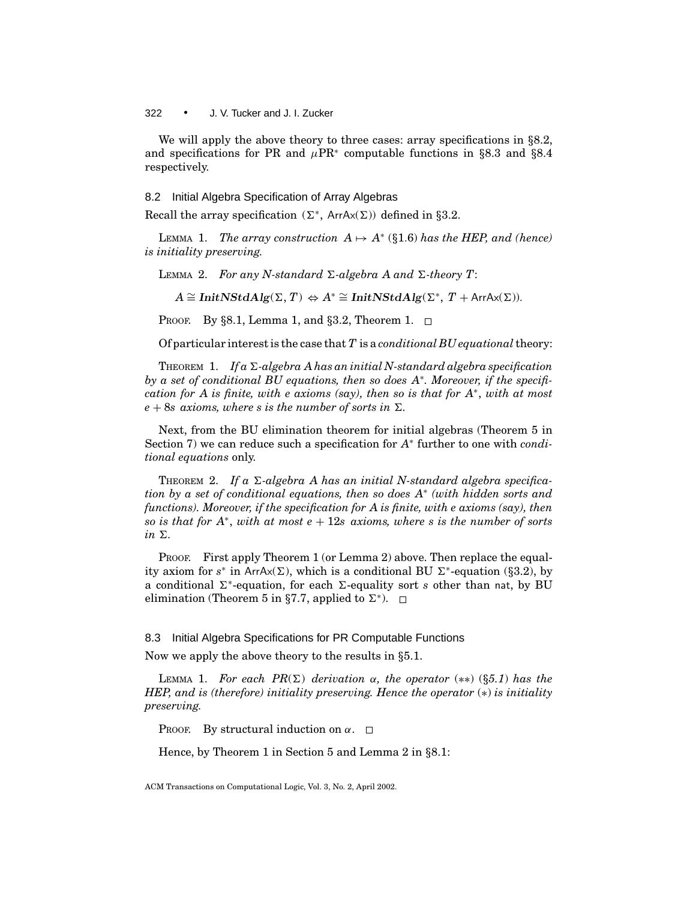We will apply the above theory to three cases: array specifications in §8.2, and specifications for PR and $\mu$PR* computable functions in §8.3 and §8.4 respectively.

## 8.2 Initial Algebra Specification of Array Algebras

Recall the array specification $(\Sigma^*,\ \mathsf{ArrAx}(\Sigma))$ defined in §3.2.

LEMMA 1. *The array construction $A \mapsto A^*$ (§1.6) has the HEP, and (hence) is initiality preserving.*

LEMMA 2. *For any N-standard $\Sigma$-algebra $A$ and $\Sigma$-theory $T$:*

$$A \cong \boldsymbol{InitNStdAlg}(\Sigma, T) \Leftrightarrow A^* \cong \boldsymbol{InitNStdAlg}(\Sigma^*,\ T + \mathsf{ArrAx}(\Sigma)).$$

PROOF. By §8.1, Lemma 1, and §3.2, Theorem 1. □

Of particular interest is the case that $T$ is a *conditional BU equational* theory:

THEOREM 1. *If a $\Sigma$-algebra $A$ has an initial N-standard algebra specification by a set of conditional BU equations, then so does $A^*$. Moreover, if the specification for $A$ is finite, with $e$ axioms (say), then so is that for $A^*$, with at most $e + 8s$ axioms, where $s$ is the number of sorts in $\Sigma$.*

Next, from the BU elimination theorem for initial algebras (Theorem 5 in Section 7) we can reduce such a specification for $A^*$ further to one with *conditional equations* only.

THEOREM 2. *If a $\Sigma$-algebra $A$ has an initial N-standard algebra specification by a set of conditional equations, then so does $A^*$ (with hidden sorts and functions). Moreover, if the specification for $A$ is finite, with $e$ axioms (say), then so is that for $A^*$, with at most $e + 12s$ axioms, where $s$ is the number of sorts in $\Sigma$.*

PROOF. First apply Theorem 1 (or Lemma 2) above. Then replace the equality axiom for $s^*$ in $\mathsf{ArrAx}(\Sigma)$, which is a conditional BU $\Sigma^*$-equation (§3.2), by a conditional $\Sigma^*$-equation, for each $\Sigma$-equality sort $s$ other than nat, by BU elimination (Theorem 5 in §7.7, applied to $\Sigma^*$). □

## 8.3 Initial Algebra Specifications for PR Computable Functions

Now we apply the above theory to the results in §5.1.

LEMMA 1. *For each $PR(\Sigma)$ derivation $\alpha$, the operator $(**)$ (§5.1) has the HEP, and is (therefore) initiality preserving. Hence the operator $(*)$ is initiality preserving.*

PROOF. By structural induction on $\alpha$. □

Hence, by Theorem 1 in Section 5 and Lemma 2 in §8.1: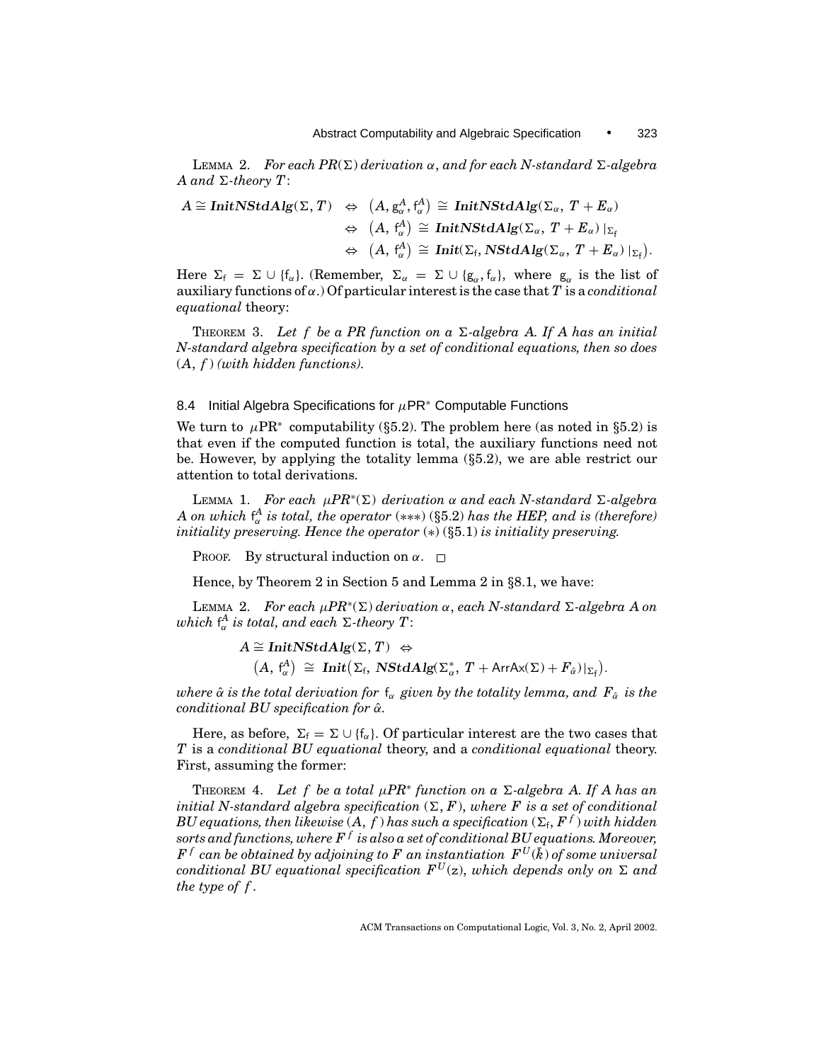LEMMA 2. *For each $PR(\Sigma)$ derivation $\alpha$, and for each N-standard $\Sigma$-algebra $A$ and $\Sigma$-theory $T$:*

$$
\begin{aligned}
A \cong \textit{\textbf{InitNStdAlg}}(\Sigma, T) \;&\Leftrightarrow\; \left(A, \mathsf{g}_\alpha^A, \mathsf{f}_\alpha^A\right) \cong \textit{\textbf{InitNStdAlg}}(\Sigma_\alpha,\, T + E_\alpha) \\
&\Leftrightarrow\; \left(A,\, \mathsf{f}_\alpha^A\right) \cong \textit{\textbf{InitNStdAlg}}(\Sigma_\alpha,\, T + E_\alpha)\,|_{\Sigma_\mathsf{f}} \\
&\Leftrightarrow\; \left(A,\, \mathsf{f}_\alpha^A\right) \cong \textit{\textbf{Init}}\big(\Sigma_\mathsf{f}, \textit{\textbf{NStdAlg}}(\Sigma_\alpha,\, T + E_\alpha)\,|_{\Sigma_\mathsf{f}}\big).
\end{aligned}
$$

Here $\Sigma_\mathsf{f} = \Sigma \cup \{\mathsf{f}_\alpha\}$. (Remember, $\Sigma_\alpha = \Sigma \cup \{\mathsf{g}_\alpha, \mathsf{f}_\alpha\}$, where $\mathsf{g}_\alpha$ is the list of auxiliary functions of $\alpha$.) Of particular interest is the case that $T$ is a *conditional equational* theory:

THEOREM 3. *Let $f$ be a PR function on a $\Sigma$-algebra $A$. If $A$ has an initial N-standard algebra specification by a set of conditional equations, then so does $(A, f)$ (with hidden functions).*

### 8.4 Initial Algebra Specifications for $\mu$PR* Computable Functions

We turn to $\mu\text{PR}^*$ computability (§5.2). The problem here (as noted in §5.2) is that even if the computed function is total, the auxiliary functions need not be. However, by applying the totality lemma (§5.2), we are able restrict our attention to total derivations.

LEMMA 1. *For each $\mu PR^*(\Sigma)$ derivation $\alpha$ and each N-standard $\Sigma$-algebra $A$ on which $\mathsf{f}_\alpha^A$ is total, the operator $(***)$ (§5.2) has the HEP, and is (therefore) initiality preserving. Hence the operator $(*)$ (§5.1) is initiality preserving.*

PROOF. By structural induction on $\alpha$. $\square$

Hence, by Theorem 2 in Section 5 and Lemma 2 in §8.1, we have:

LEMMA 2. *For each $\mu PR^*(\Sigma)$ derivation $\alpha$, each N-standard $\Sigma$-algebra $A$ on which $\mathsf{f}_\alpha^A$ is total, and each $\Sigma$-theory $T$:*

$$
\begin{aligned}
&A \cong \textit{\textbf{InitNStdAlg}}(\Sigma, T) \;\Leftrightarrow \\
&\left(A,\, \mathsf{f}_\alpha^A\right) \cong \textit{\textbf{Init}}\big(\Sigma_\mathsf{f},\, \textit{\textbf{NStdAlg}}(\Sigma_\alpha^*,\, T + \mathsf{ArrAx}(\Sigma) + F_{\hat\alpha})|_{\Sigma_\mathsf{f}}\big).
\end{aligned}
$$

*where $\hat\alpha$ is the total derivation for $\mathsf{f}_\alpha$ given by the totality lemma, and $F_{\hat\alpha}$ is the conditional BU specification for $\hat\alpha$.*

Here, as before, $\Sigma_\mathsf{f} = \Sigma \cup \{\mathsf{f}_\alpha\}$. Of particular interest are the two cases that $T$ is a *conditional BU equational* theory, and a *conditional equational* theory. First, assuming the former:

THEOREM 4. *Let $f$ be a total $\mu PR^*$ function on a $\Sigma$-algebra $A$. If $A$ has an initial N-standard algebra specification $(\Sigma, F)$, where $F$ is a set of conditional BU equations, then likewise $(A, f)$ has such a specification $(\Sigma_\mathsf{f}, F^f)$ with hidden sorts and functions, where $F^f$ is also a set of conditional BU equations. Moreover, $F^f$ can be obtained by adjoining to $F$ an instantiation $F^U(\bar k)$ of some universal conditional BU equational specification $F^U(\mathsf{z})$, which depends only on $\Sigma$ and the type of $f$.*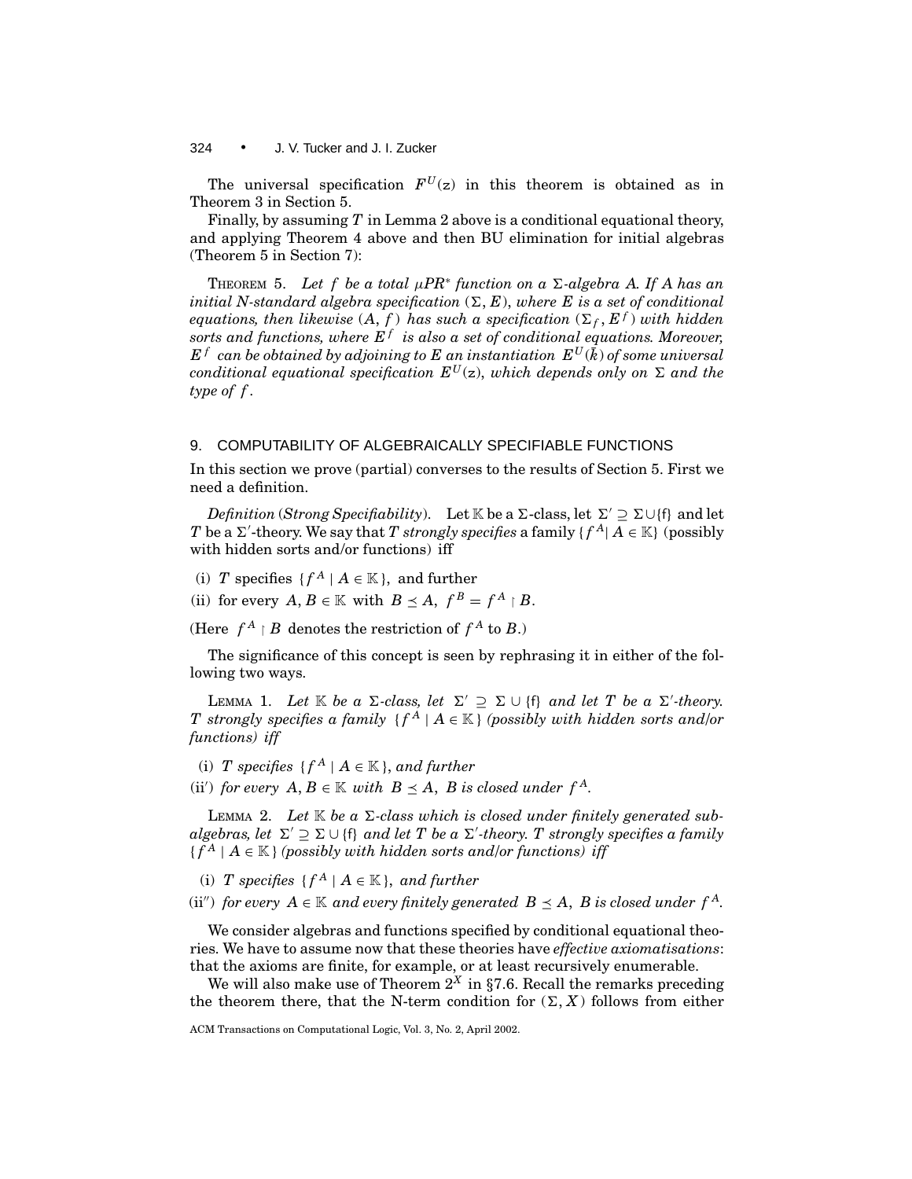The universal specification $F^U(\mathrm{z})$ in this theorem is obtained as in Theorem 3 in Section 5.

Finally, by assuming $T$ in Lemma 2 above is a conditional equational theory, and applying Theorem 4 above and then BU elimination for initial algebras (Theorem 5 in Section 7):

THEOREM 5. *Let $f$ be a total $\mu PR^*$ function on a $\Sigma$-algebra $A$. If $A$ has an initial N-standard algebra specification $(\Sigma, E)$, where $E$ is a set of conditional equations, then likewise $(A, f)$ has such a specification $(\Sigma_f, E^f)$ with hidden sorts and functions, where $E^f$ is also a set of conditional equations. Moreover, $E^f$ can be obtained by adjoining to $E$ an instantiation $E^U(\bar{k})$ of some universal conditional equational specification $E^U(\mathrm{z})$, which depends only on $\Sigma$ and the type of $f$.*

## 9. COMPUTABILITY OF ALGEBRAICALLY SPECIFIABLE FUNCTIONS

In this section we prove (partial) converses to the results of Section 5. First we need a definition.

*Definition* (*Strong Specifiability*). Let $\mathbb{K}$ be a $\Sigma$-class, let $\Sigma' \supseteq \Sigma \cup \{\mathsf{f}\}$ and let $T$ be a $\Sigma'$-theory. We say that $T$ *strongly specifies* a family $\{f^A | A \in \mathbb{K}\}$ (possibly with hidden sorts and/or functions) iff

(i) $T$ specifies $\{f^A \mid A \in \mathbb{K}\}$, and further

(ii) for every $A, B \in \mathbb{K}$ with $B \preceq A$, $f^B = f^A \restriction B$.

(Here $f^A \restriction B$ denotes the restriction of $f^A$ to $B$.)

The significance of this concept is seen by rephrasing it in either of the following two ways.

LEMMA 1. *Let $\mathbb{K}$ be a $\Sigma$-class, let $\Sigma' \supseteq \Sigma \cup \{\mathsf{f}\}$ and let $T$ be a $\Sigma'$-theory. $T$ strongly specifies a family $\{f^A \mid A \in \mathbb{K}\}$ (possibly with hidden sorts and/or functions) iff*

(i) *$T$ specifies $\{f^A \mid A \in \mathbb{K}\}$, and further*

(ii$'$) *for every $A, B \in \mathbb{K}$ with $B \preceq A$, $B$ is closed under $f^A$.*

LEMMA 2. *Let $\mathbb{K}$ be a $\Sigma$-class which is closed under finitely generated subalgebras, let $\Sigma' \supseteq \Sigma \cup \{\mathsf{f}\}$ and let $T$ be a $\Sigma'$-theory. $T$ strongly specifies a family $\{f^A \mid A \in \mathbb{K}\}$ (possibly with hidden sorts and/or functions) iff*

(i) *$T$ specifies $\{f^A \mid A \in \mathbb{K}\}$, and further*

(ii$''$) *for every $A \in \mathbb{K}$ and every finitely generated $B \preceq A$, $B$ is closed under $f^A$.*

We consider algebras and functions specified by conditional equational theories. We have to assume now that these theories have *effective axiomatisations*: that the axioms are finite, for example, or at least recursively enumerable.

We will also make use of Theorem $2^X$ in §7.6. Recall the remarks preceding the theorem there, that the N-term condition for $(\Sigma, X)$ follows from either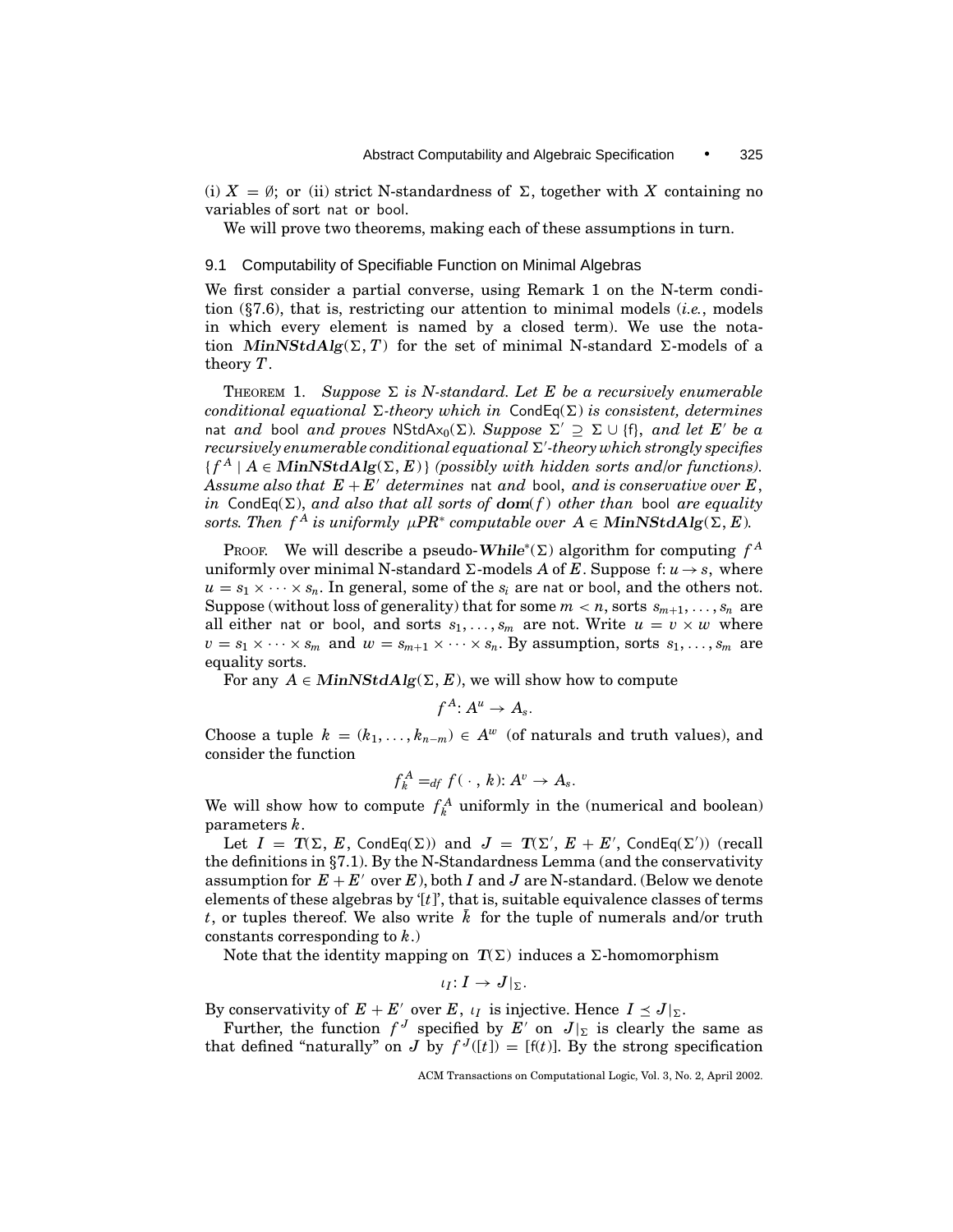(i) $X = \emptyset$; or (ii) strict N-standardness of $\Sigma$, together with $X$ containing no variables of sort nat or bool.

We will prove two theorems, making each of these assumptions in turn.

### 9.1 Computability of Specifiable Function on Minimal Algebras

We first consider a partial converse, using Remark 1 on the N-term condition (§7.6), that is, restricting our attention to minimal models (*i.e.*, models in which every element is named by a closed term). We use the notation $\boldsymbol{MinNStdAlg}(\Sigma, T)$ for the set of minimal N-standard $\Sigma$-models of a theory $T$.

THEOREM 1. *Suppose $\Sigma$ is N-standard. Let $E$ be a recursively enumerable conditional equational $\Sigma$-theory which in* $\mathsf{CondEq}(\Sigma)$ *is consistent, determines* nat *and* bool *and proves* $\mathsf{NStdAx}_0(\Sigma)$. *Suppose* $\Sigma' \supseteq \Sigma \cup \{\mathsf{f}\}$, *and let* $E'$ *be a recursively enumerable conditional equational* $\Sigma'$*-theory which strongly specifies* $\{f^A \mid A \in \boldsymbol{MinNStdAlg}(\Sigma, E)\}$ *(possibly with hidden sorts and/or functions). Assume also that* $E + E'$ *determines* nat *and* bool, *and is conservative over* $E$, *in* $\mathsf{CondEq}(\Sigma)$, *and also that all sorts of* $\mathbf{dom}(f)$ *other than* bool *are equality sorts. Then* $f^A$ *is uniformly* $\mu PR^*$ *computable over* $A \in \boldsymbol{MinNStdAlg}(\Sigma, E)$.

PROOF. We will describe a pseudo-$\boldsymbol{While}^*(\Sigma)$ algorithm for computing $f^A$ uniformly over minimal N-standard $\Sigma$-models $A$ of $E$. Suppose $\mathsf{f}: u \to s$, where $u = s_1 \times \cdots \times s_n$. In general, some of the $s_i$ are nat or bool, and the others not. Suppose (without loss of generality) that for some $m < n$, sorts $s_{m+1}, \ldots, s_n$ are all either nat or bool, and sorts $s_1, \ldots, s_m$ are not. Write $u = v \times w$ where $v = s_1 \times \cdots \times s_m$ and $w = s_{m+1} \times \cdots \times s_n$. By assumption, sorts $s_1, \ldots, s_m$ are equality sorts.

For any $A \in \boldsymbol{MinNStdAlg}(\Sigma, E)$, we will show how to compute

$$f^A: A^u \to A_s.$$

Choose a tuple $k = (k_1, \ldots, k_{n-m}) \in A^w$ (of naturals and truth values), and consider the function

$$f_k^A =_{df} f(\,\cdot\,, k): A^v \to A_s.$$

We will show how to compute $f_k^A$ uniformly in the (numerical and boolean) parameters $k$.

Let $I = \boldsymbol{T}(\Sigma, E, \mathsf{CondEq}(\Sigma))$ and $J = \boldsymbol{T}(\Sigma', E + E', \mathsf{CondEq}(\Sigma'))$ (recall the definitions in §7.1). By the N-Standardness Lemma (and the conservativity assumption for $E + E'$ over $E$), both $I$ and $J$ are N-standard. (Below we denote elements of these algebras by '$[t]$', that is, suitable equivalence classes of terms $t$, or tuples thereof. We also write $\bar{k}$ for the tuple of numerals and/or truth constants corresponding to $k$.)

Note that the identity mapping on $\boldsymbol{T}(\Sigma)$ induces a $\Sigma$-homomorphism

$$\iota_I: I \to J|_\Sigma.$$

By conservativity of $E + E'$ over $E$, $\iota_I$ is injective. Hence $I \preceq J|_\Sigma$.

Further, the function $f^J$ specified by $E'$ on $J|_\Sigma$ is clearly the same as that defined "naturally" on $J$ by $f^J([t]) = [\mathsf{f}(t)]$. By the strong specification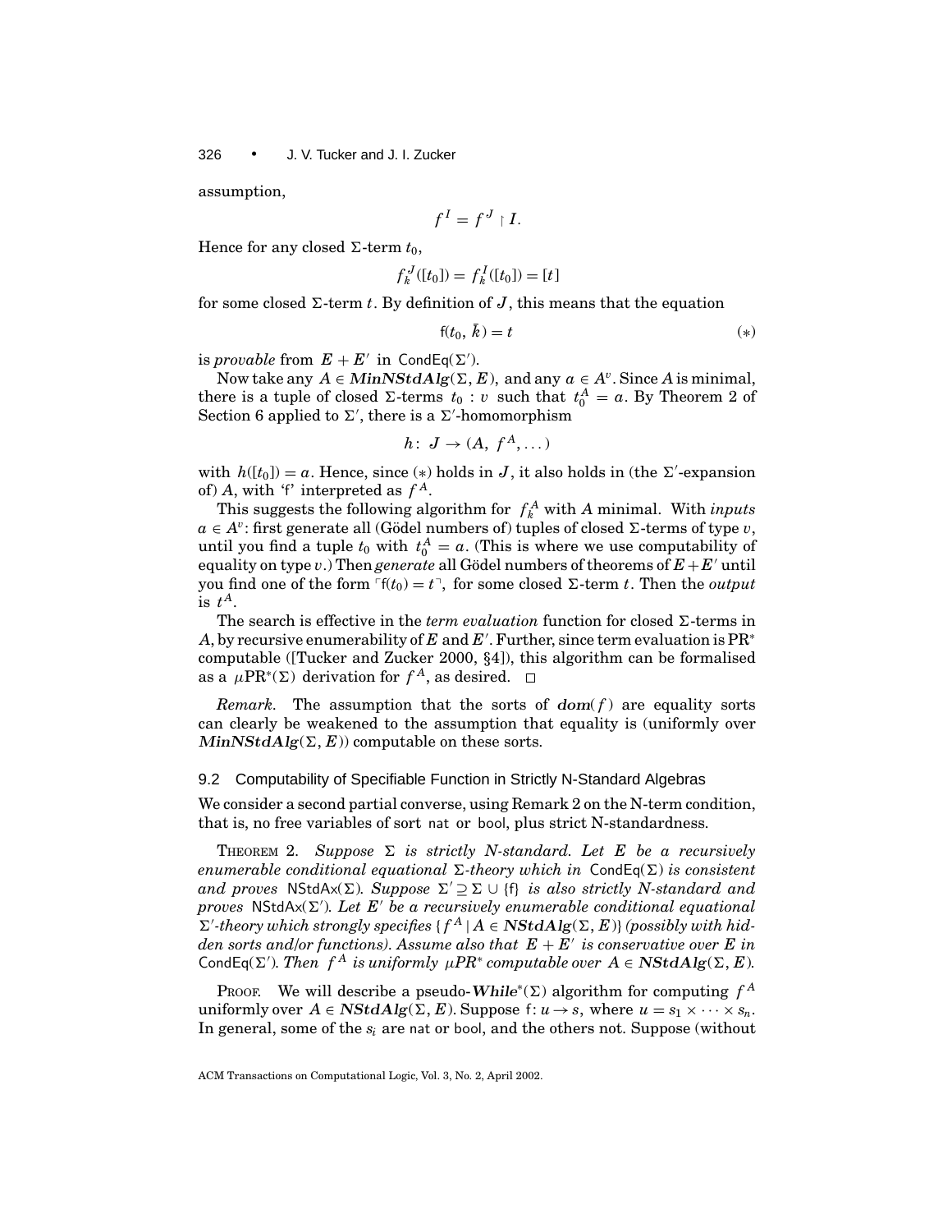assumption,

$$f^I = f^J \restriction I.$$

Hence for any closed $\Sigma$-term $t_0$,

$$f_k^J([t_0]) = f_k^I([t_0]) = [t]$$

for some closed $\Sigma$-term $t$. By definition of $J$, this means that the equation

$$\mathsf{f}(t_0, \bar{k}) = t \tag{$*$}$$

is *provable* from $E + E'$ in $\mathsf{CondEq}(\Sigma')$.

Now take any $A \in \boldsymbol{MinNStdAlg}(\Sigma, E)$, and any $a \in A^v$. Since $A$ is minimal, there is a tuple of closed $\Sigma$-terms $t_0 : v$ such that $t_0^A = a$. By Theorem 2 of Section 6 applied to $\Sigma'$, there is a $\Sigma'$-homomorphism

$$h\colon\ J \to (A,\ f^A, \dots)$$

with $h([t_0]) = a$. Hence, since $(*)$ holds in $J$, it also holds in (the $\Sigma'$-expansion of) $A$, with 'f' interpreted as $f^A$.

This suggests the following algorithm for $f_k^A$ with $A$ minimal. With *inputs* $a \in A^v$: first generate all (Gödel numbers of) tuples of closed $\Sigma$-terms of type $v$, until you find a tuple $t_0$ with $t_0^A = a$. (This is where we use computability of equality on type $v$.) Then *generate* all Gödel numbers of theorems of $E+E'$ until you find one of the form $\ulcorner \mathsf{f}(t_0) = t \urcorner$, for some closed $\Sigma$-term $t$. Then the *output* is $t^A$.

The search is effective in the *term evaluation* function for closed $\Sigma$-terms in $A$, by recursive enumerability of $E$ and $E'$. Further, since term evaluation is $\mathrm{PR}^*$ computable ([Tucker and Zucker 2000, §4]), this algorithm can be formalised as a $\mu\mathrm{PR}^*(\Sigma)$ derivation for $f^A$, as desired. $\square$

*Remark.* The assumption that the sorts of $\boldsymbol{dom}(f)$ are equality sorts can clearly be weakened to the assumption that equality is (uniformly over $\boldsymbol{MinNStdAlg}(\Sigma, E)$) computable on these sorts.

### 9.2 Computability of Specifiable Function in Strictly N-Standard Algebras

We consider a second partial converse, using Remark 2 on the N-term condition, that is, no free variables of sort nat or bool, plus strict N-standardness.

THEOREM 2. *Suppose $\Sigma$ is strictly N-standard. Let $E$ be a recursively enumerable conditional equational $\Sigma$-theory which in $\mathsf{CondEq}(\Sigma)$ is consistent and proves $\mathsf{NStdAx}(\Sigma)$. Suppose $\Sigma' \supseteq \Sigma \cup \{\mathsf{f}\}$ is also strictly N-standard and proves $\mathsf{NStdAx}(\Sigma')$. Let $E'$ be a recursively enumerable conditional equational $\Sigma'$-theory which strongly specifies $\{f^A \mid A \in \boldsymbol{NStdAlg}(\Sigma, E)\}$ (possibly with hidden sorts and/or functions). Assume also that $E + E'$ is conservative over $E$ in $\mathsf{CondEq}(\Sigma')$. Then $f^A$ is uniformly $\mu PR^*$ computable over $A \in \boldsymbol{NStdAlg}(\Sigma, E)$.*

PROOF. We will describe a pseudo-$\boldsymbol{While}^*(\Sigma)$ algorithm for computing $f^A$ uniformly over $A \in \boldsymbol{NStdAlg}(\Sigma, E)$. Suppose $\mathsf{f}\colon u \to s$, where $u = s_1 \times \cdots \times s_n$. In general, some of the $s_i$ are nat or bool, and the others not. Suppose (without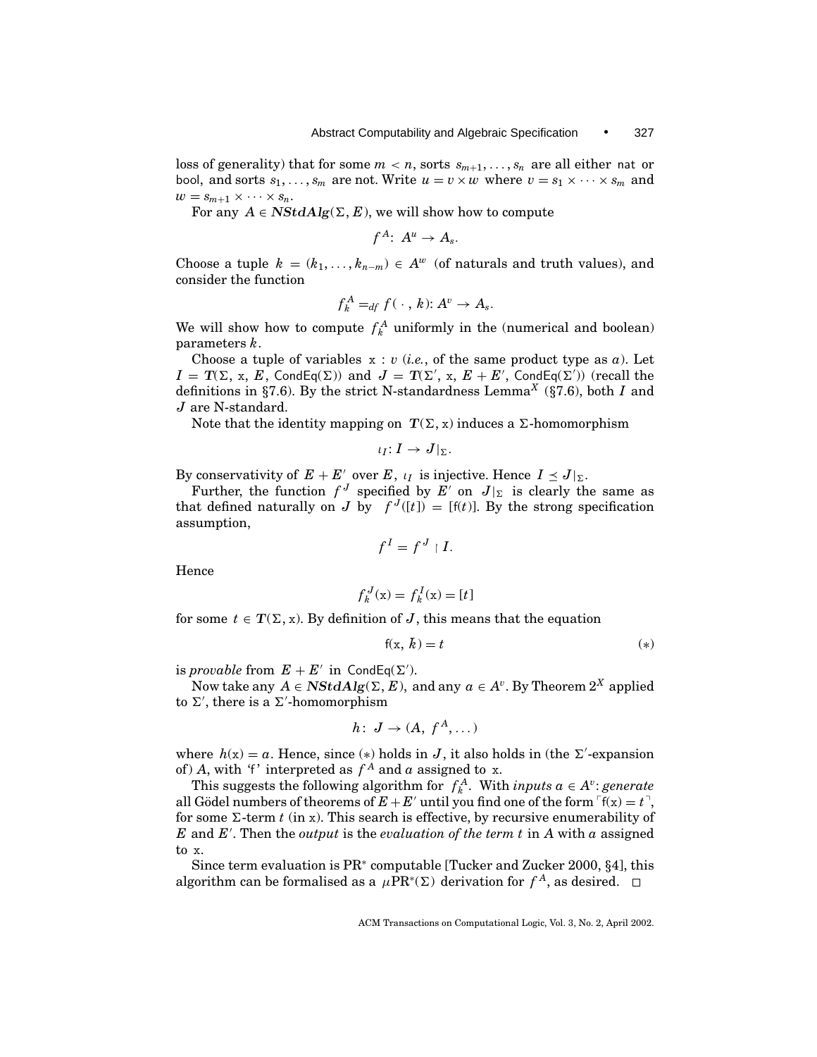loss of generality) that for some $m < n$, sorts $s_{m+1}, \ldots, s_n$ are all either $\mathsf{nat}$ or $\mathsf{bool}$, and sorts $s_1, \ldots, s_m$ are not. Write $u = v \times w$ where $v = s_1 \times \cdots \times s_m$ and $w = s_{m+1} \times \cdots \times s_n$.

For any $A \in \boldsymbol{NStdAlg}(\Sigma, E)$, we will show how to compute

$$f^A\colon\ A^u \to A_s.$$

Choose a tuple $k = (k_1, \ldots, k_{n-m}) \in A^w$ (of naturals and truth values), and consider the function

$$f_k^A =_{df} f(\,\cdot\,,\, k)\colon A^v \to A_s.$$

We will show how to compute $f_k^A$ uniformly in the (numerical and boolean) parameters $k$.

Choose a tuple of variables $\mathtt{x} : v$ (*i.e.*, of the same product type as $a$). Let $I = \boldsymbol{T}(\Sigma,\, \mathtt{x},\, E,\, \mathsf{CondEq}(\Sigma))$ and $J = \boldsymbol{T}(\Sigma',\, \mathtt{x},\, E + E',\, \mathsf{CondEq}(\Sigma'))$ (recall the definitions in §7.6). By the strict N-standardness Lemma$^X$ (§7.6), both $I$ and $J$ are N-standard.

Note that the identity mapping on $\boldsymbol{T}(\Sigma, \mathtt{x})$ induces a $\Sigma$-homomorphism

$$\iota_I\colon I \to J|_\Sigma.$$

By conservativity of $E + E'$ over $E$, $\iota_I$ is injective. Hence $I \preceq J|_\Sigma$.

Further, the function $f^J$ specified by $E'$ on $J|_\Sigma$ is clearly the same as that defined naturally on $J$ by $f^J([t]) = [\mathsf{f}(t)]$. By the strong specification assumption,

$$f^I = f^J \restriction I.$$

Hence

$$f_k^J(\mathtt{x}) = f_k^I(\mathtt{x}) = [t]$$

for some $t \in \boldsymbol{T}(\Sigma, \mathtt{x})$. By definition of $J$, this means that the equation

$$\mathsf{f}(\mathtt{x},\, \bar{k}) = t \qquad (*)$$

is *provable* from $E + E'$ in $\mathsf{CondEq}(\Sigma')$.

Now take any $A \in \boldsymbol{NStdAlg}(\Sigma, E)$, and any $a \in A^v$. By Theorem $2^X$ applied to $\Sigma'$, there is a $\Sigma'$-homomorphism

$$h\colon\ J \to (A,\ f^A, \ldots)$$

where $h(\mathtt{x}) = a$. Hence, since $(*)$ holds in $J$, it also holds in (the $\Sigma'$-expansion of) $A$, with '$\mathsf{f}$' interpreted as $f^A$ and $a$ assigned to $\mathtt{x}$.

This suggests the following algorithm for $f_k^A$. With *inputs* $a \in A^v$: *generate* all Gödel numbers of theorems of $E + E'$ until you find one of the form $\ulcorner \mathsf{f}(\mathtt{x}) = t \urcorner$, for some $\Sigma$-term $t$ (in $\mathtt{x}$). This search is effective, by recursive enumerability of $E$ and $E'$. Then the *output* is the *evaluation of the term* $t$ in $A$ with $a$ assigned to $\mathtt{x}$.

Since term evaluation is PR$^*$ computable [Tucker and Zucker 2000, §4], this algorithm can be formalised as a $\mu$PR$^*(\Sigma)$ derivation for $f^A$, as desired. $\square$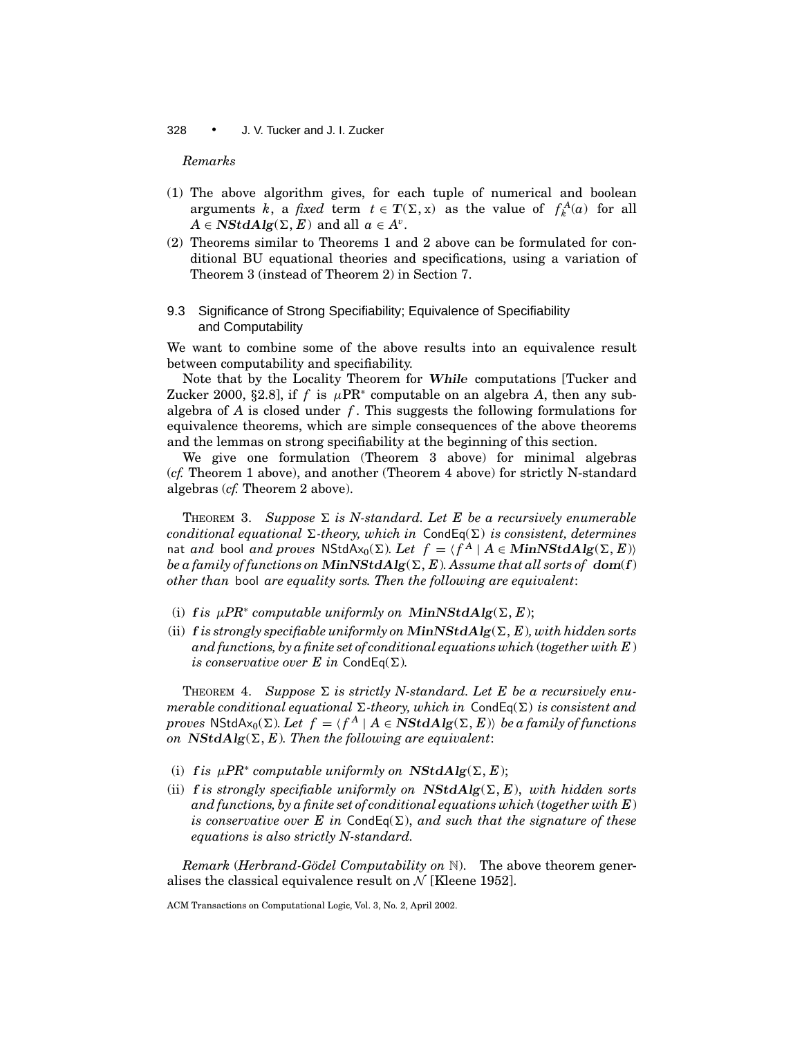*Remarks*

(1) The above algorithm gives, for each tuple of numerical and boolean arguments $k$, a *fixed* term $t \in \boldsymbol{T}(\Sigma, \mathrm{x})$ as the value of $f_k^A(a)$ for all $A \in \boldsymbol{NStdAlg}(\Sigma, E)$ and all $a \in A^v$.

(2) Theorems similar to Theorems 1 and 2 above can be formulated for conditional BU equational theories and specifications, using a variation of Theorem 3 (instead of Theorem 2) in Section 7.

### 9.3 Significance of Strong Specifiability; Equivalence of Specifiability and Computability

We want to combine some of the above results into an equivalence result between computability and specifiability.

Note that by the Locality Theorem for ***While*** computations [Tucker and Zucker 2000, §2.8], if $f$ is $\mu$PR$^*$ computable on an algebra $A$, then any subalgebra of $A$ is closed under $f$. This suggests the following formulations for equivalence theorems, which are simple consequences of the above theorems and the lemmas on strong specifiability at the beginning of this section.

We give one formulation (Theorem 3 above) for minimal algebras (*cf.* Theorem 1 above), and another (Theorem 4 above) for strictly N-standard algebras (*cf.* Theorem 2 above).

THEOREM 3. *Suppose $\Sigma$ is N-standard. Let $E$ be a recursively enumerable conditional equational $\Sigma$-theory, which in* $\mathsf{CondEq}(\Sigma)$ *is consistent, determines* nat *and* bool *and proves* $\mathsf{NStdAx}_0(\Sigma)$*. Let $f = \langle f^A \mid A \in \boldsymbol{MinNStdAlg}(\Sigma, E)\rangle$ be a family of functions on $\boldsymbol{MinNStdAlg}(\Sigma, E)$. Assume that all sorts of $\boldsymbol{dom}(f)$ other than* bool *are equality sorts. Then the following are equivalent*:

(i) *$f$ is $\mu PR^*$ computable uniformly on $\boldsymbol{MinNStdAlg}(\Sigma, E)$*;

(ii) *$f$ is strongly specifiable uniformly on $\boldsymbol{MinNStdAlg}(\Sigma, E)$, with hidden sorts and functions, by a finite set of conditional equations which (together with $E$) is conservative over $E$ in* $\mathsf{CondEq}(\Sigma)$.

THEOREM 4. *Suppose $\Sigma$ is strictly N-standard. Let $E$ be a recursively enumerable conditional equational $\Sigma$-theory, which in* $\mathsf{CondEq}(\Sigma)$ *is consistent and proves* $\mathsf{NStdAx}_0(\Sigma)$*. Let $f = \langle f^A \mid A \in \boldsymbol{NStdAlg}(\Sigma, E)\rangle$ be a family of functions on $\boldsymbol{NStdAlg}(\Sigma, E)$. Then the following are equivalent*:

(i) *$f$ is $\mu PR^*$ computable uniformly on $\boldsymbol{NStdAlg}(\Sigma, E)$*;

(ii) *$f$ is strongly specifiable uniformly on $\boldsymbol{NStdAlg}(\Sigma, E)$, with hidden sorts and functions, by a finite set of conditional equations which (together with $E$) is conservative over $E$ in* $\mathsf{CondEq}(\Sigma)$, *and such that the signature of these equations is also strictly N-standard.*

*Remark* (*Herbrand-Gödel Computability on* $\mathbb{N}$). The above theorem generalises the classical equivalence result on $\mathcal{N}$ [Kleene 1952].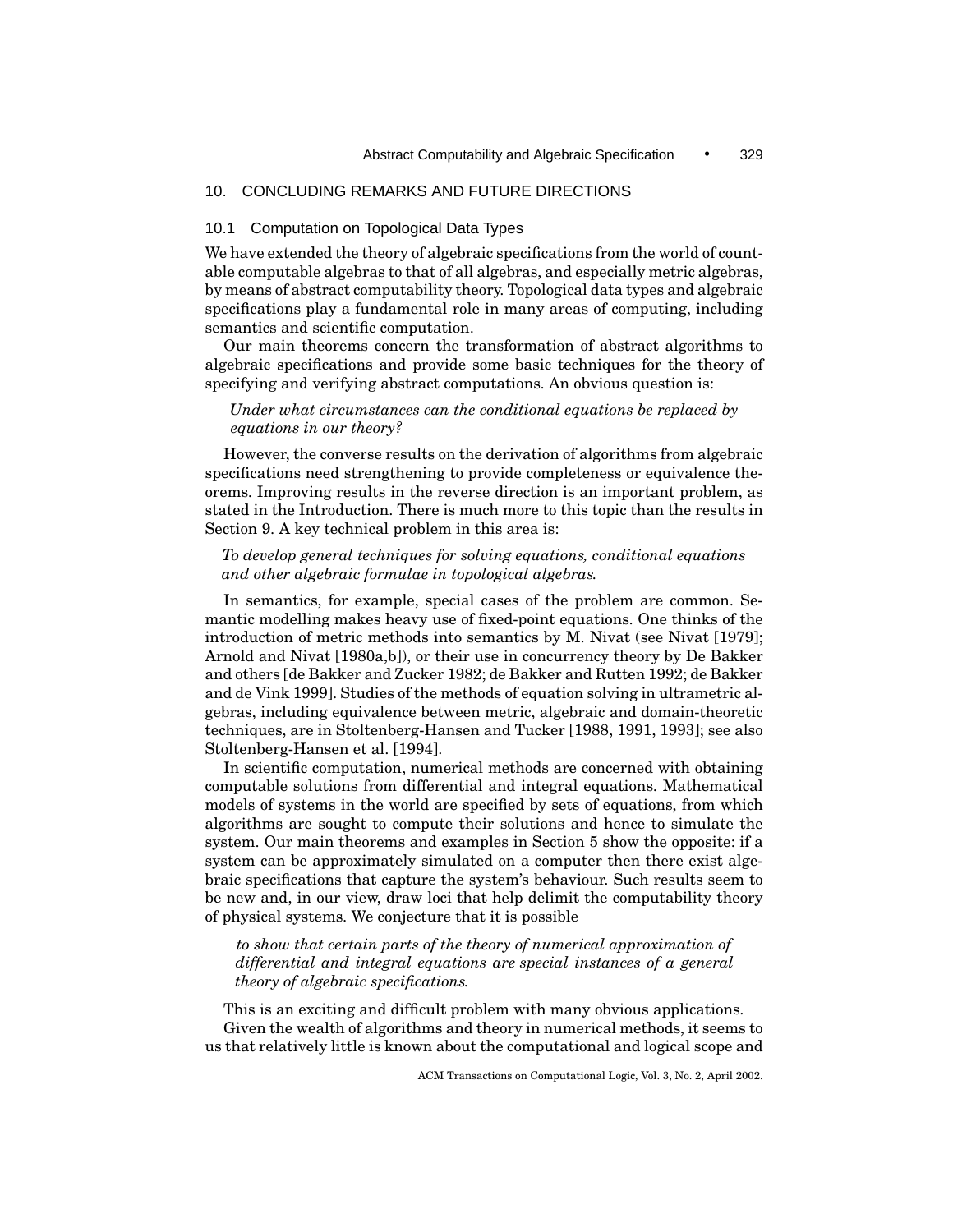## 10. CONCLUDING REMARKS AND FUTURE DIRECTIONS

### 10.1 Computation on Topological Data Types

We have extended the theory of algebraic specifications from the world of countable computable algebras to that of all algebras, and especially metric algebras, by means of abstract computability theory. Topological data types and algebraic specifications play a fundamental role in many areas of computing, including semantics and scientific computation.

Our main theorems concern the transformation of abstract algorithms to algebraic specifications and provide some basic techniques for the theory of specifying and verifying abstract computations. An obvious question is:

*Under what circumstances can the conditional equations be replaced by equations in our theory?*

However, the converse results on the derivation of algorithms from algebraic specifications need strengthening to provide completeness or equivalence theorems. Improving results in the reverse direction is an important problem, as stated in the Introduction. There is much more to this topic than the results in Section 9. A key technical problem in this area is:

*To develop general techniques for solving equations, conditional equations and other algebraic formulae in topological algebras.*

In semantics, for example, special cases of the problem are common. Semantic modelling makes heavy use of fixed-point equations. One thinks of the introduction of metric methods into semantics by M. Nivat (see Nivat [1979]; Arnold and Nivat [1980a,b]), or their use in concurrency theory by De Bakker and others [de Bakker and Zucker 1982; de Bakker and Rutten 1992; de Bakker and de Vink 1999]. Studies of the methods of equation solving in ultrametric algebras, including equivalence between metric, algebraic and domain-theoretic techniques, are in Stoltenberg-Hansen and Tucker [1988, 1991, 1993]; see also Stoltenberg-Hansen et al. [1994].

In scientific computation, numerical methods are concerned with obtaining computable solutions from differential and integral equations. Mathematical models of systems in the world are specified by sets of equations, from which algorithms are sought to compute their solutions and hence to simulate the system. Our main theorems and examples in Section 5 show the opposite: if a system can be approximately simulated on a computer then there exist algebraic specifications that capture the system's behaviour. Such results seem to be new and, in our view, draw loci that help delimit the computability theory of physical systems. We conjecture that it is possible

*to show that certain parts of the theory of numerical approximation of differential and integral equations are special instances of a general theory of algebraic specifications.*

This is an exciting and difficult problem with many obvious applications.

Given the wealth of algorithms and theory in numerical methods, it seems to us that relatively little is known about the computational and logical scope and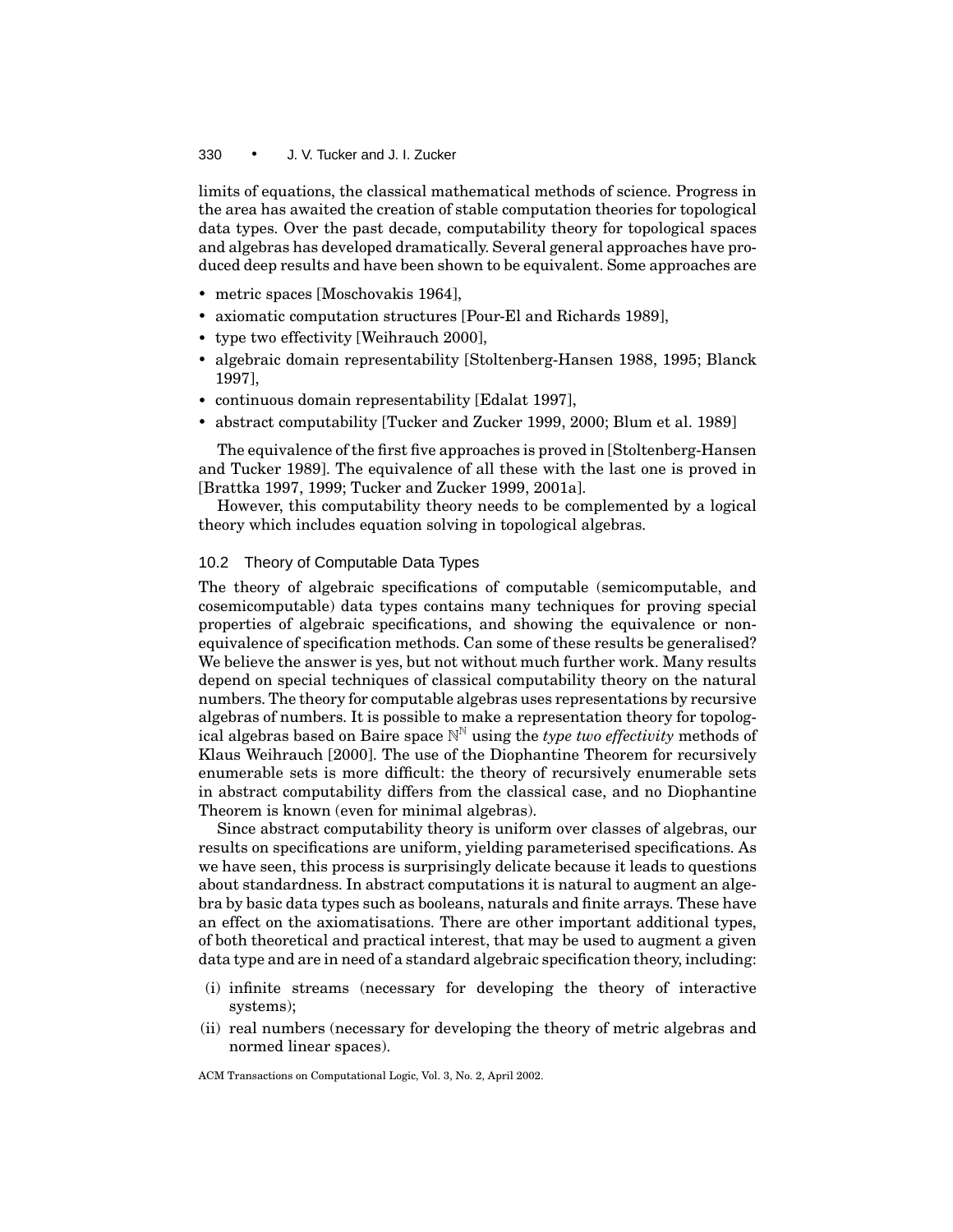limits of equations, the classical mathematical methods of science. Progress in the area has awaited the creation of stable computation theories for topological data types. Over the past decade, computability theory for topological spaces and algebras has developed dramatically. Several general approaches have produced deep results and have been shown to be equivalent. Some approaches are

- metric spaces [Moschovakis 1964],
- axiomatic computation structures [Pour-El and Richards 1989],
- type two effectivity [Weihrauch 2000],
- algebraic domain representability [Stoltenberg-Hansen 1988, 1995; Blanck 1997],
- continuous domain representability [Edalat 1997],
- abstract computability [Tucker and Zucker 1999, 2000; Blum et al. 1989]

The equivalence of the first five approaches is proved in [Stoltenberg-Hansen and Tucker 1989]. The equivalence of all these with the last one is proved in [Brattka 1997, 1999; Tucker and Zucker 1999, 2001a].

However, this computability theory needs to be complemented by a logical theory which includes equation solving in topological algebras.

## 10.2 Theory of Computable Data Types

The theory of algebraic specifications of computable (semicomputable, and cosemicomputable) data types contains many techniques for proving special properties of algebraic specifications, and showing the equivalence or nonequivalence of specification methods. Can some of these results be generalised? We believe the answer is yes, but not without much further work. Many results depend on special techniques of classical computability theory on the natural numbers. The theory for computable algebras uses representations by recursive algebras of numbers. It is possible to make a representation theory for topological algebras based on Baire space $\mathbb{N}^{\mathbb{N}}$ using the *type two effectivity* methods of Klaus Weihrauch [2000]. The use of the Diophantine Theorem for recursively enumerable sets is more difficult: the theory of recursively enumerable sets in abstract computability differs from the classical case, and no Diophantine Theorem is known (even for minimal algebras).

Since abstract computability theory is uniform over classes of algebras, our results on specifications are uniform, yielding parameterised specifications. As we have seen, this process is surprisingly delicate because it leads to questions about standardness. In abstract computations it is natural to augment an algebra by basic data types such as booleans, naturals and finite arrays. These have an effect on the axiomatisations. There are other important additional types, of both theoretical and practical interest, that may be used to augment a given data type and are in need of a standard algebraic specification theory, including:

(i) infinite streams (necessary for developing the theory of interactive systems);

(ii) real numbers (necessary for developing the theory of metric algebras and normed linear spaces).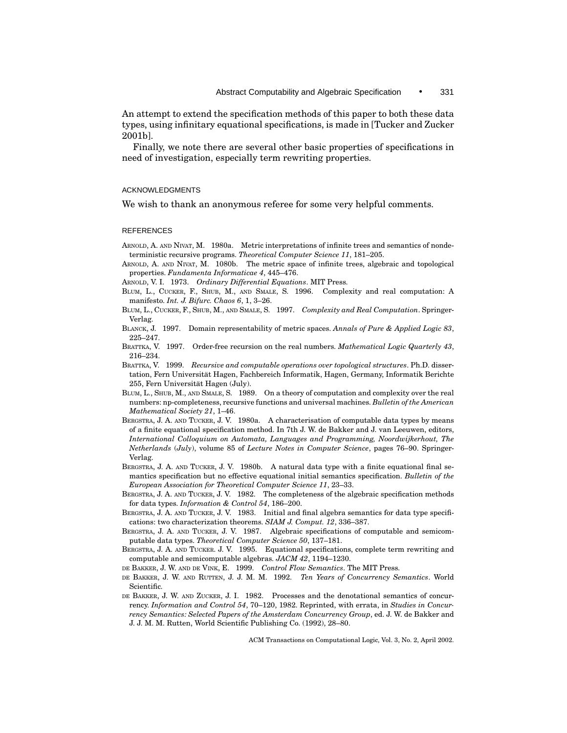An attempt to extend the specification methods of this paper to both these data types, using infinitary equational specifications, is made in [Tucker and Zucker 2001b].

Finally, we note there are several other basic properties of specifications in need of investigation, especially term rewriting properties.

## ACKNOWLEDGMENTS

We wish to thank an anonymous referee for some very helpful comments.

## REFERENCES

ARNOLD, A. AND NIVAT, M. 1980a. Metric interpretations of infinite trees and semantics of nondeterministic recursive programs. *Theoretical Computer Science 11*, 181–205.

ARNOLD, A. AND NIVAT, M. 1080b. The metric space of infinite trees, algebraic and topological properties. *Fundamenta Informaticae 4*, 445–476.

ARNOLD, V. I. 1973. *Ordinary Differential Equations*. MIT Press.

BLUM, L., CUCKER, F., SHUB, M., AND SMALE, S. 1996. Complexity and real computation: A manifesto. *Int. J. Bifurc. Chaos 6*, 1, 3–26.

BLUM, L., CUCKER, F., SHUB, M., AND SMALE, S. 1997. *Complexity and Real Computation*. Springer-Verlag.

BLANCK, J. 1997. Domain representability of metric spaces. *Annals of Pure & Applied Logic 83*, 225–247.

BRATTKA, V. 1997. Order-free recursion on the real numbers. *Mathematical Logic Quarterly 43*, 216–234.

BRATTKA, V. 1999. *Recursive and computable operations over topological structures*. Ph.D. dissertation, Fern Universität Hagen, Fachbereich Informatik, Hagen, Germany, Informatik Berichte 255, Fern Universität Hagen (July).

BLUM, L., SHUB, M., AND SMALE, S. 1989. On a theory of computation and complexity over the real numbers: np-completeness, recursive functions and universal machines. *Bulletin of the American Mathematical Society 21*, 1–46.

BERGSTRA, J. A. AND TUCKER, J. V. 1980a. A characterisation of computable data types by means of a finite equational specification method. In 7th J. W. de Bakker and J. van Leeuwen, editors, *International Colloquium on Automata, Languages and Programming, Noordwijkerhout, The Netherlands (July)*, volume 85 of *Lecture Notes in Computer Science*, pages 76–90. Springer-Verlag.

BERGSTRA, J. A. AND TUCKER, J. V. 1980b. A natural data type with a finite equational final semantics specification but no effective equational initial semantics specification. *Bulletin of the European Association for Theoretical Computer Science 11*, 23–33.

BERGSTRA, J. A. AND TUCKER, J. V. 1982. The completeness of the algebraic specification methods for data types. *Information & Control 54*, 186–200.

BERGSTRA, J. A. AND TUCKER, J. V. 1983. Initial and final algebra semantics for data type specifications: two characterization theorems. *SIAM J. Comput. 12*, 336–387.

BERGSTRA, J. A. AND TUCKER, J. V. 1987. Algebraic specifications of computable and semicomputable data types. *Theoretical Computer Science 50*, 137–181.

BERGSTRA, J. A. AND TUCKER. J. V. 1995. Equational specifications, complete term rewriting and computable and semicomputable algebras. *JACM 42*, 1194–1230.

DE BAKKER, J. W. AND DE VINK, E. 1999. *Control Flow Semantics*. The MIT Press.

DE BAKKER, J. W. AND RUTTEN, J. J. M. M. 1992. *Ten Years of Concurrency Semantics*. World Scientific.

DE BAKKER, J. W. AND ZUCKER, J. I. 1982. Processes and the denotational semantics of concurrency. *Information and Control 54*, 70–120, 1982. Reprinted, with errata, in *Studies in Concurrency Semantics: Selected Papers of the Amsterdam Concurrency Group*, ed. J. W. de Bakker and J. J. M. M. Rutten, World Scientific Publishing Co. (1992), 28–80.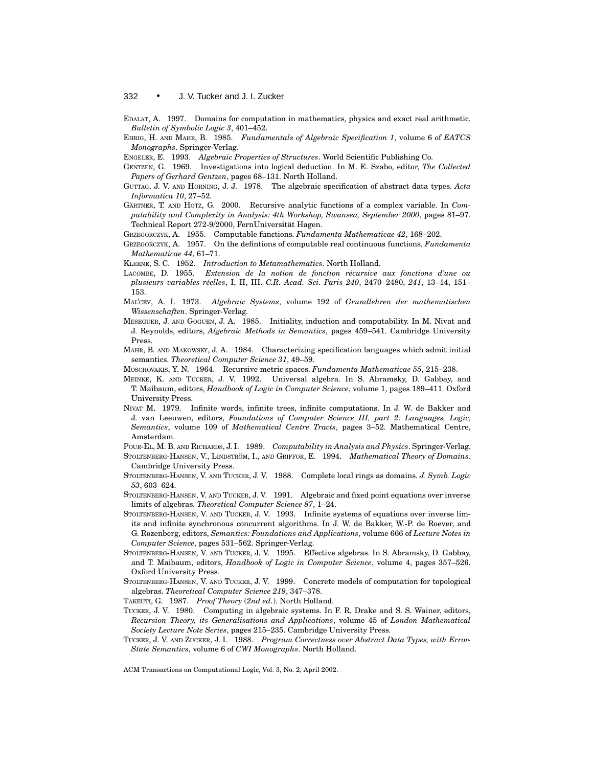EDALAT, A. 1997. Domains for computation in mathematics, physics and exact real arithmetic. *Bulletin of Symbolic Logic 3*, 401–452.

EHRIG, H. AND MAHR, B. 1985. *Fundamentals of Algebraic Specification 1*, volume 6 of *EATCS Monographs*. Springer-Verlag.

ENGELER, E. 1993. *Algebraic Properties of Structures*. World Scientific Publishing Co.

GENTZEN, G. 1969. Investigations into logical deduction. In M. E. Szabo, editor, *The Collected Papers of Gerhard Gentzen*, pages 68–131. North Holland.

GUTTAG, J. V. AND HORNING, J. J. 1978. The algebraic specification of abstract data types. *Acta Informatica 10*, 27–52.

GÄRTNER, T. AND HOTZ, G. 2000. Recursive analytic functions of a complex variable. In *Computability and Complexity in Analysis: 4th Workshop, Swansea, September 2000*, pages 81–97. Technical Report 272-9/2000, FernUniversität Hagen.

GRZEGORCZYK, A. 1955. Computable functions. *Fundamenta Mathematicae 42*, 168–202.

GRZEGORCZYK, A. 1957. On the defintions of computable real continuous functions. *Fundamenta Mathematicae 44*, 61–71.

KLEENE, S. C. 1952. *Introduction to Metamathematics*. North Holland.

LACOMBE, D. 1955. *Extension de la notion de fonction récursive aux fonctions d'une ou plusieurs variables réelles*, I, II, III. *C.R. Acad. Sci. Paris 240*, 2470–2480, *241*, 13–14, 151–153.

MAL'CEV, A. I. 1973. *Algebraic Systems*, volume 192 of *Grundlehren der mathematischen Wissenschaften*. Springer-Verlag.

MESEGUER, J. AND GOGUEN, J. A. 1985. Initiality, induction and computability. In M. Nivat and J. Reynolds, editors, *Algebraic Methods in Semantics*, pages 459–541. Cambridge University Press.

MAHR, B. AND MAKOWSKY, J. A. 1984. Characterizing specification languages which admit initial semantics. *Theoretical Computer Science 31*, 49–59.

MOSCHOVAKIS, Y. N. 1964. Recursive metric spaces. *Fundamenta Mathematicae 55*, 215–238.

MEINKE, K. AND TUCKER, J. V. 1992. Universal algebra. In S. Abramsky, D. Gabbay, and T. Maibaum, editors, *Handbook of Logic in Computer Science*, volume 1, pages 189–411. Oxford University Press.

NIVAT M. 1979. Infinite words, infinite trees, infinite computations. In J. W. de Bakker and J. van Leeuwen, editors, *Foundations of Computer Science III, part 2: Languages, Logic, Semantics*, volume 109 of *Mathematical Centre Tracts*, pages 3–52. Mathematical Centre, Amsterdam.

POUR-EL, M. B. AND RICHARDS, J. I. 1989. *Computability in Analysis and Physics*. Springer-Verlag.

STOLTENBERG-HANSEN, V., LINDSTRÖM, I., AND GRIFFOR, E. 1994. *Mathematical Theory of Domains*. Cambridge University Press.

STOLTENBERG-HANSEN, V. AND TUCKER, J. V. 1988. Complete local rings as domains. *J. Symb. Logic 53*, 603–624.

STOLTENBERG-HANSEN, V. AND TUCKER, J. V. 1991. Algebraic and fixed point equations over inverse limits of algebras. *Theoretical Computer Science 87*, 1–24.

STOLTENBERG-HANSEN, V. AND TUCKER, J. V. 1993. Infinite systems of equations over inverse limits and infinite synchronous concurrent algorithms. In J. W. de Bakker, W.-P. de Roever, and G. Rozenberg, editors, *Semantics: Foundations and Applications*, volume 666 of *Lecture Notes in Computer Science*, pages 531–562. Springer-Verlag.

STOLTENBERG-HANSEN, V. AND TUCKER, J. V. 1995. Effective algebras. In S. Abramsky, D. Gabbay, and T. Maibaum, editors, *Handbook of Logic in Computer Science*, volume 4, pages 357–526. Oxford University Press.

STOLTENBERG-HANSEN, V. AND TUCKER, J. V. 1999. Concrete models of computation for topological algebras. *Theoretical Computer Science 219*, 347–378.

TAKEUTI, G. 1987. *Proof Theory* (*2nd ed.*). North Holland.

TUCKER, J. V. 1980. Computing in algebraic systems. In F. R. Drake and S. S. Wainer, editors, *Recursion Theory, its Generalisations and Applications*, volume 45 of *London Mathematical Society Lecture Note Series*, pages 215–235. Cambridge University Press.

TUCKER, J. V. AND ZUCKER, J. I. 1988. *Program Correctness over Abstract Data Types, with Error-State Semantics*, volume 6 of *CWI Monographs*. North Holland.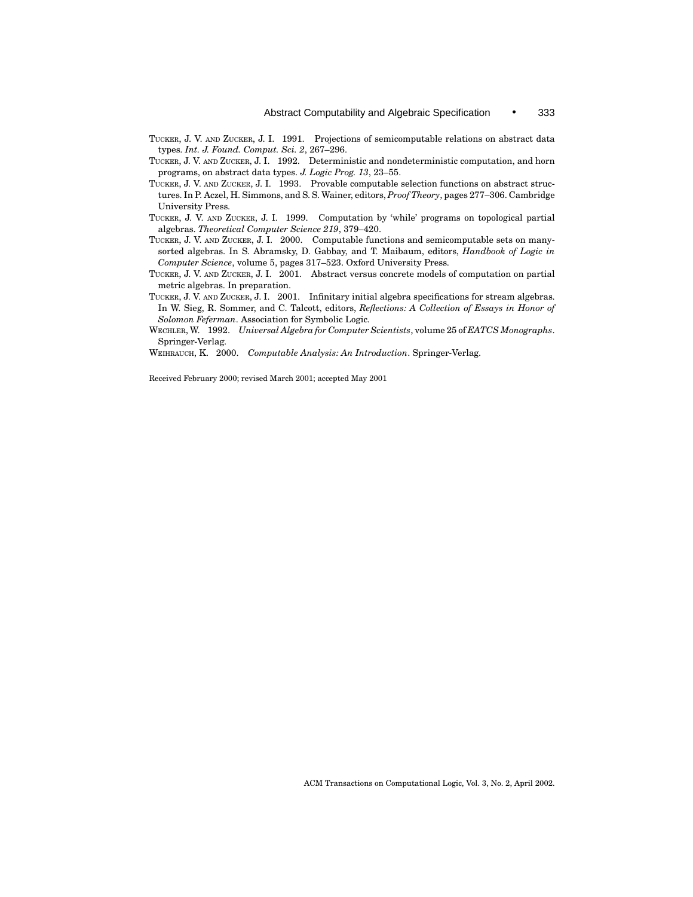TUCKER, J. V. AND ZUCKER, J. I. 1991. Projections of semicomputable relations on abstract data types. *Int. J. Found. Comput. Sci. 2*, 267–296.

TUCKER, J. V. AND ZUCKER, J. I. 1992. Deterministic and nondeterministic computation, and horn programs, on abstract data types. *J. Logic Prog. 13*, 23–55.

TUCKER, J. V. AND ZUCKER, J. I. 1993. Provable computable selection functions on abstract structures. In P. Aczel, H. Simmons, and S. S. Wainer, editors, *Proof Theory*, pages 277–306. Cambridge University Press.

TUCKER, J. V. AND ZUCKER, J. I. 1999. Computation by 'while' programs on topological partial algebras. *Theoretical Computer Science 219*, 379–420.

TUCKER, J. V. AND ZUCKER, J. I. 2000. Computable functions and semicomputable sets on many-sorted algebras. In S. Abramsky, D. Gabbay, and T. Maibaum, editors, *Handbook of Logic in Computer Science*, volume 5, pages 317–523. Oxford University Press.

TUCKER, J. V. AND ZUCKER, J. I. 2001. Abstract versus concrete models of computation on partial metric algebras. In preparation.

TUCKER, J. V. AND ZUCKER, J. I. 2001. Infinitary initial algebra specifications for stream algebras. In W. Sieg, R. Sommer, and C. Talcott, editors, *Reflections: A Collection of Essays in Honor of Solomon Feferman*. Association for Symbolic Logic.

WECHLER, W. 1992. *Universal Algebra for Computer Scientists*, volume 25 of *EATCS Monographs*. Springer-Verlag.

WEIHRAUCH, K. 2000. *Computable Analysis: An Introduction*. Springer-Verlag.

Received February 2000; revised March 2001; accepted May 2001